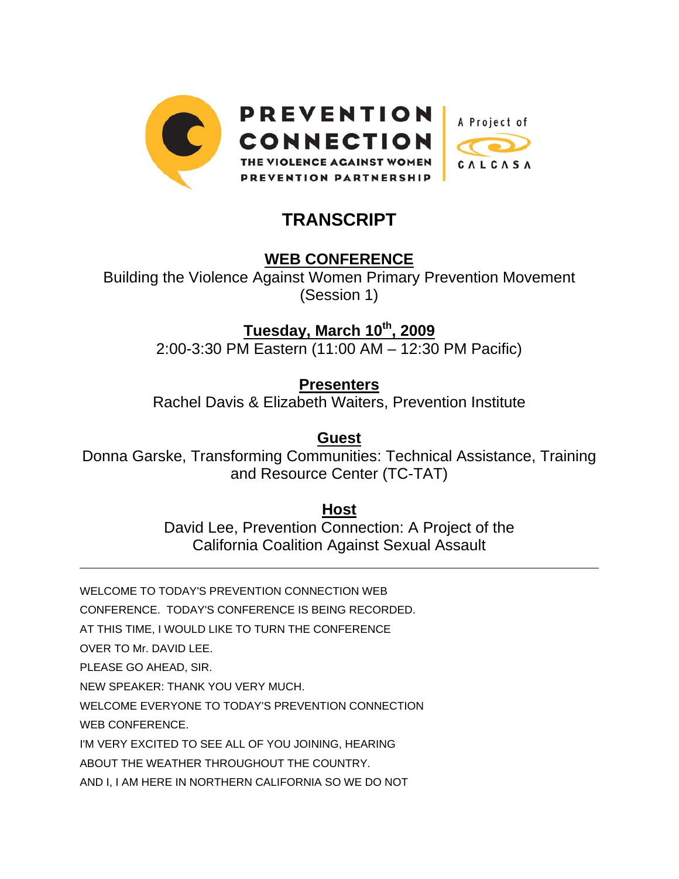PREVENTION CONNECTION

THE VIOLENCE AGAINST WOMEN PREVENTION PARTNERSHIP

A Project of CALCASA

# TRANSCRIPT

## WEB CONFERENCE

Building the Violence Against Women Primary Prevention Movement (Session 1)

## Tuesday, March 10th, 2009

2:00-3:30 PM Eastern (11:00 AM – 12:30 PM Pacific)

## Presenters

Rachel Davis & Elizabeth Waiters, Prevention Institute

## Guest

Donna Garske, Transforming Communities: Technical Assistance, Training and Resource Center (TC-TAT)

## Host

David Lee, Prevention Connection: A Project of the California Coalition Against Sexual Assault

---

WELCOME TO TODAY'S PREVENTION CONNECTION WEB CONFERENCE. TODAY'S CONFERENCE IS BEING RECORDED.

AT THIS TIME, I WOULD LIKE TO TURN THE CONFERENCE OVER TO Mr. DAVID LEE.

PLEASE GO AHEAD, SIR.

NEW SPEAKER: THANK YOU VERY MUCH.

WELCOME EVERYONE TO TODAY'S PREVENTION CONNECTION WEB CONFERENCE.

I'M VERY EXCITED TO SEE ALL OF YOU JOINING, HEARING ABOUT THE WEATHER THROUGHOUT THE COUNTRY.

AND I, I AM HERE IN NORTHERN CALIFORNIA SO WE DO NOT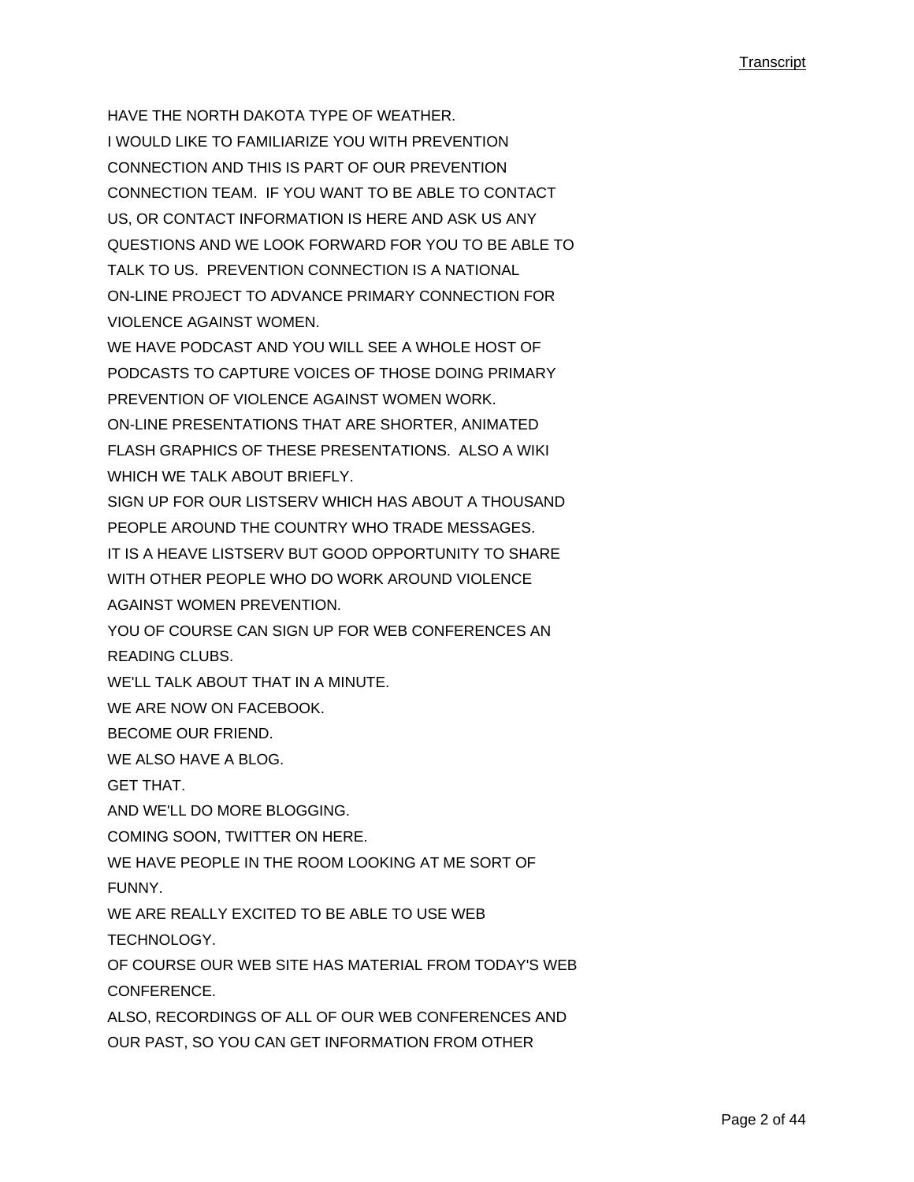HAVE THE NORTH DAKOTA TYPE OF WEATHER.
I WOULD LIKE TO FAMILIARIZE YOU WITH PREVENTION CONNECTION AND THIS IS PART OF OUR PREVENTION CONNECTION TEAM. IF YOU WANT TO BE ABLE TO CONTACT US, OR CONTACT INFORMATION IS HERE AND ASK US ANY QUESTIONS AND WE LOOK FORWARD FOR YOU TO BE ABLE TO TALK TO US. PREVENTION CONNECTION IS A NATIONAL ON-LINE PROJECT TO ADVANCE PRIMARY CONNECTION FOR VIOLENCE AGAINST WOMEN.
WE HAVE PODCAST AND YOU WILL SEE A WHOLE HOST OF PODCASTS TO CAPTURE VOICES OF THOSE DOING PRIMARY PREVENTION OF VIOLENCE AGAINST WOMEN WORK.
ON-LINE PRESENTATIONS THAT ARE SHORTER, ANIMATED FLASH GRAPHICS OF THESE PRESENTATIONS. ALSO A WIKI WHICH WE TALK ABOUT BRIEFLY.
SIGN UP FOR OUR LISTSERV WHICH HAS ABOUT A THOUSAND PEOPLE AROUND THE COUNTRY WHO TRADE MESSAGES.
IT IS A HEAVE LISTSERV BUT GOOD OPPORTUNITY TO SHARE WITH OTHER PEOPLE WHO DO WORK AROUND VIOLENCE AGAINST WOMEN PREVENTION.
YOU OF COURSE CAN SIGN UP FOR WEB CONFERENCES AN READING CLUBS.
WE'LL TALK ABOUT THAT IN A MINUTE.
WE ARE NOW ON FACEBOOK.
BECOME OUR FRIEND.
WE ALSO HAVE A BLOG.
GET THAT.
AND WE'LL DO MORE BLOGGING.
COMING SOON, TWITTER ON HERE.
WE HAVE PEOPLE IN THE ROOM LOOKING AT ME SORT OF FUNNY.
WE ARE REALLY EXCITED TO BE ABLE TO USE WEB TECHNOLOGY.
OF COURSE OUR WEB SITE HAS MATERIAL FROM TODAY'S WEB CONFERENCE.
ALSO, RECORDINGS OF ALL OF OUR WEB CONFERENCES AND OUR PAST, SO YOU CAN GET INFORMATION FROM OTHER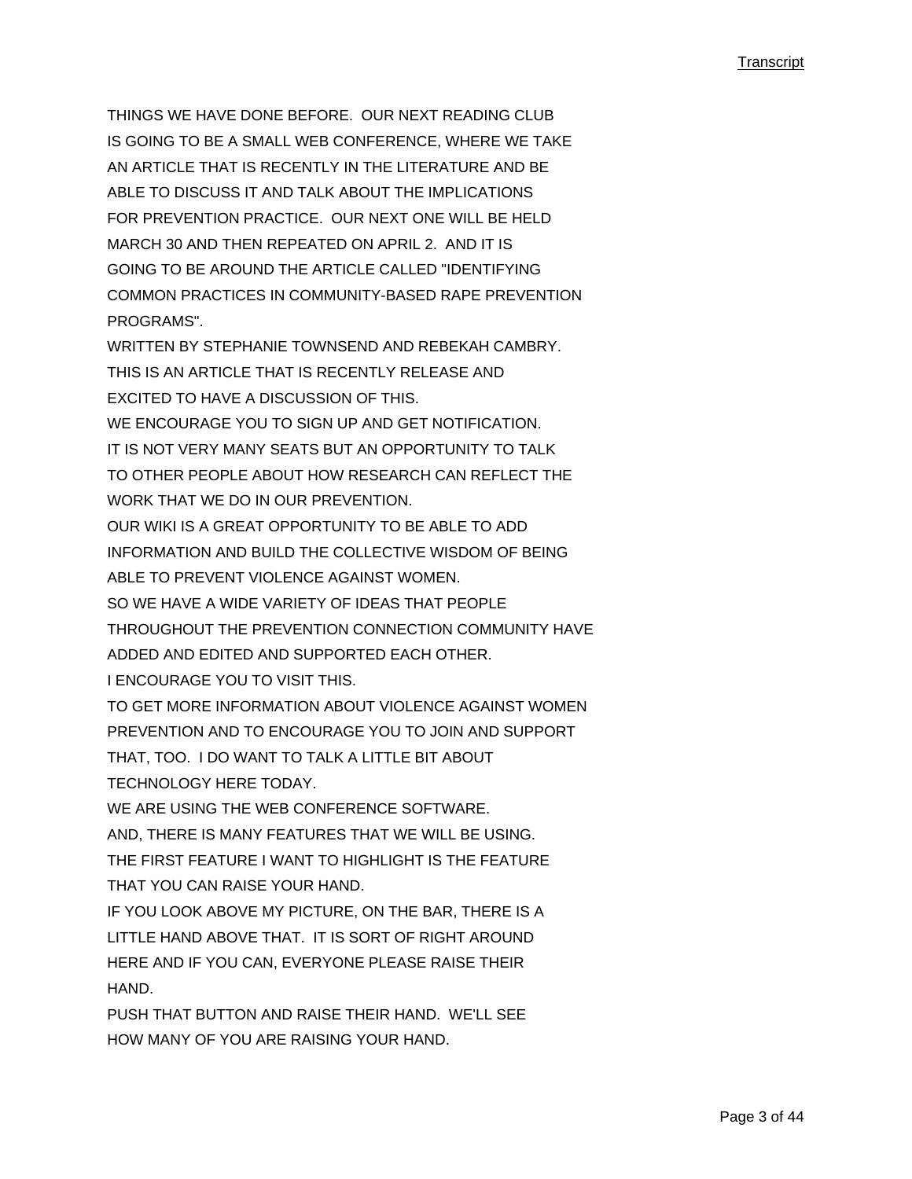THINGS WE HAVE DONE BEFORE. OUR NEXT READING CLUB IS GOING TO BE A SMALL WEB CONFERENCE, WHERE WE TAKE AN ARTICLE THAT IS RECENTLY IN THE LITERATURE AND BE ABLE TO DISCUSS IT AND TALK ABOUT THE IMPLICATIONS FOR PREVENTION PRACTICE. OUR NEXT ONE WILL BE HELD MARCH 30 AND THEN REPEATED ON APRIL 2. AND IT IS GOING TO BE AROUND THE ARTICLE CALLED "IDENTIFYING COMMON PRACTICES IN COMMUNITY-BASED RAPE PREVENTION PROGRAMS".

WRITTEN BY STEPHANIE TOWNSEND AND REBEKAH CAMBRY.

THIS IS AN ARTICLE THAT IS RECENTLY RELEASE AND EXCITED TO HAVE A DISCUSSION OF THIS.

WE ENCOURAGE YOU TO SIGN UP AND GET NOTIFICATION.

IT IS NOT VERY MANY SEATS BUT AN OPPORTUNITY TO TALK TO OTHER PEOPLE ABOUT HOW RESEARCH CAN REFLECT THE WORK THAT WE DO IN OUR PREVENTION.

OUR WIKI IS A GREAT OPPORTUNITY TO BE ABLE TO ADD INFORMATION AND BUILD THE COLLECTIVE WISDOM OF BEING ABLE TO PREVENT VIOLENCE AGAINST WOMEN.

SO WE HAVE A WIDE VARIETY OF IDEAS THAT PEOPLE THROUGHOUT THE PREVENTION CONNECTION COMMUNITY HAVE ADDED AND EDITED AND SUPPORTED EACH OTHER.

I ENCOURAGE YOU TO VISIT THIS.

TO GET MORE INFORMATION ABOUT VIOLENCE AGAINST WOMEN PREVENTION AND TO ENCOURAGE YOU TO JOIN AND SUPPORT THAT, TOO. I DO WANT TO TALK A LITTLE BIT ABOUT TECHNOLOGY HERE TODAY.

WE ARE USING THE WEB CONFERENCE SOFTWARE.

AND, THERE IS MANY FEATURES THAT WE WILL BE USING.

THE FIRST FEATURE I WANT TO HIGHLIGHT IS THE FEATURE THAT YOU CAN RAISE YOUR HAND.

IF YOU LOOK ABOVE MY PICTURE, ON THE BAR, THERE IS A LITTLE HAND ABOVE THAT. IT IS SORT OF RIGHT AROUND HERE AND IF YOU CAN, EVERYONE PLEASE RAISE THEIR HAND.

PUSH THAT BUTTON AND RAISE THEIR HAND. WE'LL SEE HOW MANY OF YOU ARE RAISING YOUR HAND.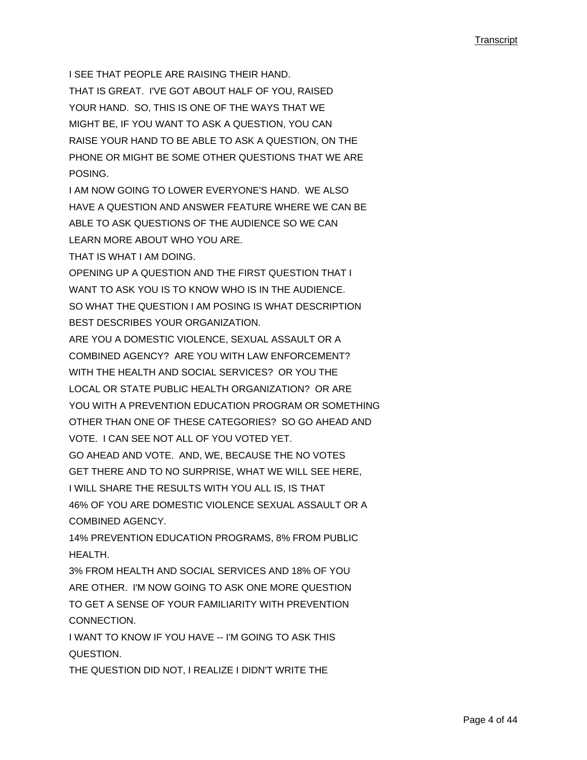I SEE THAT PEOPLE ARE RAISING THEIR HAND.
THAT IS GREAT. I'VE GOT ABOUT HALF OF YOU, RAISED YOUR HAND. SO, THIS IS ONE OF THE WAYS THAT WE MIGHT BE, IF YOU WANT TO ASK A QUESTION, YOU CAN RAISE YOUR HAND TO BE ABLE TO ASK A QUESTION, ON THE PHONE OR MIGHT BE SOME OTHER QUESTIONS THAT WE ARE POSING.
I AM NOW GOING TO LOWER EVERYONE'S HAND. WE ALSO HAVE A QUESTION AND ANSWER FEATURE WHERE WE CAN BE ABLE TO ASK QUESTIONS OF THE AUDIENCE SO WE CAN LEARN MORE ABOUT WHO YOU ARE.
THAT IS WHAT I AM DOING.
OPENING UP A QUESTION AND THE FIRST QUESTION THAT I WANT TO ASK YOU IS TO KNOW WHO IS IN THE AUDIENCE.
SO WHAT THE QUESTION I AM POSING IS WHAT DESCRIPTION BEST DESCRIBES YOUR ORGANIZATION.
ARE YOU A DOMESTIC VIOLENCE, SEXUAL ASSAULT OR A COMBINED AGENCY? ARE YOU WITH LAW ENFORCEMENT? WITH THE HEALTH AND SOCIAL SERVICES? OR YOU THE LOCAL OR STATE PUBLIC HEALTH ORGANIZATION? OR ARE YOU WITH A PREVENTION EDUCATION PROGRAM OR SOMETHING OTHER THAN ONE OF THESE CATEGORIES? SO GO AHEAD AND VOTE. I CAN SEE NOT ALL OF YOU VOTED YET.
GO AHEAD AND VOTE. AND, WE, BECAUSE THE NO VOTES GET THERE AND TO NO SURPRISE, WHAT WE WILL SEE HERE, I WILL SHARE THE RESULTS WITH YOU ALL IS, IS THAT 46% OF YOU ARE DOMESTIC VIOLENCE SEXUAL ASSAULT OR A COMBINED AGENCY.
14% PREVENTION EDUCATION PROGRAMS, 8% FROM PUBLIC HEALTH.
3% FROM HEALTH AND SOCIAL SERVICES AND 18% OF YOU ARE OTHER. I'M NOW GOING TO ASK ONE MORE QUESTION TO GET A SENSE OF YOUR FAMILIARITY WITH PREVENTION CONNECTION.
I WANT TO KNOW IF YOU HAVE -- I'M GOING TO ASK THIS QUESTION.
THE QUESTION DID NOT, I REALIZE I DIDN'T WRITE THE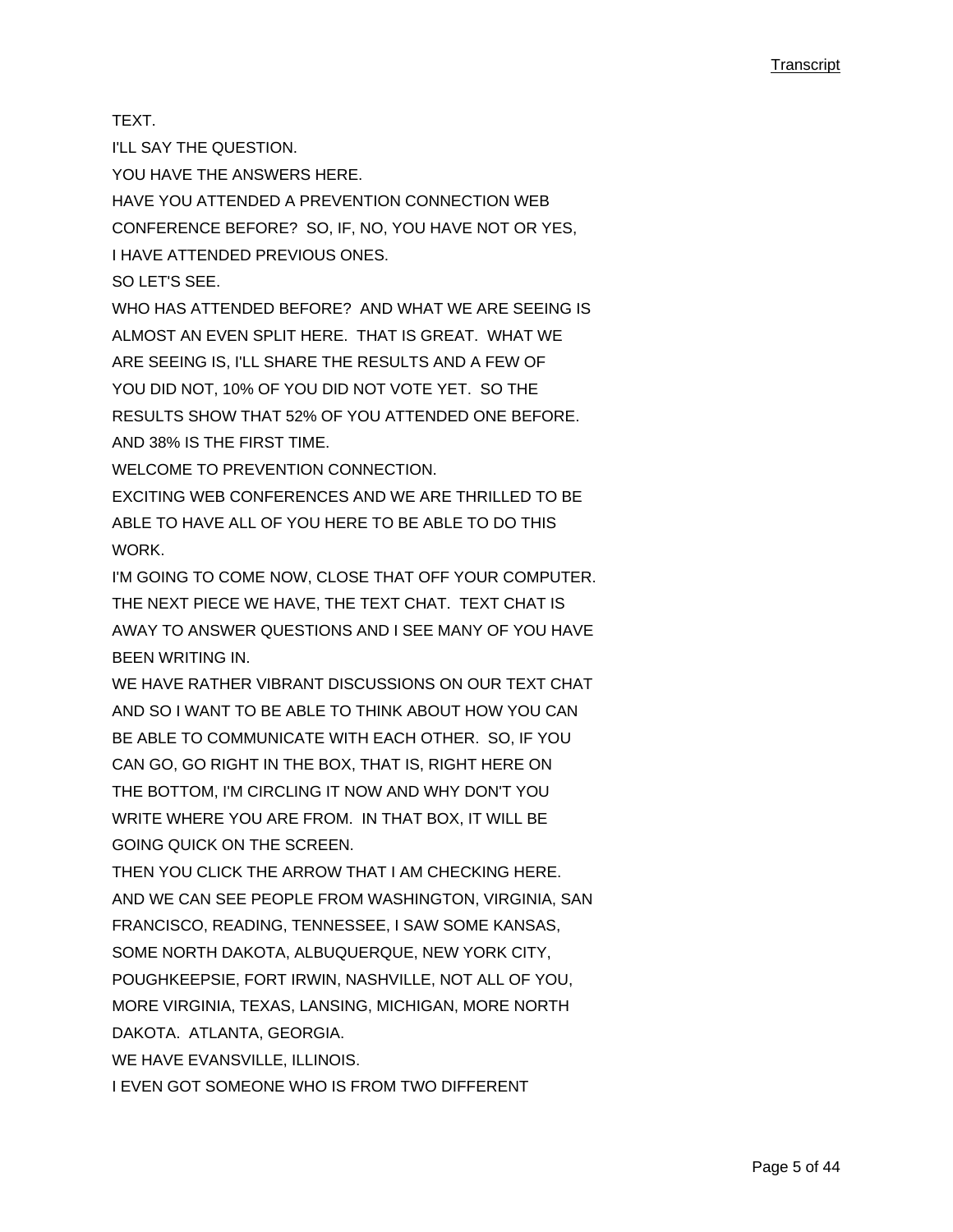TEXT.

I'LL SAY THE QUESTION.

YOU HAVE THE ANSWERS HERE.

HAVE YOU ATTENDED A PREVENTION CONNECTION WEB CONFERENCE BEFORE? SO, IF, NO, YOU HAVE NOT OR YES, I HAVE ATTENDED PREVIOUS ONES.

SO LET'S SEE.

WHO HAS ATTENDED BEFORE? AND WHAT WE ARE SEEING IS ALMOST AN EVEN SPLIT HERE. THAT IS GREAT. WHAT WE ARE SEEING IS, I'LL SHARE THE RESULTS AND A FEW OF YOU DID NOT, 10% OF YOU DID NOT VOTE YET. SO THE RESULTS SHOW THAT 52% OF YOU ATTENDED ONE BEFORE. AND 38% IS THE FIRST TIME.

WELCOME TO PREVENTION CONNECTION.

EXCITING WEB CONFERENCES AND WE ARE THRILLED TO BE ABLE TO HAVE ALL OF YOU HERE TO BE ABLE TO DO THIS WORK.

I'M GOING TO COME NOW, CLOSE THAT OFF YOUR COMPUTER. THE NEXT PIECE WE HAVE, THE TEXT CHAT. TEXT CHAT IS AWAY TO ANSWER QUESTIONS AND I SEE MANY OF YOU HAVE BEEN WRITING IN.

WE HAVE RATHER VIBRANT DISCUSSIONS ON OUR TEXT CHAT AND SO I WANT TO BE ABLE TO THINK ABOUT HOW YOU CAN BE ABLE TO COMMUNICATE WITH EACH OTHER. SO, IF YOU CAN GO, GO RIGHT IN THE BOX, THAT IS, RIGHT HERE ON THE BOTTOM, I'M CIRCLING IT NOW AND WHY DON'T YOU WRITE WHERE YOU ARE FROM. IN THAT BOX, IT WILL BE GOING QUICK ON THE SCREEN.

THEN YOU CLICK THE ARROW THAT I AM CHECKING HERE. AND WE CAN SEE PEOPLE FROM WASHINGTON, VIRGINIA, SAN FRANCISCO, READING, TENNESSEE, I SAW SOME KANSAS, SOME NORTH DAKOTA, ALBUQUERQUE, NEW YORK CITY, POUGHKEEPSIE, FORT IRWIN, NASHVILLE, NOT ALL OF YOU, MORE VIRGINIA, TEXAS, LANSING, MICHIGAN, MORE NORTH DAKOTA. ATLANTA, GEORGIA.

WE HAVE EVANSVILLE, ILLINOIS.

I EVEN GOT SOMEONE WHO IS FROM TWO DIFFERENT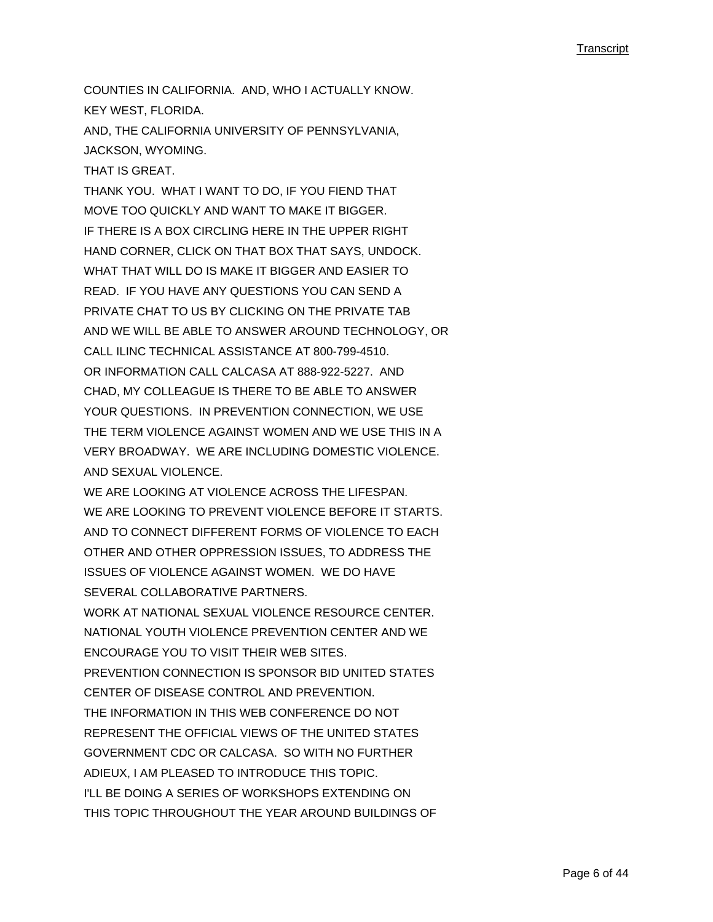COUNTIES IN CALIFORNIA. AND, WHO I ACTUALLY KNOW.
KEY WEST, FLORIDA.
AND, THE CALIFORNIA UNIVERSITY OF PENNSYLVANIA,
JACKSON, WYOMING.
THAT IS GREAT.
THANK YOU. WHAT I WANT TO DO, IF YOU FIEND THAT
MOVE TOO QUICKLY AND WANT TO MAKE IT BIGGER.
IF THERE IS A BOX CIRCLING HERE IN THE UPPER RIGHT
HAND CORNER, CLICK ON THAT BOX THAT SAYS, UNDOCK.
WHAT THAT WILL DO IS MAKE IT BIGGER AND EASIER TO
READ. IF YOU HAVE ANY QUESTIONS YOU CAN SEND A
PRIVATE CHAT TO US BY CLICKING ON THE PRIVATE TAB
AND WE WILL BE ABLE TO ANSWER AROUND TECHNOLOGY, OR
CALL ILINC TECHNICAL ASSISTANCE AT 800-799-4510.
OR INFORMATION CALL CALCASA AT 888-922-5227. AND
CHAD, MY COLLEAGUE IS THERE TO BE ABLE TO ANSWER
YOUR QUESTIONS. IN PREVENTION CONNECTION, WE USE
THE TERM VIOLENCE AGAINST WOMEN AND WE USE THIS IN A
VERY BROADWAY. WE ARE INCLUDING DOMESTIC VIOLENCE.
AND SEXUAL VIOLENCE.
WE ARE LOOKING AT VIOLENCE ACROSS THE LIFESPAN.
WE ARE LOOKING TO PREVENT VIOLENCE BEFORE IT STARTS.
AND TO CONNECT DIFFERENT FORMS OF VIOLENCE TO EACH
OTHER AND OTHER OPPRESSION ISSUES, TO ADDRESS THE
ISSUES OF VIOLENCE AGAINST WOMEN. WE DO HAVE
SEVERAL COLLABORATIVE PARTNERS.
WORK AT NATIONAL SEXUAL VIOLENCE RESOURCE CENTER.
NATIONAL YOUTH VIOLENCE PREVENTION CENTER AND WE
ENCOURAGE YOU TO VISIT THEIR WEB SITES.
PREVENTION CONNECTION IS SPONSOR BID UNITED STATES
CENTER OF DISEASE CONTROL AND PREVENTION.
THE INFORMATION IN THIS WEB CONFERENCE DO NOT
REPRESENT THE OFFICIAL VIEWS OF THE UNITED STATES
GOVERNMENT CDC OR CALCASA. SO WITH NO FURTHER
ADIEUX, I AM PLEASED TO INTRODUCE THIS TOPIC.
I'LL BE DOING A SERIES OF WORKSHOPS EXTENDING ON
THIS TOPIC THROUGHOUT THE YEAR AROUND BUILDINGS OF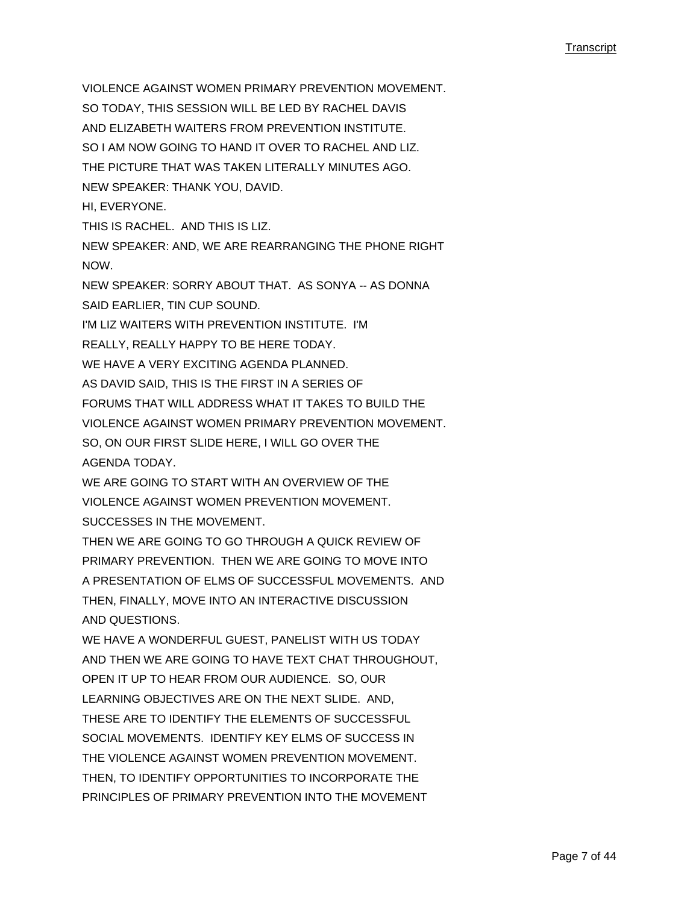VIOLENCE AGAINST WOMEN PRIMARY PREVENTION MOVEMENT.
SO TODAY, THIS SESSION WILL BE LED BY RACHEL DAVIS
AND ELIZABETH WAITERS FROM PREVENTION INSTITUTE.
SO I AM NOW GOING TO HAND IT OVER TO RACHEL AND LIZ.
THE PICTURE THAT WAS TAKEN LITERALLY MINUTES AGO.
NEW SPEAKER: THANK YOU, DAVID.
HI, EVERYONE.
THIS IS RACHEL. AND THIS IS LIZ.
NEW SPEAKER: AND, WE ARE REARRANGING THE PHONE RIGHT NOW.
NEW SPEAKER: SORRY ABOUT THAT. AS SONYA -- AS DONNA SAID EARLIER, TIN CUP SOUND.
I'M LIZ WAITERS WITH PREVENTION INSTITUTE. I'M REALLY, REALLY HAPPY TO BE HERE TODAY.
WE HAVE A VERY EXCITING AGENDA PLANNED.
AS DAVID SAID, THIS IS THE FIRST IN A SERIES OF FORUMS THAT WILL ADDRESS WHAT IT TAKES TO BUILD THE VIOLENCE AGAINST WOMEN PRIMARY PREVENTION MOVEMENT.
SO, ON OUR FIRST SLIDE HERE, I WILL GO OVER THE AGENDA TODAY.
WE ARE GOING TO START WITH AN OVERVIEW OF THE VIOLENCE AGAINST WOMEN PREVENTION MOVEMENT.
SUCCESSES IN THE MOVEMENT.
THEN WE ARE GOING TO GO THROUGH A QUICK REVIEW OF PRIMARY PREVENTION. THEN WE ARE GOING TO MOVE INTO A PRESENTATION OF ELMS OF SUCCESSFUL MOVEMENTS. AND THEN, FINALLY, MOVE INTO AN INTERACTIVE DISCUSSION AND QUESTIONS.
WE HAVE A WONDERFUL GUEST, PANELIST WITH US TODAY AND THEN WE ARE GOING TO HAVE TEXT CHAT THROUGHOUT, OPEN IT UP TO HEAR FROM OUR AUDIENCE. SO, OUR LEARNING OBJECTIVES ARE ON THE NEXT SLIDE. AND, THESE ARE TO IDENTIFY THE ELEMENTS OF SUCCESSFUL SOCIAL MOVEMENTS. IDENTIFY KEY ELMS OF SUCCESS IN THE VIOLENCE AGAINST WOMEN PREVENTION MOVEMENT.
THEN, TO IDENTIFY OPPORTUNITIES TO INCORPORATE THE PRINCIPLES OF PRIMARY PREVENTION INTO THE MOVEMENT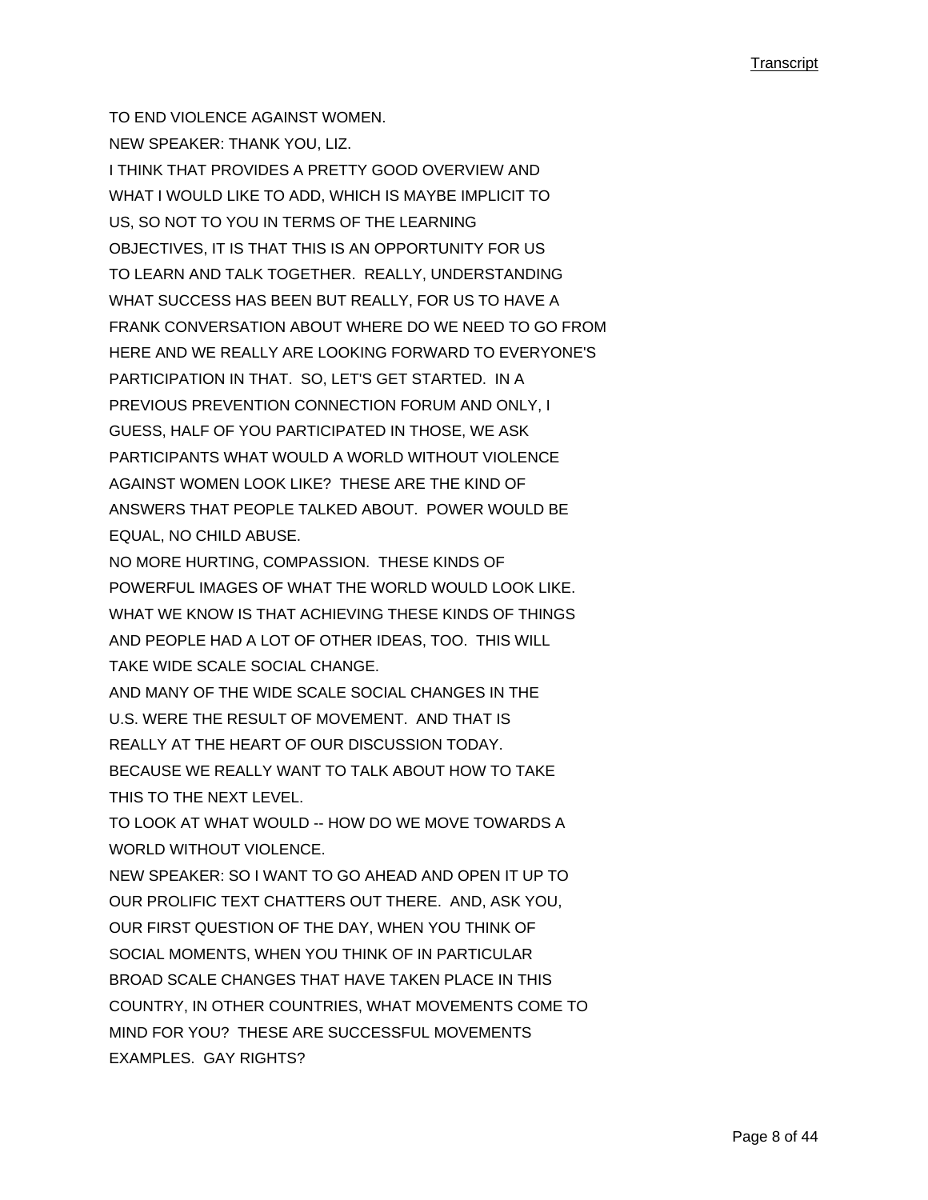TO END VIOLENCE AGAINST WOMEN.

NEW SPEAKER: THANK YOU, LIZ.

I THINK THAT PROVIDES A PRETTY GOOD OVERVIEW AND WHAT I WOULD LIKE TO ADD, WHICH IS MAYBE IMPLICIT TO US, SO NOT TO YOU IN TERMS OF THE LEARNING OBJECTIVES, IT IS THAT THIS IS AN OPPORTUNITY FOR US TO LEARN AND TALK TOGETHER. REALLY, UNDERSTANDING WHAT SUCCESS HAS BEEN BUT REALLY, FOR US TO HAVE A FRANK CONVERSATION ABOUT WHERE DO WE NEED TO GO FROM HERE AND WE REALLY ARE LOOKING FORWARD TO EVERYONE'S PARTICIPATION IN THAT. SO, LET'S GET STARTED. IN A PREVIOUS PREVENTION CONNECTION FORUM AND ONLY, I GUESS, HALF OF YOU PARTICIPATED IN THOSE, WE ASK PARTICIPANTS WHAT WOULD A WORLD WITHOUT VIOLENCE AGAINST WOMEN LOOK LIKE? THESE ARE THE KIND OF ANSWERS THAT PEOPLE TALKED ABOUT. POWER WOULD BE EQUAL, NO CHILD ABUSE.

NO MORE HURTING, COMPASSION. THESE KINDS OF POWERFUL IMAGES OF WHAT THE WORLD WOULD LOOK LIKE. WHAT WE KNOW IS THAT ACHIEVING THESE KINDS OF THINGS AND PEOPLE HAD A LOT OF OTHER IDEAS, TOO. THIS WILL TAKE WIDE SCALE SOCIAL CHANGE.

AND MANY OF THE WIDE SCALE SOCIAL CHANGES IN THE U.S. WERE THE RESULT OF MOVEMENT. AND THAT IS REALLY AT THE HEART OF OUR DISCUSSION TODAY.

BECAUSE WE REALLY WANT TO TALK ABOUT HOW TO TAKE THIS TO THE NEXT LEVEL.

TO LOOK AT WHAT WOULD -- HOW DO WE MOVE TOWARDS A WORLD WITHOUT VIOLENCE.

NEW SPEAKER: SO I WANT TO GO AHEAD AND OPEN IT UP TO OUR PROLIFIC TEXT CHATTERS OUT THERE. AND, ASK YOU, OUR FIRST QUESTION OF THE DAY, WHEN YOU THINK OF SOCIAL MOMENTS, WHEN YOU THINK OF IN PARTICULAR BROAD SCALE CHANGES THAT HAVE TAKEN PLACE IN THIS COUNTRY, IN OTHER COUNTRIES, WHAT MOVEMENTS COME TO MIND FOR YOU? THESE ARE SUCCESSFUL MOVEMENTS EXAMPLES. GAY RIGHTS?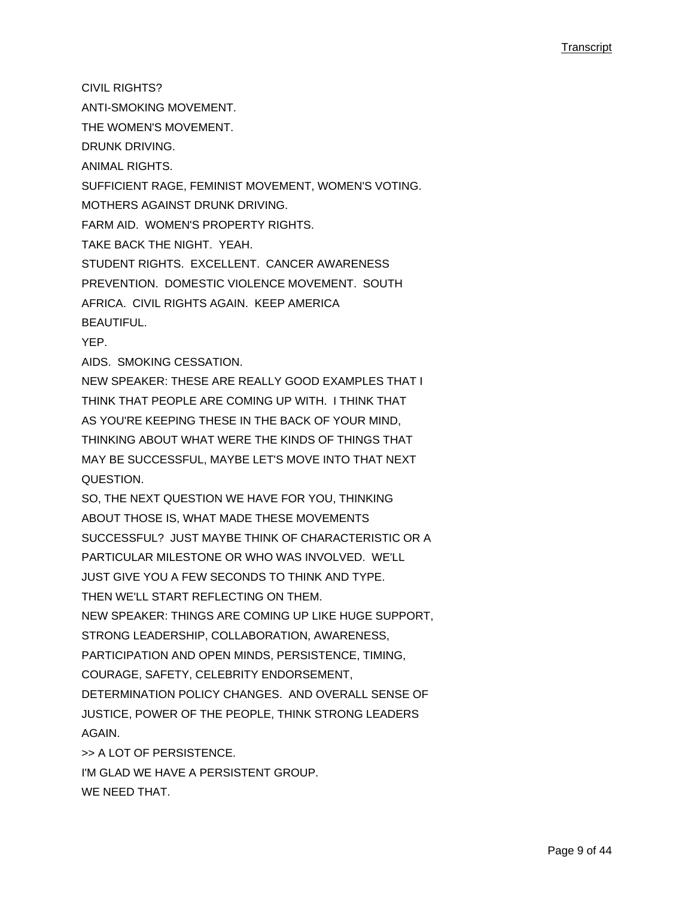CIVIL RIGHTS?

ANTI-SMOKING MOVEMENT.

THE WOMEN'S MOVEMENT.

DRUNK DRIVING.

ANIMAL RIGHTS.

SUFFICIENT RAGE, FEMINIST MOVEMENT, WOMEN'S VOTING.

MOTHERS AGAINST DRUNK DRIVING.

FARM AID. WOMEN'S PROPERTY RIGHTS.

TAKE BACK THE NIGHT. YEAH.

STUDENT RIGHTS. EXCELLENT. CANCER AWARENESS PREVENTION. DOMESTIC VIOLENCE MOVEMENT. SOUTH AFRICA. CIVIL RIGHTS AGAIN. KEEP AMERICA BEAUTIFUL.

YEP.

AIDS. SMOKING CESSATION.

NEW SPEAKER: THESE ARE REALLY GOOD EXAMPLES THAT I THINK THAT PEOPLE ARE COMING UP WITH. I THINK THAT AS YOU'RE KEEPING THESE IN THE BACK OF YOUR MIND, THINKING ABOUT WHAT WERE THE KINDS OF THINGS THAT MAY BE SUCCESSFUL, MAYBE LET'S MOVE INTO THAT NEXT QUESTION.

SO, THE NEXT QUESTION WE HAVE FOR YOU, THINKING ABOUT THOSE IS, WHAT MADE THESE MOVEMENTS SUCCESSFUL? JUST MAYBE THINK OF CHARACTERISTIC OR A PARTICULAR MILESTONE OR WHO WAS INVOLVED. WE'LL JUST GIVE YOU A FEW SECONDS TO THINK AND TYPE. THEN WE'LL START REFLECTING ON THEM.

NEW SPEAKER: THINGS ARE COMING UP LIKE HUGE SUPPORT, STRONG LEADERSHIP, COLLABORATION, AWARENESS, PARTICIPATION AND OPEN MINDS, PERSISTENCE, TIMING, COURAGE, SAFETY, CELEBRITY ENDORSEMENT, DETERMINATION POLICY CHANGES. AND OVERALL SENSE OF JUSTICE, POWER OF THE PEOPLE, THINK STRONG LEADERS AGAIN.

>> A LOT OF PERSISTENCE.

I'M GLAD WE HAVE A PERSISTENT GROUP.

WE NEED THAT.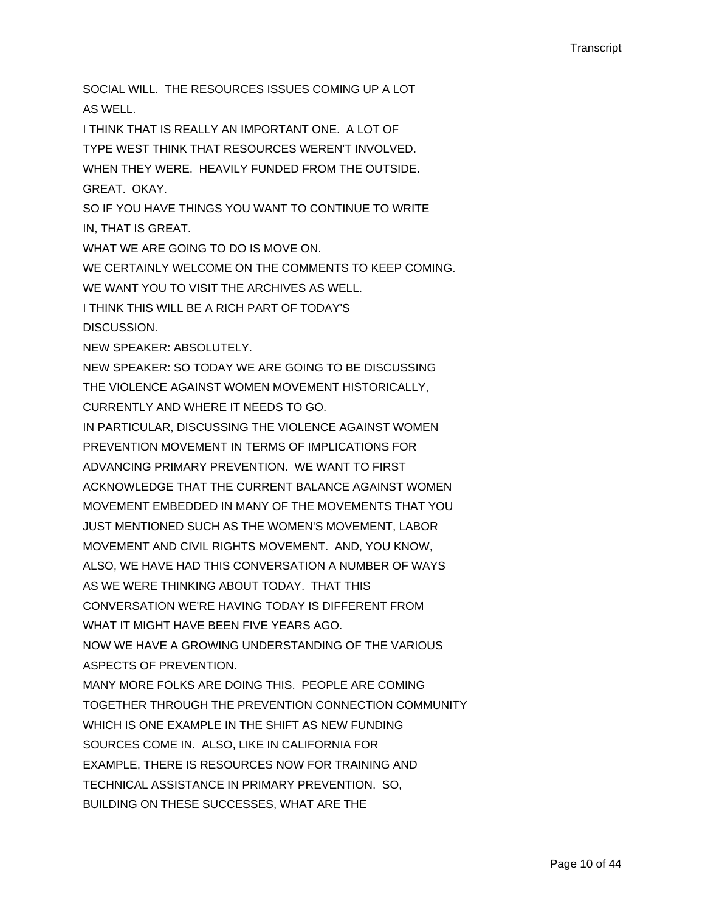SOCIAL WILL. THE RESOURCES ISSUES COMING UP A LOT AS WELL.

I THINK THAT IS REALLY AN IMPORTANT ONE. A LOT OF TYPE WEST THINK THAT RESOURCES WEREN'T INVOLVED. WHEN THEY WERE. HEAVILY FUNDED FROM THE OUTSIDE. GREAT. OKAY.

SO IF YOU HAVE THINGS YOU WANT TO CONTINUE TO WRITE IN, THAT IS GREAT.

WHAT WE ARE GOING TO DO IS MOVE ON.

WE CERTAINLY WELCOME ON THE COMMENTS TO KEEP COMING.

WE WANT YOU TO VISIT THE ARCHIVES AS WELL.

I THINK THIS WILL BE A RICH PART OF TODAY'S DISCUSSION.

NEW SPEAKER: ABSOLUTELY.

NEW SPEAKER: SO TODAY WE ARE GOING TO BE DISCUSSING THE VIOLENCE AGAINST WOMEN MOVEMENT HISTORICALLY, CURRENTLY AND WHERE IT NEEDS TO GO.

IN PARTICULAR, DISCUSSING THE VIOLENCE AGAINST WOMEN PREVENTION MOVEMENT IN TERMS OF IMPLICATIONS FOR ADVANCING PRIMARY PREVENTION. WE WANT TO FIRST ACKNOWLEDGE THAT THE CURRENT BALANCE AGAINST WOMEN MOVEMENT EMBEDDED IN MANY OF THE MOVEMENTS THAT YOU JUST MENTIONED SUCH AS THE WOMEN'S MOVEMENT, LABOR MOVEMENT AND CIVIL RIGHTS MOVEMENT. AND, YOU KNOW, ALSO, WE HAVE HAD THIS CONVERSATION A NUMBER OF WAYS AS WE WERE THINKING ABOUT TODAY. THAT THIS CONVERSATION WE'RE HAVING TODAY IS DIFFERENT FROM WHAT IT MIGHT HAVE BEEN FIVE YEARS AGO.

NOW WE HAVE A GROWING UNDERSTANDING OF THE VARIOUS ASPECTS OF PREVENTION.

MANY MORE FOLKS ARE DOING THIS. PEOPLE ARE COMING TOGETHER THROUGH THE PREVENTION CONNECTION COMMUNITY WHICH IS ONE EXAMPLE IN THE SHIFT AS NEW FUNDING SOURCES COME IN. ALSO, LIKE IN CALIFORNIA FOR EXAMPLE, THERE IS RESOURCES NOW FOR TRAINING AND TECHNICAL ASSISTANCE IN PRIMARY PREVENTION. SO, BUILDING ON THESE SUCCESSES, WHAT ARE THE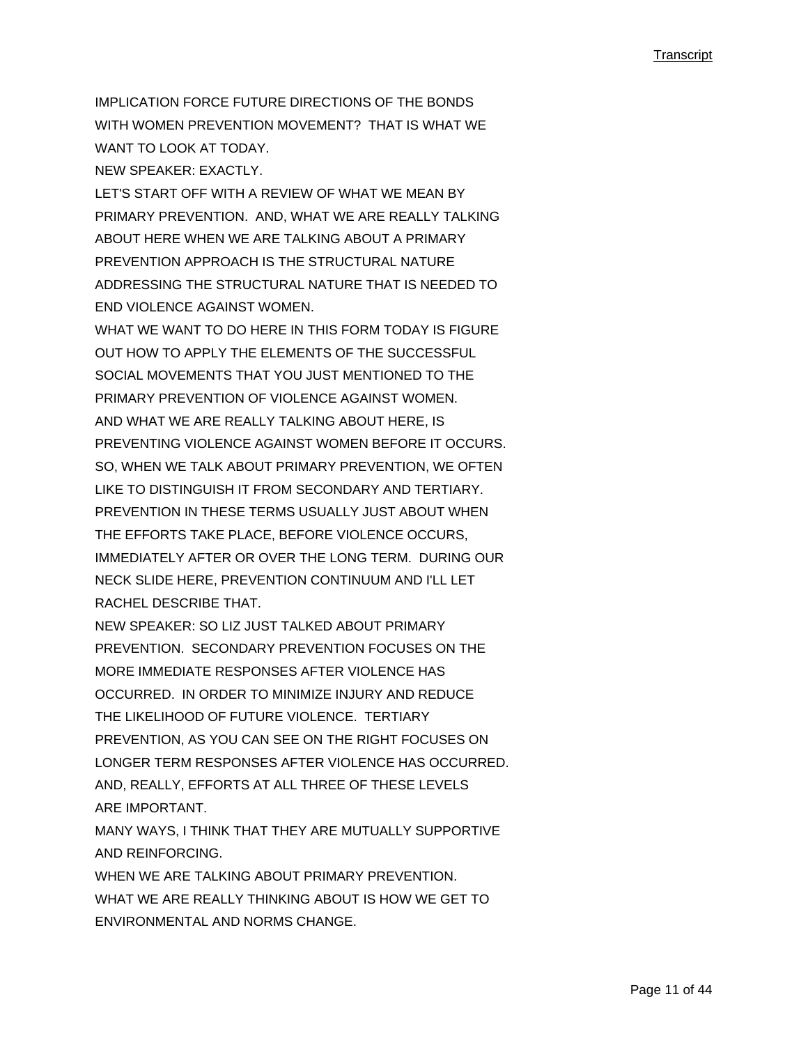IMPLICATION FORCE FUTURE DIRECTIONS OF THE BONDS WITH WOMEN PREVENTION MOVEMENT? THAT IS WHAT WE WANT TO LOOK AT TODAY.

NEW SPEAKER: EXACTLY.

LET'S START OFF WITH A REVIEW OF WHAT WE MEAN BY PRIMARY PREVENTION. AND, WHAT WE ARE REALLY TALKING ABOUT HERE WHEN WE ARE TALKING ABOUT A PRIMARY PREVENTION APPROACH IS THE STRUCTURAL NATURE ADDRESSING THE STRUCTURAL NATURE THAT IS NEEDED TO END VIOLENCE AGAINST WOMEN.

WHAT WE WANT TO DO HERE IN THIS FORM TODAY IS FIGURE OUT HOW TO APPLY THE ELEMENTS OF THE SUCCESSFUL SOCIAL MOVEMENTS THAT YOU JUST MENTIONED TO THE PRIMARY PREVENTION OF VIOLENCE AGAINST WOMEN.

AND WHAT WE ARE REALLY TALKING ABOUT HERE, IS PREVENTING VIOLENCE AGAINST WOMEN BEFORE IT OCCURS.

SO, WHEN WE TALK ABOUT PRIMARY PREVENTION, WE OFTEN LIKE TO DISTINGUISH IT FROM SECONDARY AND TERTIARY. PREVENTION IN THESE TERMS USUALLY JUST ABOUT WHEN THE EFFORTS TAKE PLACE, BEFORE VIOLENCE OCCURS, IMMEDIATELY AFTER OR OVER THE LONG TERM. DURING OUR NECK SLIDE HERE, PREVENTION CONTINUUM AND I'LL LET RACHEL DESCRIBE THAT.

NEW SPEAKER: SO LIZ JUST TALKED ABOUT PRIMARY PREVENTION. SECONDARY PREVENTION FOCUSES ON THE MORE IMMEDIATE RESPONSES AFTER VIOLENCE HAS OCCURRED. IN ORDER TO MINIMIZE INJURY AND REDUCE THE LIKELIHOOD OF FUTURE VIOLENCE. TERTIARY PREVENTION, AS YOU CAN SEE ON THE RIGHT FOCUSES ON LONGER TERM RESPONSES AFTER VIOLENCE HAS OCCURRED. AND, REALLY, EFFORTS AT ALL THREE OF THESE LEVELS ARE IMPORTANT.

MANY WAYS, I THINK THAT THEY ARE MUTUALLY SUPPORTIVE AND REINFORCING.

WHEN WE ARE TALKING ABOUT PRIMARY PREVENTION. WHAT WE ARE REALLY THINKING ABOUT IS HOW WE GET TO ENVIRONMENTAL AND NORMS CHANGE.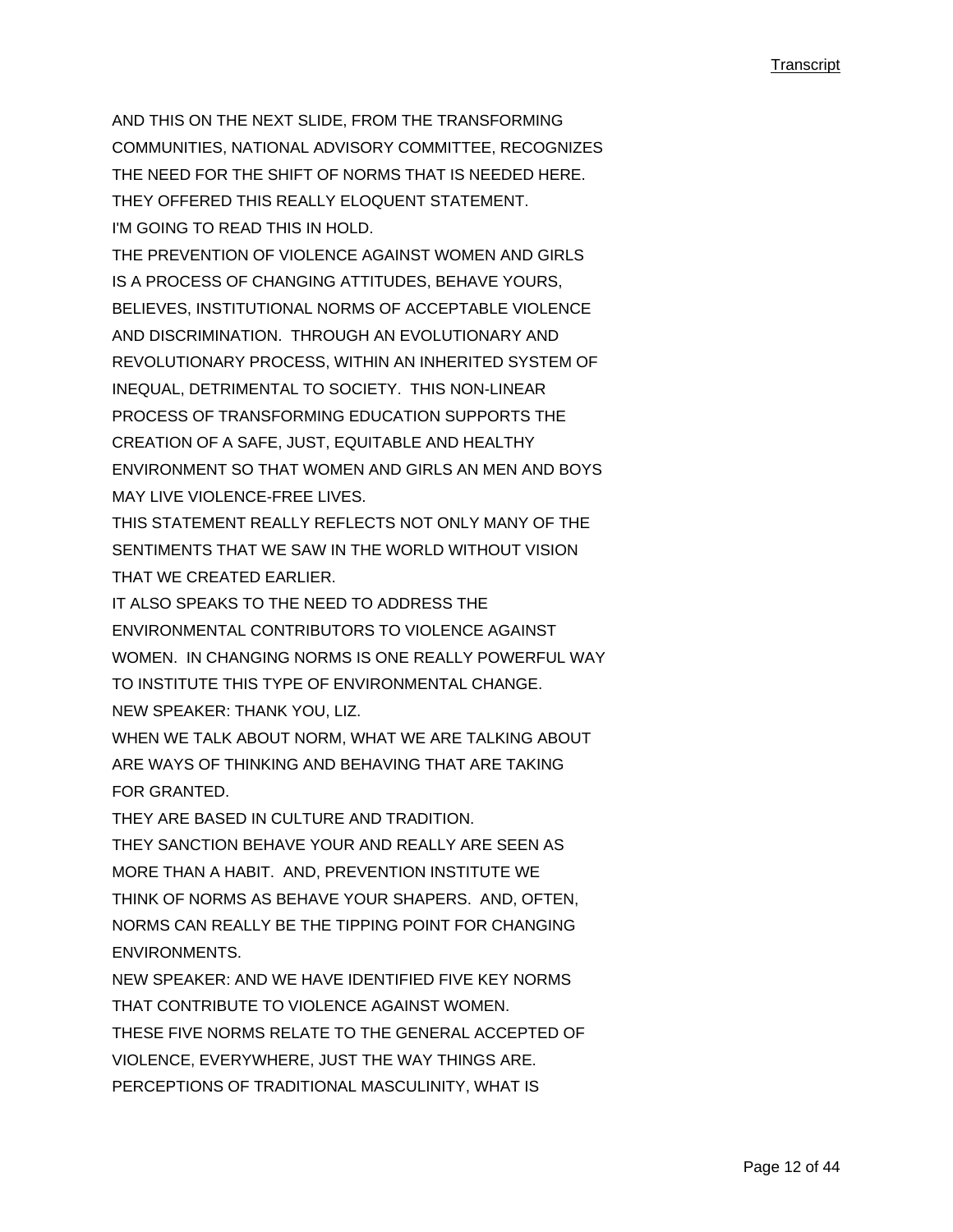AND THIS ON THE NEXT SLIDE, FROM THE TRANSFORMING COMMUNITIES, NATIONAL ADVISORY COMMITTEE, RECOGNIZES THE NEED FOR THE SHIFT OF NORMS THAT IS NEEDED HERE.
THEY OFFERED THIS REALLY ELOQUENT STATEMENT.
I'M GOING TO READ THIS IN HOLD.
THE PREVENTION OF VIOLENCE AGAINST WOMEN AND GIRLS IS A PROCESS OF CHANGING ATTITUDES, BEHAVE YOURS, BELIEVES, INSTITUTIONAL NORMS OF ACCEPTABLE VIOLENCE AND DISCRIMINATION. THROUGH AN EVOLUTIONARY AND REVOLUTIONARY PROCESS, WITHIN AN INHERITED SYSTEM OF INEQUAL, DETRIMENTAL TO SOCIETY. THIS NON-LINEAR PROCESS OF TRANSFORMING EDUCATION SUPPORTS THE CREATION OF A SAFE, JUST, EQUITABLE AND HEALTHY ENVIRONMENT SO THAT WOMEN AND GIRLS AN MEN AND BOYS MAY LIVE VIOLENCE-FREE LIVES.
THIS STATEMENT REALLY REFLECTS NOT ONLY MANY OF THE SENTIMENTS THAT WE SAW IN THE WORLD WITHOUT VISION THAT WE CREATED EARLIER.
IT ALSO SPEAKS TO THE NEED TO ADDRESS THE ENVIRONMENTAL CONTRIBUTORS TO VIOLENCE AGAINST WOMEN. IN CHANGING NORMS IS ONE REALLY POWERFUL WAY TO INSTITUTE THIS TYPE OF ENVIRONMENTAL CHANGE.
NEW SPEAKER: THANK YOU, LIZ.
WHEN WE TALK ABOUT NORM, WHAT WE ARE TALKING ABOUT ARE WAYS OF THINKING AND BEHAVING THAT ARE TAKING FOR GRANTED.
THEY ARE BASED IN CULTURE AND TRADITION.
THEY SANCTION BEHAVE YOUR AND REALLY ARE SEEN AS MORE THAN A HABIT. AND, PREVENTION INSTITUTE WE THINK OF NORMS AS BEHAVE YOUR SHAPERS. AND, OFTEN, NORMS CAN REALLY BE THE TIPPING POINT FOR CHANGING ENVIRONMENTS.
NEW SPEAKER: AND WE HAVE IDENTIFIED FIVE KEY NORMS THAT CONTRIBUTE TO VIOLENCE AGAINST WOMEN.
THESE FIVE NORMS RELATE TO THE GENERAL ACCEPTED OF VIOLENCE, EVERYWHERE, JUST THE WAY THINGS ARE.
PERCEPTIONS OF TRADITIONAL MASCULINITY, WHAT IS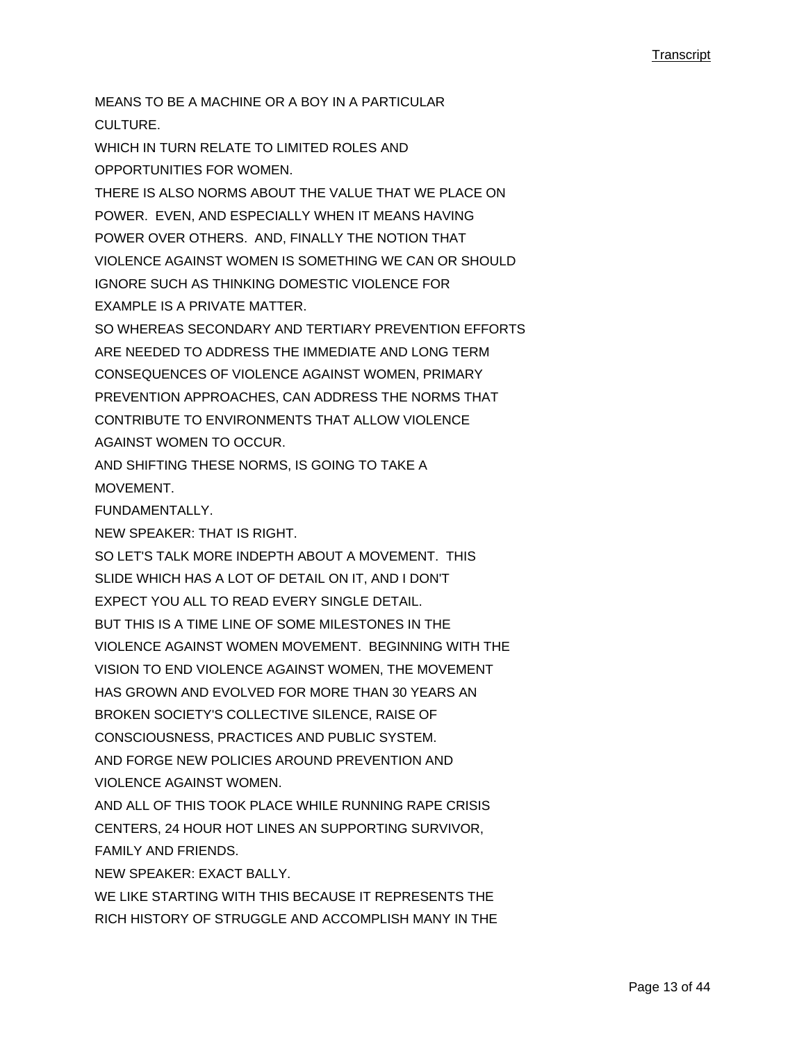MEANS TO BE A MACHINE OR A BOY IN A PARTICULAR CULTURE.

WHICH IN TURN RELATE TO LIMITED ROLES AND OPPORTUNITIES FOR WOMEN.

THERE IS ALSO NORMS ABOUT THE VALUE THAT WE PLACE ON POWER. EVEN, AND ESPECIALLY WHEN IT MEANS HAVING POWER OVER OTHERS. AND, FINALLY THE NOTION THAT VIOLENCE AGAINST WOMEN IS SOMETHING WE CAN OR SHOULD IGNORE SUCH AS THINKING DOMESTIC VIOLENCE FOR EXAMPLE IS A PRIVATE MATTER.

SO WHEREAS SECONDARY AND TERTIARY PREVENTION EFFORTS ARE NEEDED TO ADDRESS THE IMMEDIATE AND LONG TERM CONSEQUENCES OF VIOLENCE AGAINST WOMEN, PRIMARY PREVENTION APPROACHES, CAN ADDRESS THE NORMS THAT CONTRIBUTE TO ENVIRONMENTS THAT ALLOW VIOLENCE AGAINST WOMEN TO OCCUR.

AND SHIFTING THESE NORMS, IS GOING TO TAKE A MOVEMENT.

FUNDAMENTALLY.

NEW SPEAKER: THAT IS RIGHT.

SO LET'S TALK MORE INDEPTH ABOUT A MOVEMENT. THIS SLIDE WHICH HAS A LOT OF DETAIL ON IT, AND I DON'T EXPECT YOU ALL TO READ EVERY SINGLE DETAIL.

BUT THIS IS A TIME LINE OF SOME MILESTONES IN THE VIOLENCE AGAINST WOMEN MOVEMENT. BEGINNING WITH THE VISION TO END VIOLENCE AGAINST WOMEN, THE MOVEMENT HAS GROWN AND EVOLVED FOR MORE THAN 30 YEARS AN BROKEN SOCIETY'S COLLECTIVE SILENCE, RAISE OF CONSCIOUSNESS, PRACTICES AND PUBLIC SYSTEM.

AND FORGE NEW POLICIES AROUND PREVENTION AND VIOLENCE AGAINST WOMEN.

AND ALL OF THIS TOOK PLACE WHILE RUNNING RAPE CRISIS CENTERS, 24 HOUR HOT LINES AN SUPPORTING SURVIVOR, FAMILY AND FRIENDS.

NEW SPEAKER: EXACT BALLY.

WE LIKE STARTING WITH THIS BECAUSE IT REPRESENTS THE RICH HISTORY OF STRUGGLE AND ACCOMPLISH MANY IN THE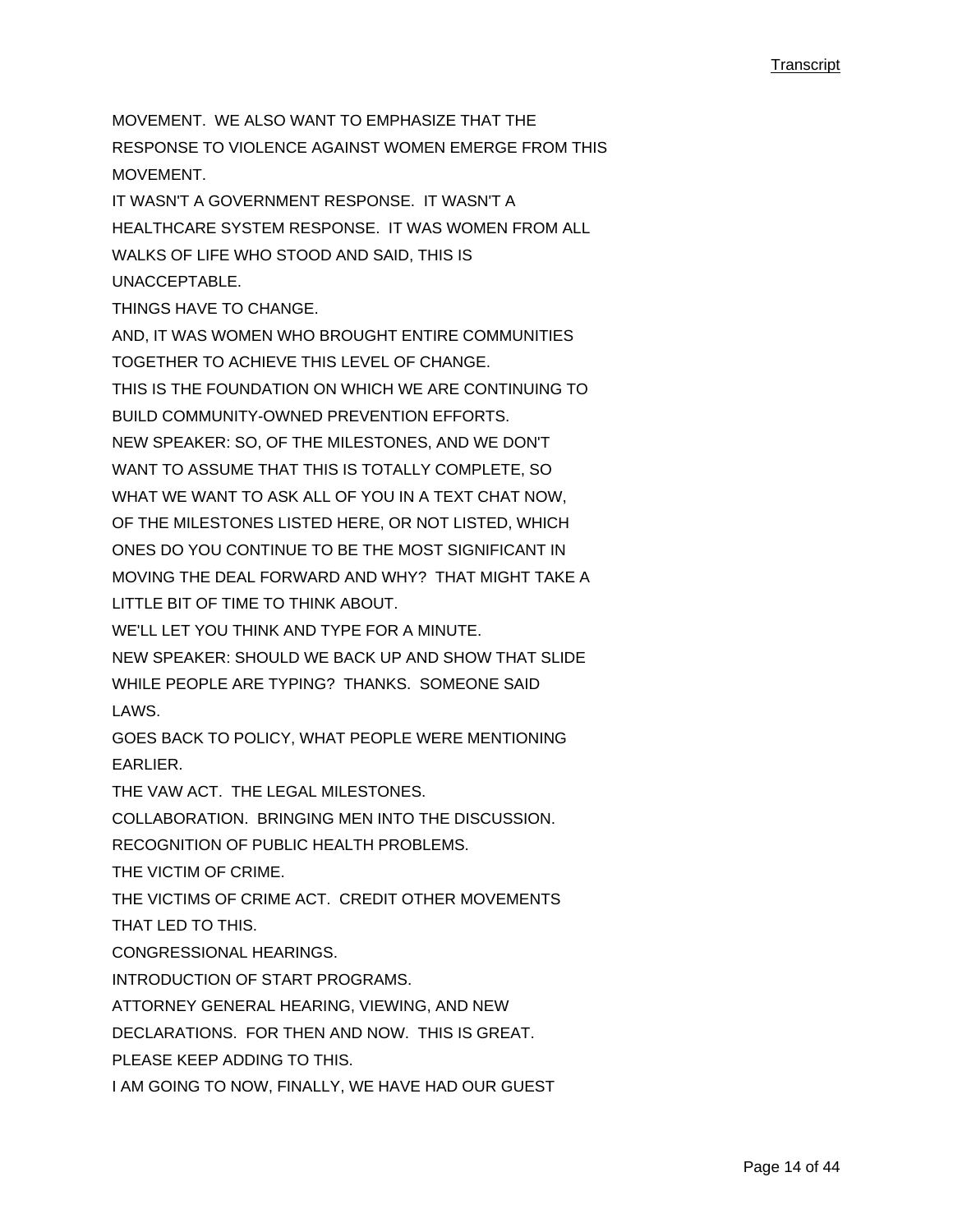MOVEMENT.  WE ALSO WANT TO EMPHASIZE THAT THE RESPONSE TO VIOLENCE AGAINST WOMEN EMERGE FROM THIS MOVEMENT.

IT WASN'T A GOVERNMENT RESPONSE.  IT WASN'T A HEALTHCARE SYSTEM RESPONSE.  IT WAS WOMEN FROM ALL WALKS OF LIFE WHO STOOD AND SAID, THIS IS UNACCEPTABLE.

THINGS HAVE TO CHANGE.

AND, IT WAS WOMEN WHO BROUGHT ENTIRE COMMUNITIES TOGETHER TO ACHIEVE THIS LEVEL OF CHANGE.

THIS IS THE FOUNDATION ON WHICH WE ARE CONTINUING TO BUILD COMMUNITY-OWNED PREVENTION EFFORTS.

NEW SPEAKER: SO, OF THE MILESTONES, AND WE DON'T WANT TO ASSUME THAT THIS IS TOTALLY COMPLETE, SO WHAT WE WANT TO ASK ALL OF YOU IN A TEXT CHAT NOW, OF THE MILESTONES LISTED HERE, OR NOT LISTED, WHICH ONES DO YOU CONTINUE TO BE THE MOST SIGNIFICANT IN MOVING THE DEAL FORWARD AND WHY?  THAT MIGHT TAKE A LITTLE BIT OF TIME TO THINK ABOUT.

WE'LL LET YOU THINK AND TYPE FOR A MINUTE.

NEW SPEAKER: SHOULD WE BACK UP AND SHOW THAT SLIDE WHILE PEOPLE ARE TYPING?  THANKS.  SOMEONE SAID LAWS.

GOES BACK TO POLICY, WHAT PEOPLE WERE MENTIONING EARLIER.

THE VAW ACT.  THE LEGAL MILESTONES.

COLLABORATION.  BRINGING MEN INTO THE DISCUSSION.

RECOGNITION OF PUBLIC HEALTH PROBLEMS.

THE VICTIM OF CRIME.

THE VICTIMS OF CRIME ACT.  CREDIT OTHER MOVEMENTS THAT LED TO THIS.

CONGRESSIONAL HEARINGS.

INTRODUCTION OF START PROGRAMS.

ATTORNEY GENERAL HEARING, VIEWING, AND NEW DECLARATIONS.  FOR THEN AND NOW.  THIS IS GREAT.

PLEASE KEEP ADDING TO THIS.

I AM GOING TO NOW, FINALLY, WE HAVE HAD OUR GUEST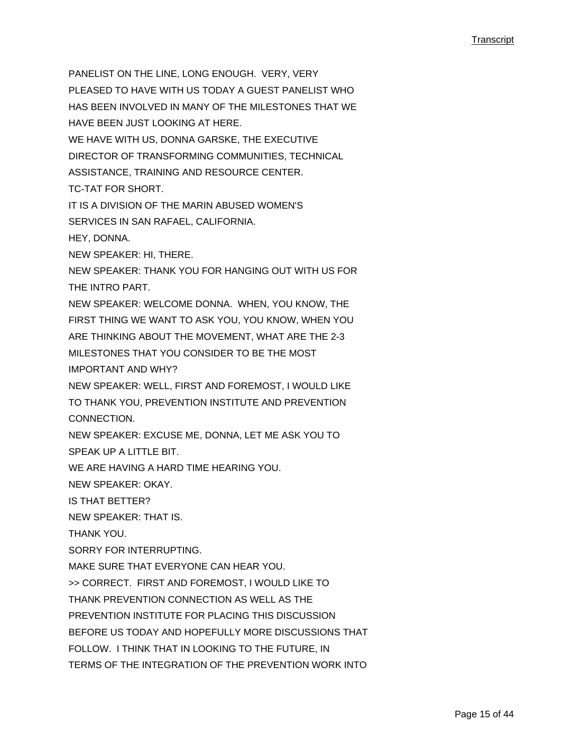PANELIST ON THE LINE, LONG ENOUGH. VERY, VERY PLEASED TO HAVE WITH US TODAY A GUEST PANELIST WHO HAS BEEN INVOLVED IN MANY OF THE MILESTONES THAT WE HAVE BEEN JUST LOOKING AT HERE.

WE HAVE WITH US, DONNA GARSKE, THE EXECUTIVE DIRECTOR OF TRANSFORMING COMMUNITIES, TECHNICAL ASSISTANCE, TRAINING AND RESOURCE CENTER.

TC-TAT FOR SHORT.

IT IS A DIVISION OF THE MARIN ABUSED WOMEN'S SERVICES IN SAN RAFAEL, CALIFORNIA.

HEY, DONNA.

NEW SPEAKER: HI, THERE.

NEW SPEAKER: THANK YOU FOR HANGING OUT WITH US FOR THE INTRO PART.

NEW SPEAKER: WELCOME DONNA. WHEN, YOU KNOW, THE FIRST THING WE WANT TO ASK YOU, YOU KNOW, WHEN YOU ARE THINKING ABOUT THE MOVEMENT, WHAT ARE THE 2-3 MILESTONES THAT YOU CONSIDER TO BE THE MOST IMPORTANT AND WHY?

NEW SPEAKER: WELL, FIRST AND FOREMOST, I WOULD LIKE TO THANK YOU, PREVENTION INSTITUTE AND PREVENTION CONNECTION.

NEW SPEAKER: EXCUSE ME, DONNA, LET ME ASK YOU TO SPEAK UP A LITTLE BIT.

WE ARE HAVING A HARD TIME HEARING YOU.

NEW SPEAKER: OKAY.

IS THAT BETTER?

NEW SPEAKER: THAT IS.

THANK YOU.

SORRY FOR INTERRUPTING.

MAKE SURE THAT EVERYONE CAN HEAR YOU.

>> CORRECT. FIRST AND FOREMOST, I WOULD LIKE TO THANK PREVENTION CONNECTION AS WELL AS THE PREVENTION INSTITUTE FOR PLACING THIS DISCUSSION BEFORE US TODAY AND HOPEFULLY MORE DISCUSSIONS THAT FOLLOW. I THINK THAT IN LOOKING TO THE FUTURE, IN TERMS OF THE INTEGRATION OF THE PREVENTION WORK INTO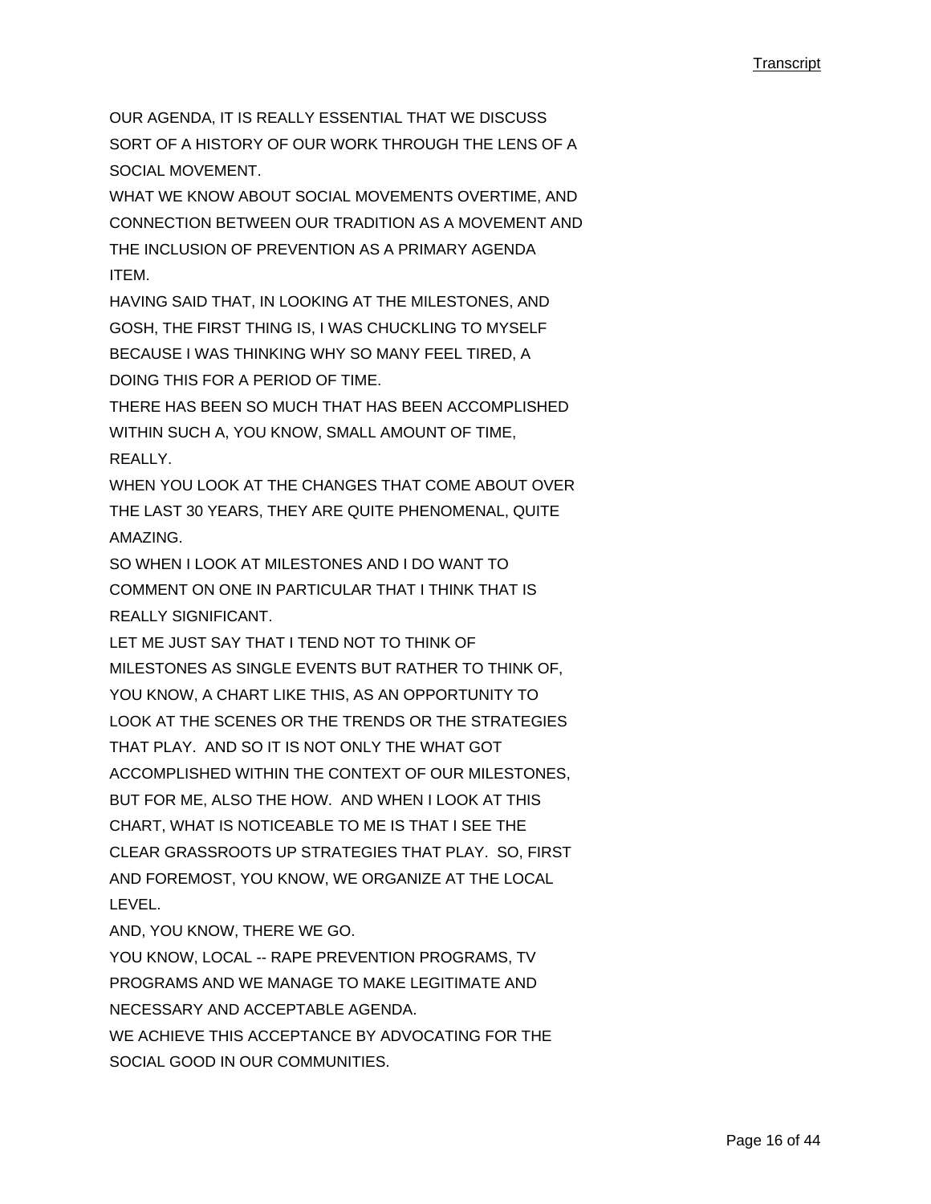OUR AGENDA, IT IS REALLY ESSENTIAL THAT WE DISCUSS SORT OF A HISTORY OF OUR WORK THROUGH THE LENS OF A SOCIAL MOVEMENT.

WHAT WE KNOW ABOUT SOCIAL MOVEMENTS OVERTIME, AND CONNECTION BETWEEN OUR TRADITION AS A MOVEMENT AND THE INCLUSION OF PREVENTION AS A PRIMARY AGENDA ITEM.

HAVING SAID THAT, IN LOOKING AT THE MILESTONES, AND GOSH, THE FIRST THING IS, I WAS CHUCKLING TO MYSELF BECAUSE I WAS THINKING WHY SO MANY FEEL TIRED, A DOING THIS FOR A PERIOD OF TIME.

THERE HAS BEEN SO MUCH THAT HAS BEEN ACCOMPLISHED WITHIN SUCH A, YOU KNOW, SMALL AMOUNT OF TIME, REALLY.

WHEN YOU LOOK AT THE CHANGES THAT COME ABOUT OVER THE LAST 30 YEARS, THEY ARE QUITE PHENOMENAL, QUITE AMAZING.

SO WHEN I LOOK AT MILESTONES AND I DO WANT TO COMMENT ON ONE IN PARTICULAR THAT I THINK THAT IS REALLY SIGNIFICANT.

LET ME JUST SAY THAT I TEND NOT TO THINK OF MILESTONES AS SINGLE EVENTS BUT RATHER TO THINK OF, YOU KNOW, A CHART LIKE THIS, AS AN OPPORTUNITY TO LOOK AT THE SCENES OR THE TRENDS OR THE STRATEGIES THAT PLAY. AND SO IT IS NOT ONLY THE WHAT GOT ACCOMPLISHED WITHIN THE CONTEXT OF OUR MILESTONES, BUT FOR ME, ALSO THE HOW. AND WHEN I LOOK AT THIS CHART, WHAT IS NOTICEABLE TO ME IS THAT I SEE THE CLEAR GRASSROOTS UP STRATEGIES THAT PLAY. SO, FIRST AND FOREMOST, YOU KNOW, WE ORGANIZE AT THE LOCAL LEVEL.

AND, YOU KNOW, THERE WE GO.

YOU KNOW, LOCAL -- RAPE PREVENTION PROGRAMS, TV PROGRAMS AND WE MANAGE TO MAKE LEGITIMATE AND NECESSARY AND ACCEPTABLE AGENDA.

WE ACHIEVE THIS ACCEPTANCE BY ADVOCATING FOR THE SOCIAL GOOD IN OUR COMMUNITIES.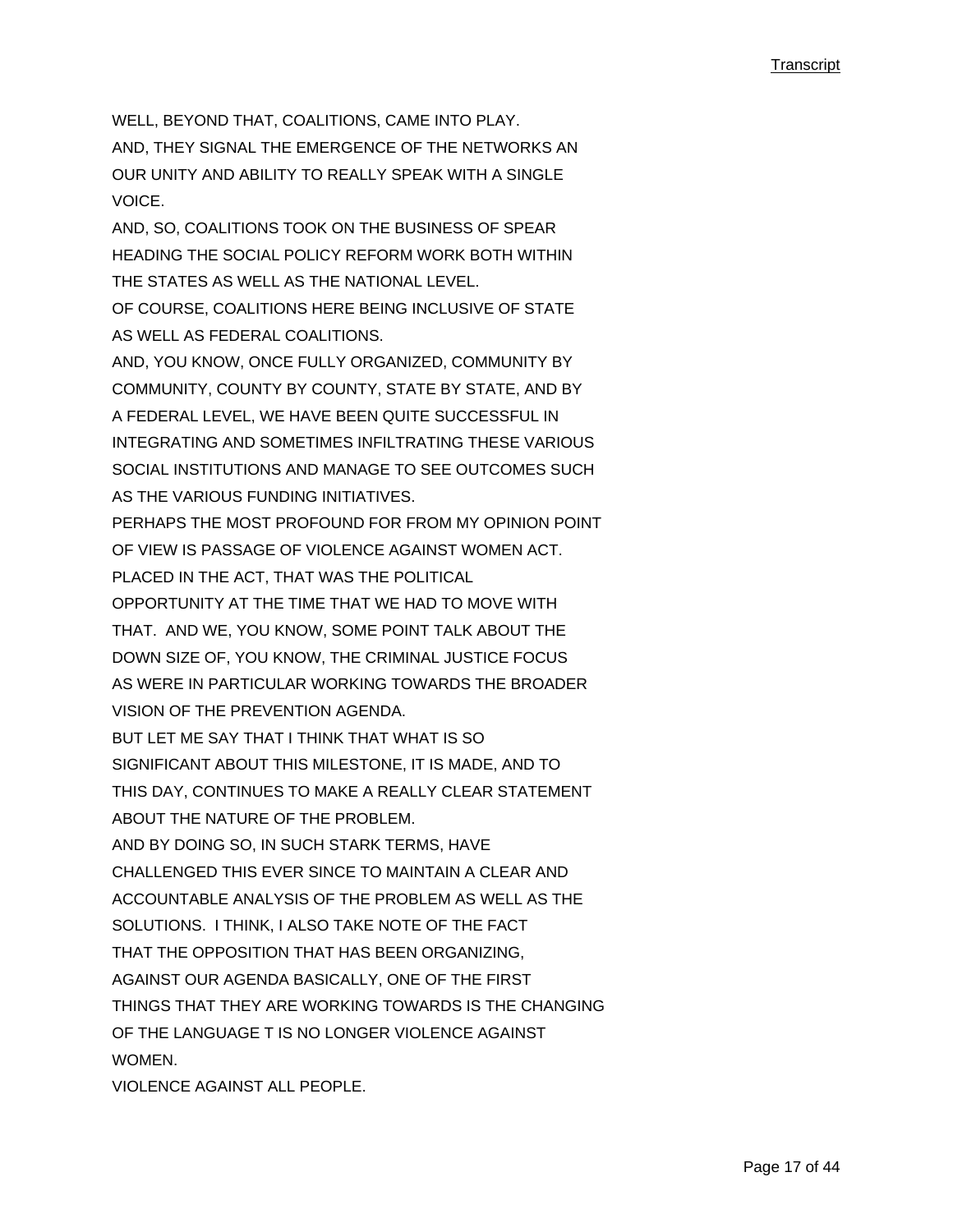WELL, BEYOND THAT, COALITIONS, CAME INTO PLAY.
AND, THEY SIGNAL THE EMERGENCE OF THE NETWORKS AN OUR UNITY AND ABILITY TO REALLY SPEAK WITH A SINGLE VOICE.
AND, SO, COALITIONS TOOK ON THE BUSINESS OF SPEAR HEADING THE SOCIAL POLICY REFORM WORK BOTH WITHIN THE STATES AS WELL AS THE NATIONAL LEVEL.
OF COURSE, COALITIONS HERE BEING INCLUSIVE OF STATE AS WELL AS FEDERAL COALITIONS.
AND, YOU KNOW, ONCE FULLY ORGANIZED, COMMUNITY BY COMMUNITY, COUNTY BY COUNTY, STATE BY STATE, AND BY A FEDERAL LEVEL, WE HAVE BEEN QUITE SUCCESSFUL IN INTEGRATING AND SOMETIMES INFILTRATING THESE VARIOUS SOCIAL INSTITUTIONS AND MANAGE TO SEE OUTCOMES SUCH AS THE VARIOUS FUNDING INITIATIVES.
PERHAPS THE MOST PROFOUND FOR FROM MY OPINION POINT OF VIEW IS PASSAGE OF VIOLENCE AGAINST WOMEN ACT.
PLACED IN THE ACT, THAT WAS THE POLITICAL OPPORTUNITY AT THE TIME THAT WE HAD TO MOVE WITH THAT. AND WE, YOU KNOW, SOME POINT TALK ABOUT THE DOWN SIZE OF, YOU KNOW, THE CRIMINAL JUSTICE FOCUS AS WERE IN PARTICULAR WORKING TOWARDS THE BROADER VISION OF THE PREVENTION AGENDA.
BUT LET ME SAY THAT I THINK THAT WHAT IS SO SIGNIFICANT ABOUT THIS MILESTONE, IT IS MADE, AND TO THIS DAY, CONTINUES TO MAKE A REALLY CLEAR STATEMENT ABOUT THE NATURE OF THE PROBLEM.
AND BY DOING SO, IN SUCH STARK TERMS, HAVE CHALLENGED THIS EVER SINCE TO MAINTAIN A CLEAR AND ACCOUNTABLE ANALYSIS OF THE PROBLEM AS WELL AS THE SOLUTIONS. I THINK, I ALSO TAKE NOTE OF THE FACT THAT THE OPPOSITION THAT HAS BEEN ORGANIZING, AGAINST OUR AGENDA BASICALLY, ONE OF THE FIRST THINGS THAT THEY ARE WORKING TOWARDS IS THE CHANGING OF THE LANGUAGE T IS NO LONGER VIOLENCE AGAINST WOMEN.
VIOLENCE AGAINST ALL PEOPLE.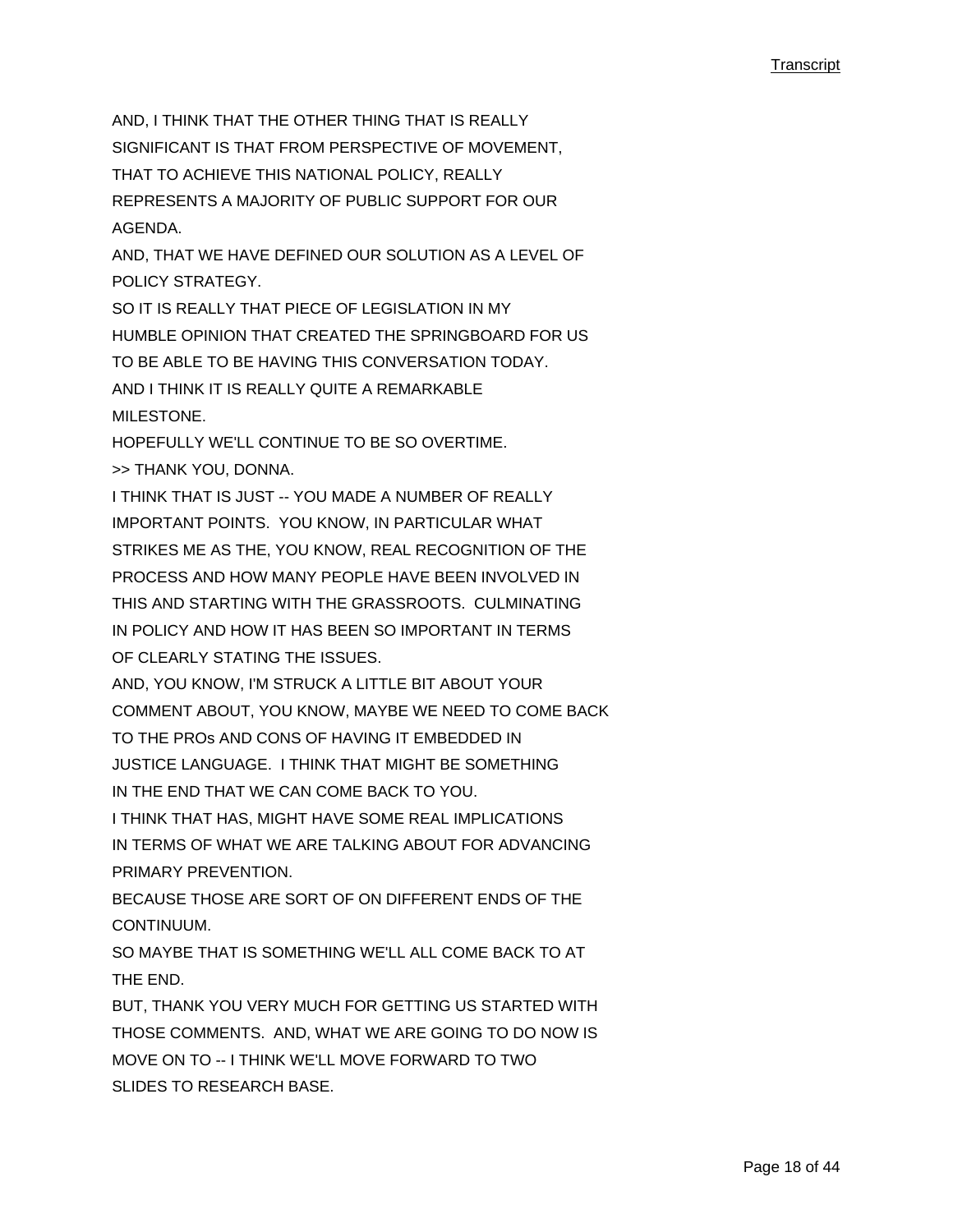AND, I THINK THAT THE OTHER THING THAT IS REALLY SIGNIFICANT IS THAT FROM PERSPECTIVE OF MOVEMENT, THAT TO ACHIEVE THIS NATIONAL POLICY, REALLY REPRESENTS A MAJORITY OF PUBLIC SUPPORT FOR OUR AGENDA.

AND, THAT WE HAVE DEFINED OUR SOLUTION AS A LEVEL OF POLICY STRATEGY.

SO IT IS REALLY THAT PIECE OF LEGISLATION IN MY HUMBLE OPINION THAT CREATED THE SPRINGBOARD FOR US TO BE ABLE TO BE HAVING THIS CONVERSATION TODAY.

AND I THINK IT IS REALLY QUITE A REMARKABLE MILESTONE.

HOPEFULLY WE'LL CONTINUE TO BE SO OVERTIME.

>> THANK YOU, DONNA.

I THINK THAT IS JUST -- YOU MADE A NUMBER OF REALLY IMPORTANT POINTS. YOU KNOW, IN PARTICULAR WHAT STRIKES ME AS THE, YOU KNOW, REAL RECOGNITION OF THE PROCESS AND HOW MANY PEOPLE HAVE BEEN INVOLVED IN THIS AND STARTING WITH THE GRASSROOTS. CULMINATING IN POLICY AND HOW IT HAS BEEN SO IMPORTANT IN TERMS OF CLEARLY STATING THE ISSUES.

AND, YOU KNOW, I'M STRUCK A LITTLE BIT ABOUT YOUR COMMENT ABOUT, YOU KNOW, MAYBE WE NEED TO COME BACK TO THE PROs AND CONS OF HAVING IT EMBEDDED IN JUSTICE LANGUAGE. I THINK THAT MIGHT BE SOMETHING IN THE END THAT WE CAN COME BACK TO YOU.

I THINK THAT HAS, MIGHT HAVE SOME REAL IMPLICATIONS IN TERMS OF WHAT WE ARE TALKING ABOUT FOR ADVANCING PRIMARY PREVENTION.

BECAUSE THOSE ARE SORT OF ON DIFFERENT ENDS OF THE CONTINUUM.

SO MAYBE THAT IS SOMETHING WE'LL ALL COME BACK TO AT THE END.

BUT, THANK YOU VERY MUCH FOR GETTING US STARTED WITH THOSE COMMENTS. AND, WHAT WE ARE GOING TO DO NOW IS MOVE ON TO -- I THINK WE'LL MOVE FORWARD TO TWO SLIDES TO RESEARCH BASE.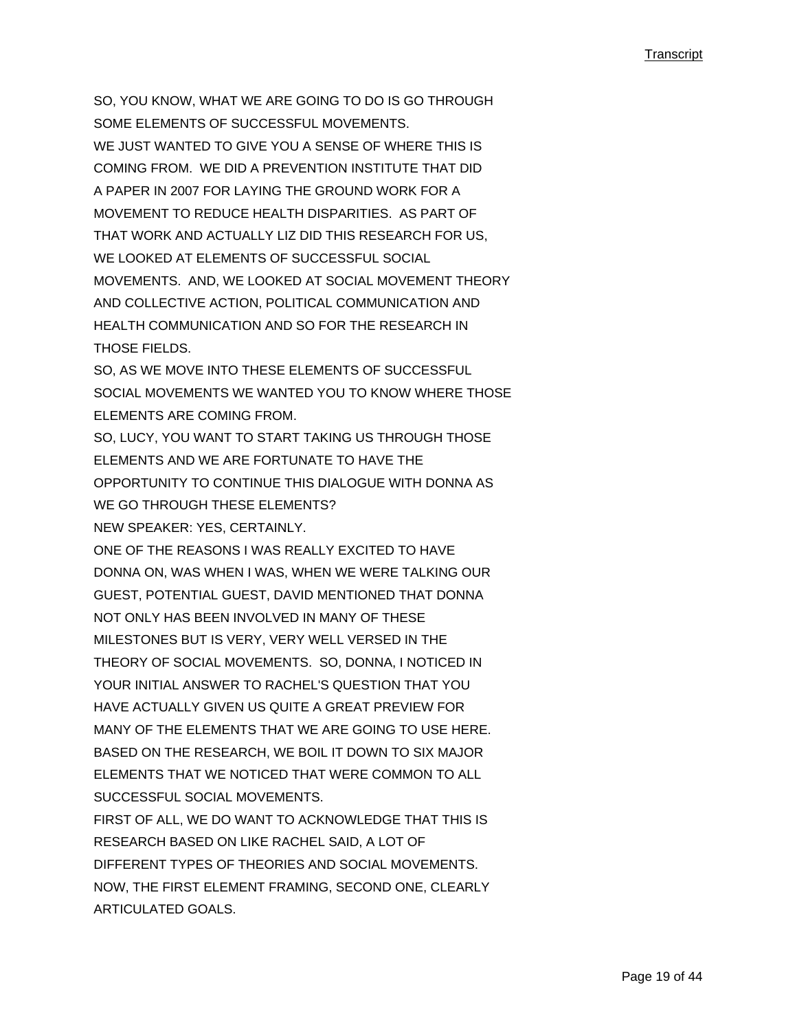SO, YOU KNOW, WHAT WE ARE GOING TO DO IS GO THROUGH SOME ELEMENTS OF SUCCESSFUL MOVEMENTS.

WE JUST WANTED TO GIVE YOU A SENSE OF WHERE THIS IS COMING FROM. WE DID A PREVENTION INSTITUTE THAT DID A PAPER IN 2007 FOR LAYING THE GROUND WORK FOR A MOVEMENT TO REDUCE HEALTH DISPARITIES. AS PART OF THAT WORK AND ACTUALLY LIZ DID THIS RESEARCH FOR US, WE LOOKED AT ELEMENTS OF SUCCESSFUL SOCIAL MOVEMENTS. AND, WE LOOKED AT SOCIAL MOVEMENT THEORY AND COLLECTIVE ACTION, POLITICAL COMMUNICATION AND HEALTH COMMUNICATION AND SO FOR THE RESEARCH IN THOSE FIELDS.

SO, AS WE MOVE INTO THESE ELEMENTS OF SUCCESSFUL SOCIAL MOVEMENTS WE WANTED YOU TO KNOW WHERE THOSE ELEMENTS ARE COMING FROM.

SO, LUCY, YOU WANT TO START TAKING US THROUGH THOSE ELEMENTS AND WE ARE FORTUNATE TO HAVE THE OPPORTUNITY TO CONTINUE THIS DIALOGUE WITH DONNA AS WE GO THROUGH THESE ELEMENTS?

NEW SPEAKER: YES, CERTAINLY.

ONE OF THE REASONS I WAS REALLY EXCITED TO HAVE DONNA ON, WAS WHEN I WAS, WHEN WE WERE TALKING OUR GUEST, POTENTIAL GUEST, DAVID MENTIONED THAT DONNA NOT ONLY HAS BEEN INVOLVED IN MANY OF THESE MILESTONES BUT IS VERY, VERY WELL VERSED IN THE THEORY OF SOCIAL MOVEMENTS. SO, DONNA, I NOTICED IN YOUR INITIAL ANSWER TO RACHEL'S QUESTION THAT YOU HAVE ACTUALLY GIVEN US QUITE A GREAT PREVIEW FOR MANY OF THE ELEMENTS THAT WE ARE GOING TO USE HERE. BASED ON THE RESEARCH, WE BOIL IT DOWN TO SIX MAJOR ELEMENTS THAT WE NOTICED THAT WERE COMMON TO ALL SUCCESSFUL SOCIAL MOVEMENTS.

FIRST OF ALL, WE DO WANT TO ACKNOWLEDGE THAT THIS IS RESEARCH BASED ON LIKE RACHEL SAID, A LOT OF DIFFERENT TYPES OF THEORIES AND SOCIAL MOVEMENTS.

NOW, THE FIRST ELEMENT FRAMING, SECOND ONE, CLEARLY ARTICULATED GOALS.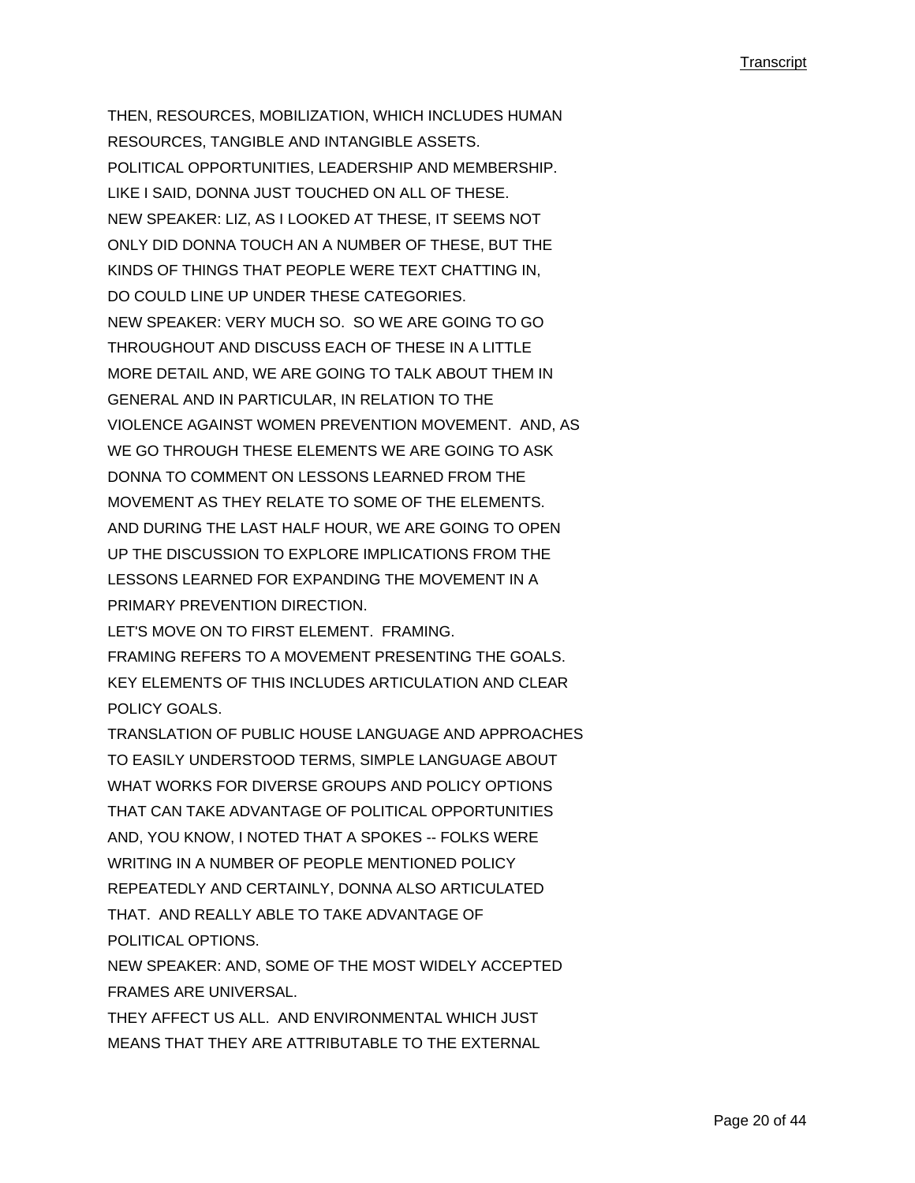THEN, RESOURCES, MOBILIZATION, WHICH INCLUDES HUMAN RESOURCES, TANGIBLE AND INTANGIBLE ASSETS.
POLITICAL OPPORTUNITIES, LEADERSHIP AND MEMBERSHIP.
LIKE I SAID, DONNA JUST TOUCHED ON ALL OF THESE.
NEW SPEAKER: LIZ, AS I LOOKED AT THESE, IT SEEMS NOT ONLY DID DONNA TOUCH AN A NUMBER OF THESE, BUT THE KINDS OF THINGS THAT PEOPLE WERE TEXT CHATTING IN, DO COULD LINE UP UNDER THESE CATEGORIES.
NEW SPEAKER: VERY MUCH SO. SO WE ARE GOING TO GO THROUGHOUT AND DISCUSS EACH OF THESE IN A LITTLE MORE DETAIL AND, WE ARE GOING TO TALK ABOUT THEM IN GENERAL AND IN PARTICULAR, IN RELATION TO THE VIOLENCE AGAINST WOMEN PREVENTION MOVEMENT. AND, AS WE GO THROUGH THESE ELEMENTS WE ARE GOING TO ASK DONNA TO COMMENT ON LESSONS LEARNED FROM THE MOVEMENT AS THEY RELATE TO SOME OF THE ELEMENTS.
AND DURING THE LAST HALF HOUR, WE ARE GOING TO OPEN UP THE DISCUSSION TO EXPLORE IMPLICATIONS FROM THE LESSONS LEARNED FOR EXPANDING THE MOVEMENT IN A PRIMARY PREVENTION DIRECTION.
LET'S MOVE ON TO FIRST ELEMENT. FRAMING.
FRAMING REFERS TO A MOVEMENT PRESENTING THE GOALS.
KEY ELEMENTS OF THIS INCLUDES ARTICULATION AND CLEAR POLICY GOALS.
TRANSLATION OF PUBLIC HOUSE LANGUAGE AND APPROACHES TO EASILY UNDERSTOOD TERMS, SIMPLE LANGUAGE ABOUT WHAT WORKS FOR DIVERSE GROUPS AND POLICY OPTIONS THAT CAN TAKE ADVANTAGE OF POLITICAL OPPORTUNITIES AND, YOU KNOW, I NOTED THAT A SPOKES -- FOLKS WERE WRITING IN A NUMBER OF PEOPLE MENTIONED POLICY REPEATEDLY AND CERTAINLY, DONNA ALSO ARTICULATED THAT. AND REALLY ABLE TO TAKE ADVANTAGE OF POLITICAL OPTIONS.
NEW SPEAKER: AND, SOME OF THE MOST WIDELY ACCEPTED FRAMES ARE UNIVERSAL.
THEY AFFECT US ALL. AND ENVIRONMENTAL WHICH JUST MEANS THAT THEY ARE ATTRIBUTABLE TO THE EXTERNAL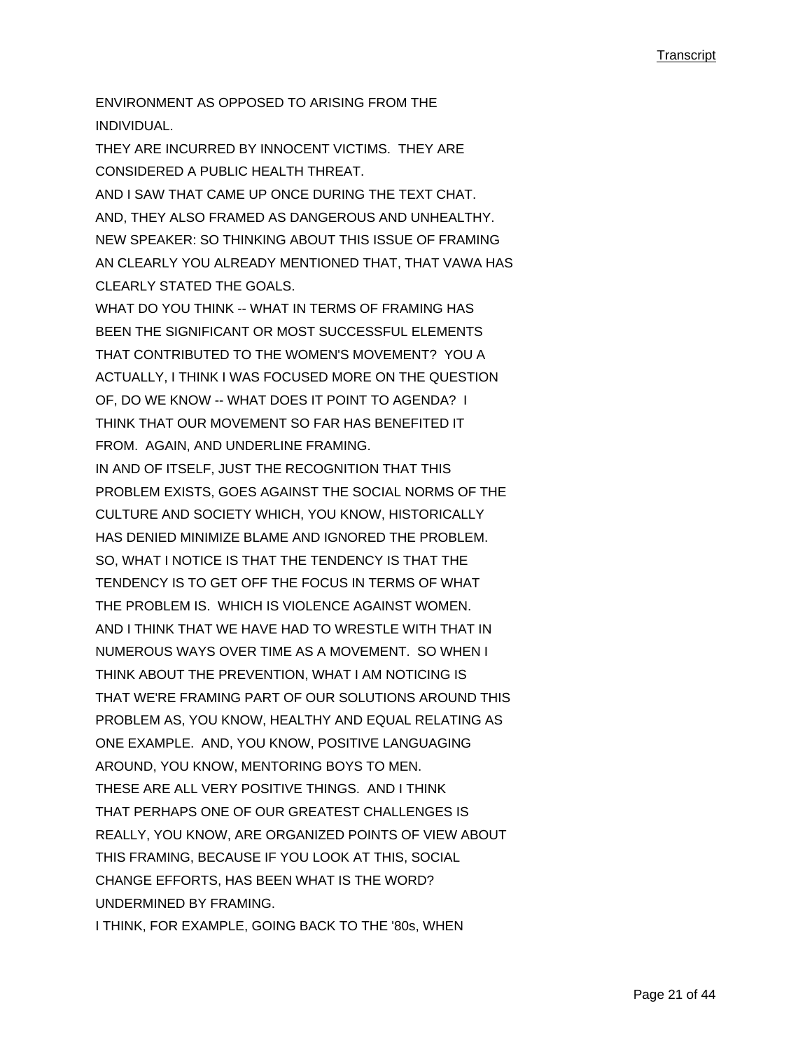ENVIRONMENT AS OPPOSED TO ARISING FROM THE INDIVIDUAL.

THEY ARE INCURRED BY INNOCENT VICTIMS. THEY ARE CONSIDERED A PUBLIC HEALTH THREAT.

AND I SAW THAT CAME UP ONCE DURING THE TEXT CHAT.

AND, THEY ALSO FRAMED AS DANGEROUS AND UNHEALTHY.

NEW SPEAKER: SO THINKING ABOUT THIS ISSUE OF FRAMING AN CLEARLY YOU ALREADY MENTIONED THAT, THAT VAWA HAS CLEARLY STATED THE GOALS.

WHAT DO YOU THINK -- WHAT IN TERMS OF FRAMING HAS BEEN THE SIGNIFICANT OR MOST SUCCESSFUL ELEMENTS THAT CONTRIBUTED TO THE WOMEN'S MOVEMENT? YOU A ACTUALLY, I THINK I WAS FOCUSED MORE ON THE QUESTION OF, DO WE KNOW -- WHAT DOES IT POINT TO AGENDA? I THINK THAT OUR MOVEMENT SO FAR HAS BENEFITED IT FROM. AGAIN, AND UNDERLINE FRAMING.

IN AND OF ITSELF, JUST THE RECOGNITION THAT THIS PROBLEM EXISTS, GOES AGAINST THE SOCIAL NORMS OF THE CULTURE AND SOCIETY WHICH, YOU KNOW, HISTORICALLY HAS DENIED MINIMIZE BLAME AND IGNORED THE PROBLEM.

SO, WHAT I NOTICE IS THAT THE TENDENCY IS THAT THE TENDENCY IS TO GET OFF THE FOCUS IN TERMS OF WHAT THE PROBLEM IS. WHICH IS VIOLENCE AGAINST WOMEN.

AND I THINK THAT WE HAVE HAD TO WRESTLE WITH THAT IN NUMEROUS WAYS OVER TIME AS A MOVEMENT. SO WHEN I THINK ABOUT THE PREVENTION, WHAT I AM NOTICING IS THAT WE'RE FRAMING PART OF OUR SOLUTIONS AROUND THIS PROBLEM AS, YOU KNOW, HEALTHY AND EQUAL RELATING AS ONE EXAMPLE. AND, YOU KNOW, POSITIVE LANGUAGING AROUND, YOU KNOW, MENTORING BOYS TO MEN.

THESE ARE ALL VERY POSITIVE THINGS. AND I THINK THAT PERHAPS ONE OF OUR GREATEST CHALLENGES IS REALLY, YOU KNOW, ARE ORGANIZED POINTS OF VIEW ABOUT THIS FRAMING, BECAUSE IF YOU LOOK AT THIS, SOCIAL CHANGE EFFORTS, HAS BEEN WHAT IS THE WORD? UNDERMINED BY FRAMING.

I THINK, FOR EXAMPLE, GOING BACK TO THE '80s, WHEN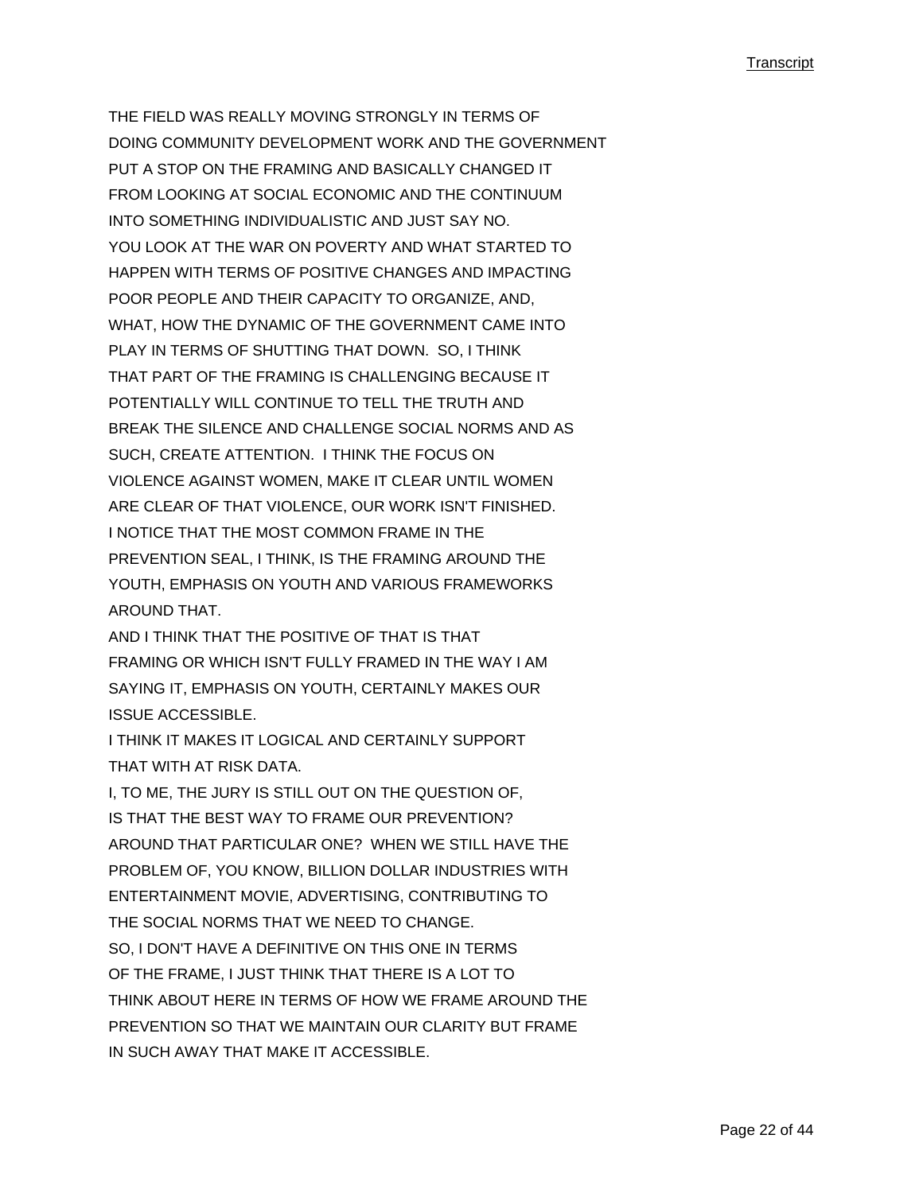THE FIELD WAS REALLY MOVING STRONGLY IN TERMS OF DOING COMMUNITY DEVELOPMENT WORK AND THE GOVERNMENT PUT A STOP ON THE FRAMING AND BASICALLY CHANGED IT FROM LOOKING AT SOCIAL ECONOMIC AND THE CONTINUUM INTO SOMETHING INDIVIDUALISTIC AND JUST SAY NO.

YOU LOOK AT THE WAR ON POVERTY AND WHAT STARTED TO HAPPEN WITH TERMS OF POSITIVE CHANGES AND IMPACTING POOR PEOPLE AND THEIR CAPACITY TO ORGANIZE, AND, WHAT, HOW THE DYNAMIC OF THE GOVERNMENT CAME INTO PLAY IN TERMS OF SHUTTING THAT DOWN. SO, I THINK THAT PART OF THE FRAMING IS CHALLENGING BECAUSE IT POTENTIALLY WILL CONTINUE TO TELL THE TRUTH AND BREAK THE SILENCE AND CHALLENGE SOCIAL NORMS AND AS SUCH, CREATE ATTENTION. I THINK THE FOCUS ON VIOLENCE AGAINST WOMEN, MAKE IT CLEAR UNTIL WOMEN ARE CLEAR OF THAT VIOLENCE, OUR WORK ISN'T FINISHED.

I NOTICE THAT THE MOST COMMON FRAME IN THE PREVENTION SEAL, I THINK, IS THE FRAMING AROUND THE YOUTH, EMPHASIS ON YOUTH AND VARIOUS FRAMEWORKS AROUND THAT.

AND I THINK THAT THE POSITIVE OF THAT IS THAT FRAMING OR WHICH ISN'T FULLY FRAMED IN THE WAY I AM SAYING IT, EMPHASIS ON YOUTH, CERTAINLY MAKES OUR ISSUE ACCESSIBLE.

I THINK IT MAKES IT LOGICAL AND CERTAINLY SUPPORT THAT WITH AT RISK DATA.

I, TO ME, THE JURY IS STILL OUT ON THE QUESTION OF, IS THAT THE BEST WAY TO FRAME OUR PREVENTION? AROUND THAT PARTICULAR ONE? WHEN WE STILL HAVE THE PROBLEM OF, YOU KNOW, BILLION DOLLAR INDUSTRIES WITH ENTERTAINMENT MOVIE, ADVERTISING, CONTRIBUTING TO THE SOCIAL NORMS THAT WE NEED TO CHANGE.

SO, I DON'T HAVE A DEFINITIVE ON THIS ONE IN TERMS OF THE FRAME, I JUST THINK THAT THERE IS A LOT TO THINK ABOUT HERE IN TERMS OF HOW WE FRAME AROUND THE PREVENTION SO THAT WE MAINTAIN OUR CLARITY BUT FRAME IN SUCH AWAY THAT MAKE IT ACCESSIBLE.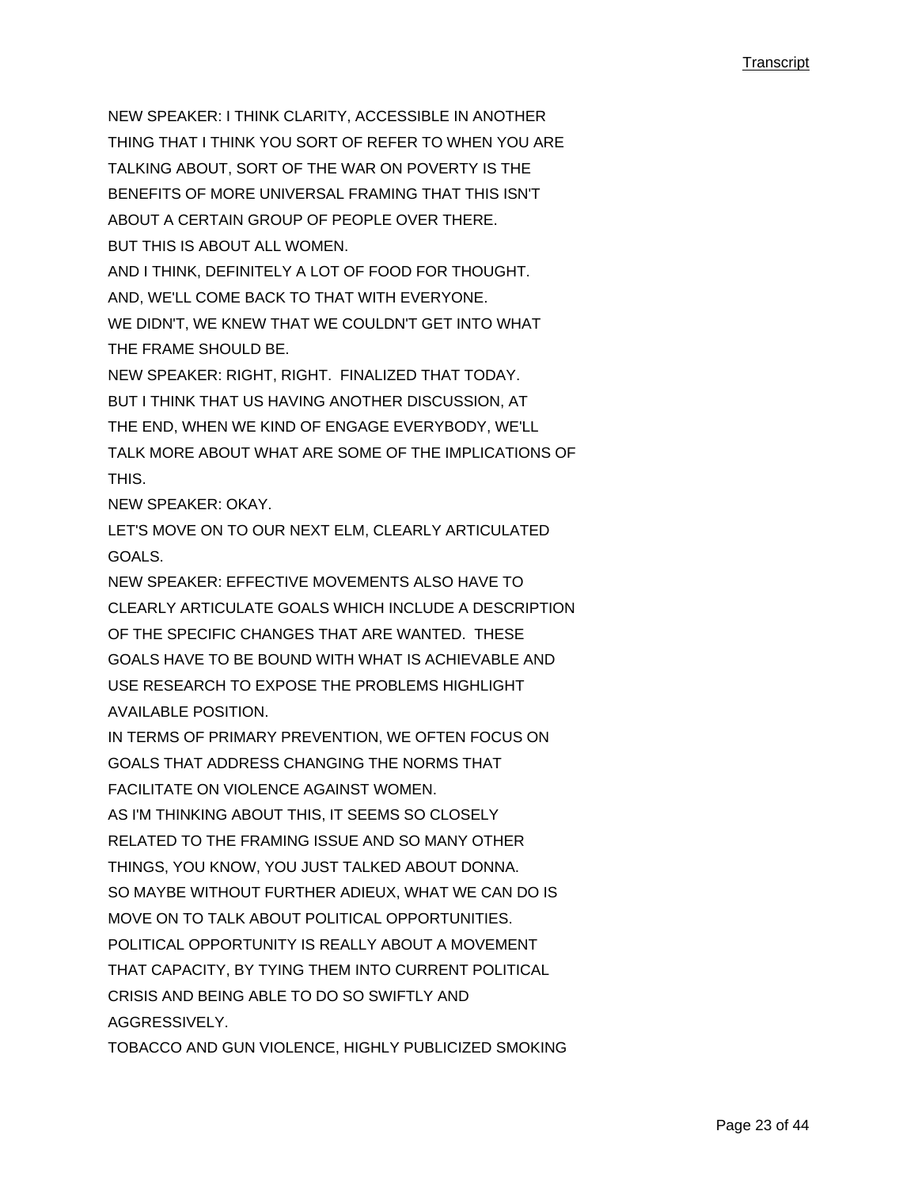NEW SPEAKER: I THINK CLARITY, ACCESSIBLE IN ANOTHER THING THAT I THINK YOU SORT OF REFER TO WHEN YOU ARE TALKING ABOUT, SORT OF THE WAR ON POVERTY IS THE BENEFITS OF MORE UNIVERSAL FRAMING THAT THIS ISN'T ABOUT A CERTAIN GROUP OF PEOPLE OVER THERE.

BUT THIS IS ABOUT ALL WOMEN.

AND I THINK, DEFINITELY A LOT OF FOOD FOR THOUGHT.

AND, WE'LL COME BACK TO THAT WITH EVERYONE.

WE DIDN'T, WE KNEW THAT WE COULDN'T GET INTO WHAT THE FRAME SHOULD BE.

NEW SPEAKER: RIGHT, RIGHT. FINALIZED THAT TODAY.

BUT I THINK THAT US HAVING ANOTHER DISCUSSION, AT THE END, WHEN WE KIND OF ENGAGE EVERYBODY, WE'LL TALK MORE ABOUT WHAT ARE SOME OF THE IMPLICATIONS OF THIS.

NEW SPEAKER: OKAY.

LET'S MOVE ON TO OUR NEXT ELM, CLEARLY ARTICULATED GOALS.

NEW SPEAKER: EFFECTIVE MOVEMENTS ALSO HAVE TO CLEARLY ARTICULATE GOALS WHICH INCLUDE A DESCRIPTION OF THE SPECIFIC CHANGES THAT ARE WANTED. THESE GOALS HAVE TO BE BOUND WITH WHAT IS ACHIEVABLE AND USE RESEARCH TO EXPOSE THE PROBLEMS HIGHLIGHT AVAILABLE POSITION.

IN TERMS OF PRIMARY PREVENTION, WE OFTEN FOCUS ON GOALS THAT ADDRESS CHANGING THE NORMS THAT FACILITATE ON VIOLENCE AGAINST WOMEN.

AS I'M THINKING ABOUT THIS, IT SEEMS SO CLOSELY RELATED TO THE FRAMING ISSUE AND SO MANY OTHER THINGS, YOU KNOW, YOU JUST TALKED ABOUT DONNA.

SO MAYBE WITHOUT FURTHER ADIEUX, WHAT WE CAN DO IS MOVE ON TO TALK ABOUT POLITICAL OPPORTUNITIES.

POLITICAL OPPORTUNITY IS REALLY ABOUT A MOVEMENT THAT CAPACITY, BY TYING THEM INTO CURRENT POLITICAL CRISIS AND BEING ABLE TO DO SO SWIFTLY AND AGGRESSIVELY.

TOBACCO AND GUN VIOLENCE, HIGHLY PUBLICIZED SMOKING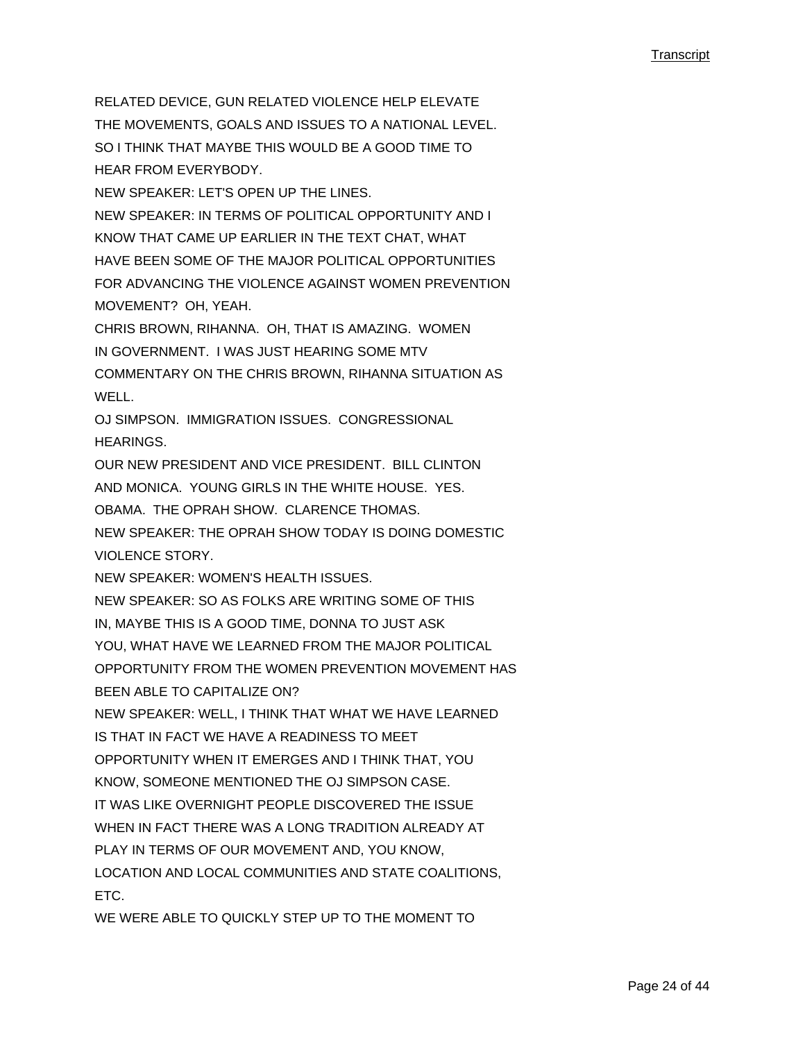RELATED DEVICE, GUN RELATED VIOLENCE HELP ELEVATE THE MOVEMENTS, GOALS AND ISSUES TO A NATIONAL LEVEL. SO I THINK THAT MAYBE THIS WOULD BE A GOOD TIME TO HEAR FROM EVERYBODY.

NEW SPEAKER: LET'S OPEN UP THE LINES.

NEW SPEAKER: IN TERMS OF POLITICAL OPPORTUNITY AND I KNOW THAT CAME UP EARLIER IN THE TEXT CHAT, WHAT HAVE BEEN SOME OF THE MAJOR POLITICAL OPPORTUNITIES FOR ADVANCING THE VIOLENCE AGAINST WOMEN PREVENTION MOVEMENT? OH, YEAH.

CHRIS BROWN, RIHANNA. OH, THAT IS AMAZING. WOMEN IN GOVERNMENT. I WAS JUST HEARING SOME MTV COMMENTARY ON THE CHRIS BROWN, RIHANNA SITUATION AS WELL.

OJ SIMPSON. IMMIGRATION ISSUES. CONGRESSIONAL HEARINGS.

OUR NEW PRESIDENT AND VICE PRESIDENT. BILL CLINTON AND MONICA. YOUNG GIRLS IN THE WHITE HOUSE. YES. OBAMA. THE OPRAH SHOW. CLARENCE THOMAS.

NEW SPEAKER: THE OPRAH SHOW TODAY IS DOING DOMESTIC VIOLENCE STORY.

NEW SPEAKER: WOMEN'S HEALTH ISSUES.

NEW SPEAKER: SO AS FOLKS ARE WRITING SOME OF THIS IN, MAYBE THIS IS A GOOD TIME, DONNA TO JUST ASK YOU, WHAT HAVE WE LEARNED FROM THE MAJOR POLITICAL OPPORTUNITY FROM THE WOMEN PREVENTION MOVEMENT HAS BEEN ABLE TO CAPITALIZE ON?

NEW SPEAKER: WELL, I THINK THAT WHAT WE HAVE LEARNED IS THAT IN FACT WE HAVE A READINESS TO MEET OPPORTUNITY WHEN IT EMERGES AND I THINK THAT, YOU KNOW, SOMEONE MENTIONED THE OJ SIMPSON CASE.

IT WAS LIKE OVERNIGHT PEOPLE DISCOVERED THE ISSUE WHEN IN FACT THERE WAS A LONG TRADITION ALREADY AT PLAY IN TERMS OF OUR MOVEMENT AND, YOU KNOW, LOCATION AND LOCAL COMMUNITIES AND STATE COALITIONS, ETC.

WE WERE ABLE TO QUICKLY STEP UP TO THE MOMENT TO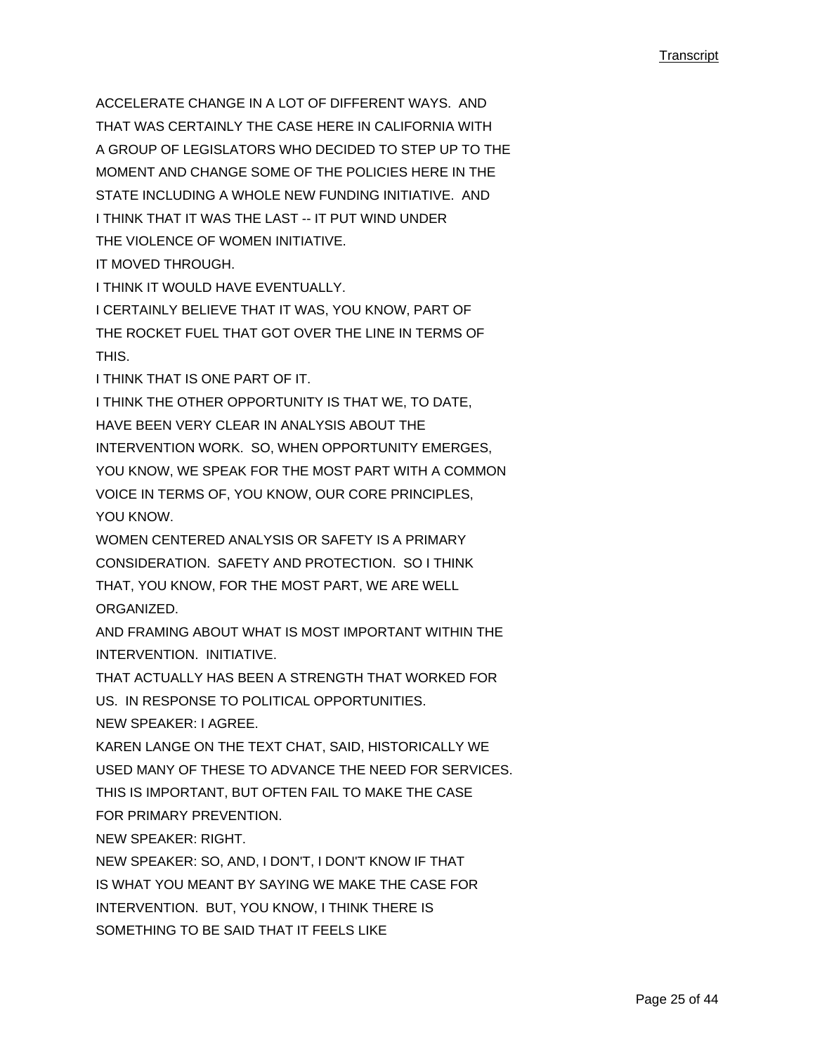ACCELERATE CHANGE IN A LOT OF DIFFERENT WAYS. AND THAT WAS CERTAINLY THE CASE HERE IN CALIFORNIA WITH A GROUP OF LEGISLATORS WHO DECIDED TO STEP UP TO THE MOMENT AND CHANGE SOME OF THE POLICIES HERE IN THE STATE INCLUDING A WHOLE NEW FUNDING INITIATIVE. AND I THINK THAT IT WAS THE LAST -- IT PUT WIND UNDER THE VIOLENCE OF WOMEN INITIATIVE.

IT MOVED THROUGH.

I THINK IT WOULD HAVE EVENTUALLY.

I CERTAINLY BELIEVE THAT IT WAS, YOU KNOW, PART OF THE ROCKET FUEL THAT GOT OVER THE LINE IN TERMS OF THIS.

I THINK THAT IS ONE PART OF IT.

I THINK THE OTHER OPPORTUNITY IS THAT WE, TO DATE, HAVE BEEN VERY CLEAR IN ANALYSIS ABOUT THE INTERVENTION WORK. SO, WHEN OPPORTUNITY EMERGES, YOU KNOW, WE SPEAK FOR THE MOST PART WITH A COMMON VOICE IN TERMS OF, YOU KNOW, OUR CORE PRINCIPLES, YOU KNOW.

WOMEN CENTERED ANALYSIS OR SAFETY IS A PRIMARY CONSIDERATION. SAFETY AND PROTECTION. SO I THINK THAT, YOU KNOW, FOR THE MOST PART, WE ARE WELL ORGANIZED.

AND FRAMING ABOUT WHAT IS MOST IMPORTANT WITHIN THE INTERVENTION. INITIATIVE.

THAT ACTUALLY HAS BEEN A STRENGTH THAT WORKED FOR US. IN RESPONSE TO POLITICAL OPPORTUNITIES.

NEW SPEAKER: I AGREE.

KAREN LANGE ON THE TEXT CHAT, SAID, HISTORICALLY WE USED MANY OF THESE TO ADVANCE THE NEED FOR SERVICES. THIS IS IMPORTANT, BUT OFTEN FAIL TO MAKE THE CASE FOR PRIMARY PREVENTION.

NEW SPEAKER: RIGHT.

NEW SPEAKER: SO, AND, I DON'T, I DON'T KNOW IF THAT IS WHAT YOU MEANT BY SAYING WE MAKE THE CASE FOR INTERVENTION. BUT, YOU KNOW, I THINK THERE IS SOMETHING TO BE SAID THAT IT FEELS LIKE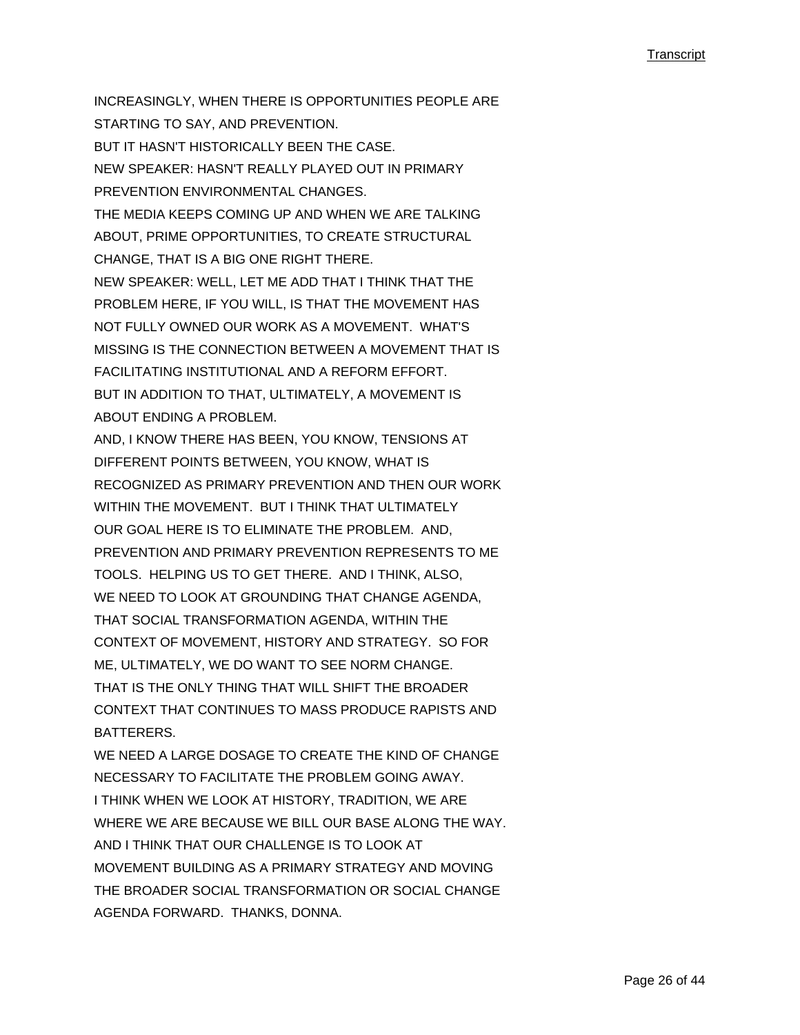INCREASINGLY, WHEN THERE IS OPPORTUNITIES PEOPLE ARE STARTING TO SAY, AND PREVENTION.

BUT IT HASN'T HISTORICALLY BEEN THE CASE.

NEW SPEAKER: HASN'T REALLY PLAYED OUT IN PRIMARY PREVENTION ENVIRONMENTAL CHANGES.

THE MEDIA KEEPS COMING UP AND WHEN WE ARE TALKING ABOUT, PRIME OPPORTUNITIES, TO CREATE STRUCTURAL CHANGE, THAT IS A BIG ONE RIGHT THERE.

NEW SPEAKER: WELL, LET ME ADD THAT I THINK THAT THE PROBLEM HERE, IF YOU WILL, IS THAT THE MOVEMENT HAS NOT FULLY OWNED OUR WORK AS A MOVEMENT. WHAT'S MISSING IS THE CONNECTION BETWEEN A MOVEMENT THAT IS FACILITATING INSTITUTIONAL AND A REFORM EFFORT.

BUT IN ADDITION TO THAT, ULTIMATELY, A MOVEMENT IS ABOUT ENDING A PROBLEM.

AND, I KNOW THERE HAS BEEN, YOU KNOW, TENSIONS AT DIFFERENT POINTS BETWEEN, YOU KNOW, WHAT IS RECOGNIZED AS PRIMARY PREVENTION AND THEN OUR WORK WITHIN THE MOVEMENT. BUT I THINK THAT ULTIMATELY OUR GOAL HERE IS TO ELIMINATE THE PROBLEM. AND, PREVENTION AND PRIMARY PREVENTION REPRESENTS TO ME TOOLS. HELPING US TO GET THERE. AND I THINK, ALSO, WE NEED TO LOOK AT GROUNDING THAT CHANGE AGENDA, THAT SOCIAL TRANSFORMATION AGENDA, WITHIN THE CONTEXT OF MOVEMENT, HISTORY AND STRATEGY. SO FOR ME, ULTIMATELY, WE DO WANT TO SEE NORM CHANGE. THAT IS THE ONLY THING THAT WILL SHIFT THE BROADER CONTEXT THAT CONTINUES TO MASS PRODUCE RAPISTS AND BATTERERS.

WE NEED A LARGE DOSAGE TO CREATE THE KIND OF CHANGE NECESSARY TO FACILITATE THE PROBLEM GOING AWAY.

I THINK WHEN WE LOOK AT HISTORY, TRADITION, WE ARE WHERE WE ARE BECAUSE WE BILL OUR BASE ALONG THE WAY.

AND I THINK THAT OUR CHALLENGE IS TO LOOK AT MOVEMENT BUILDING AS A PRIMARY STRATEGY AND MOVING THE BROADER SOCIAL TRANSFORMATION OR SOCIAL CHANGE AGENDA FORWARD. THANKS, DONNA.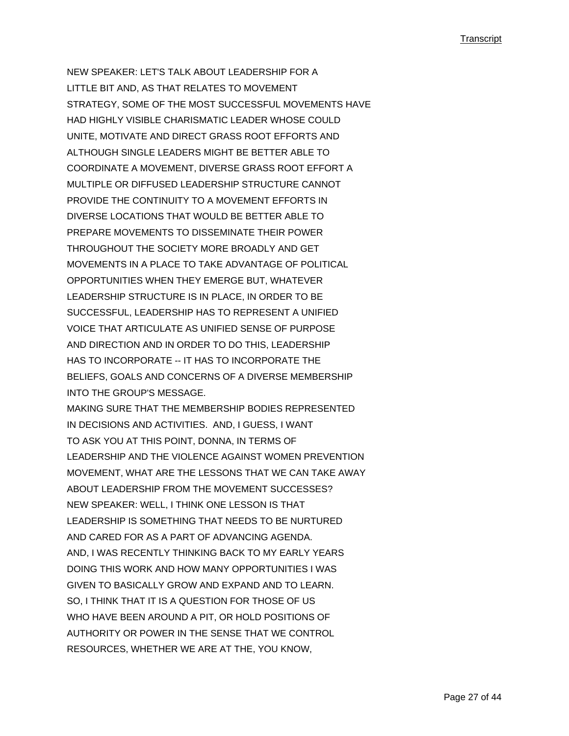NEW SPEAKER: LET'S TALK ABOUT LEADERSHIP FOR A LITTLE BIT AND, AS THAT RELATES TO MOVEMENT STRATEGY, SOME OF THE MOST SUCCESSFUL MOVEMENTS HAVE HAD HIGHLY VISIBLE CHARISMATIC LEADER WHOSE COULD UNITE, MOTIVATE AND DIRECT GRASS ROOT EFFORTS AND ALTHOUGH SINGLE LEADERS MIGHT BE BETTER ABLE TO COORDINATE A MOVEMENT, DIVERSE GRASS ROOT EFFORT A MULTIPLE OR DIFFUSED LEADERSHIP STRUCTURE CANNOT PROVIDE THE CONTINUITY TO A MOVEMENT EFFORTS IN DIVERSE LOCATIONS THAT WOULD BE BETTER ABLE TO PREPARE MOVEMENTS TO DISSEMINATE THEIR POWER THROUGHOUT THE SOCIETY MORE BROADLY AND GET MOVEMENTS IN A PLACE TO TAKE ADVANTAGE OF POLITICAL OPPORTUNITIES WHEN THEY EMERGE BUT, WHATEVER LEADERSHIP STRUCTURE IS IN PLACE, IN ORDER TO BE SUCCESSFUL, LEADERSHIP HAS TO REPRESENT A UNIFIED VOICE THAT ARTICULATE AS UNIFIED SENSE OF PURPOSE AND DIRECTION AND IN ORDER TO DO THIS, LEADERSHIP HAS TO INCORPORATE -- IT HAS TO INCORPORATE THE BELIEFS, GOALS AND CONCERNS OF A DIVERSE MEMBERSHIP INTO THE GROUP'S MESSAGE.

MAKING SURE THAT THE MEMBERSHIP BODIES REPRESENTED IN DECISIONS AND ACTIVITIES. AND, I GUESS, I WANT TO ASK YOU AT THIS POINT, DONNA, IN TERMS OF LEADERSHIP AND THE VIOLENCE AGAINST WOMEN PREVENTION MOVEMENT, WHAT ARE THE LESSONS THAT WE CAN TAKE AWAY ABOUT LEADERSHIP FROM THE MOVEMENT SUCCESSES?

NEW SPEAKER: WELL, I THINK ONE LESSON IS THAT LEADERSHIP IS SOMETHING THAT NEEDS TO BE NURTURED AND CARED FOR AS A PART OF ADVANCING AGENDA.

AND, I WAS RECENTLY THINKING BACK TO MY EARLY YEARS DOING THIS WORK AND HOW MANY OPPORTUNITIES I WAS GIVEN TO BASICALLY GROW AND EXPAND AND TO LEARN.

SO, I THINK THAT IT IS A QUESTION FOR THOSE OF US WHO HAVE BEEN AROUND A PIT, OR HOLD POSITIONS OF AUTHORITY OR POWER IN THE SENSE THAT WE CONTROL RESOURCES, WHETHER WE ARE AT THE, YOU KNOW,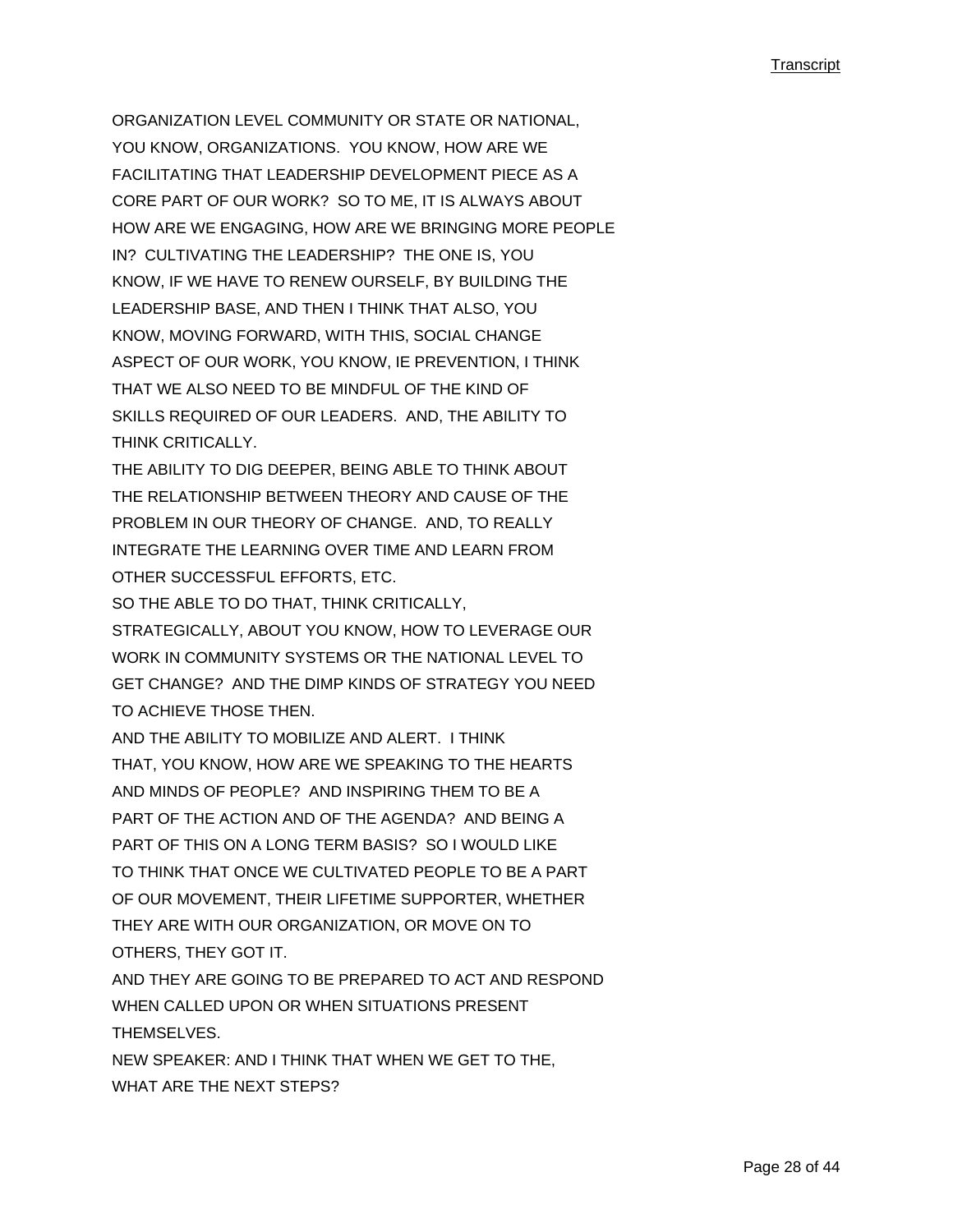ORGANIZATION LEVEL COMMUNITY OR STATE OR NATIONAL, YOU KNOW, ORGANIZATIONS. YOU KNOW, HOW ARE WE FACILITATING THAT LEADERSHIP DEVELOPMENT PIECE AS A CORE PART OF OUR WORK? SO TO ME, IT IS ALWAYS ABOUT HOW ARE WE ENGAGING, HOW ARE WE BRINGING MORE PEOPLE IN? CULTIVATING THE LEADERSHIP? THE ONE IS, YOU KNOW, IF WE HAVE TO RENEW OURSELF, BY BUILDING THE LEADERSHIP BASE, AND THEN I THINK THAT ALSO, YOU KNOW, MOVING FORWARD, WITH THIS, SOCIAL CHANGE ASPECT OF OUR WORK, YOU KNOW, IE PREVENTION, I THINK THAT WE ALSO NEED TO BE MINDFUL OF THE KIND OF SKILLS REQUIRED OF OUR LEADERS. AND, THE ABILITY TO THINK CRITICALLY.

THE ABILITY TO DIG DEEPER, BEING ABLE TO THINK ABOUT THE RELATIONSHIP BETWEEN THEORY AND CAUSE OF THE PROBLEM IN OUR THEORY OF CHANGE. AND, TO REALLY INTEGRATE THE LEARNING OVER TIME AND LEARN FROM OTHER SUCCESSFUL EFFORTS, ETC.

SO THE ABLE TO DO THAT, THINK CRITICALLY, STRATEGICALLY, ABOUT YOU KNOW, HOW TO LEVERAGE OUR WORK IN COMMUNITY SYSTEMS OR THE NATIONAL LEVEL TO GET CHANGE? AND THE DIMP KINDS OF STRATEGY YOU NEED TO ACHIEVE THOSE THEN.

AND THE ABILITY TO MOBILIZE AND ALERT. I THINK THAT, YOU KNOW, HOW ARE WE SPEAKING TO THE HEARTS AND MINDS OF PEOPLE? AND INSPIRING THEM TO BE A PART OF THE ACTION AND OF THE AGENDA? AND BEING A PART OF THIS ON A LONG TERM BASIS? SO I WOULD LIKE TO THINK THAT ONCE WE CULTIVATED PEOPLE TO BE A PART OF OUR MOVEMENT, THEIR LIFETIME SUPPORTER, WHETHER THEY ARE WITH OUR ORGANIZATION, OR MOVE ON TO OTHERS, THEY GOT IT.

AND THEY ARE GOING TO BE PREPARED TO ACT AND RESPOND WHEN CALLED UPON OR WHEN SITUATIONS PRESENT THEMSELVES.

NEW SPEAKER: AND I THINK THAT WHEN WE GET TO THE, WHAT ARE THE NEXT STEPS?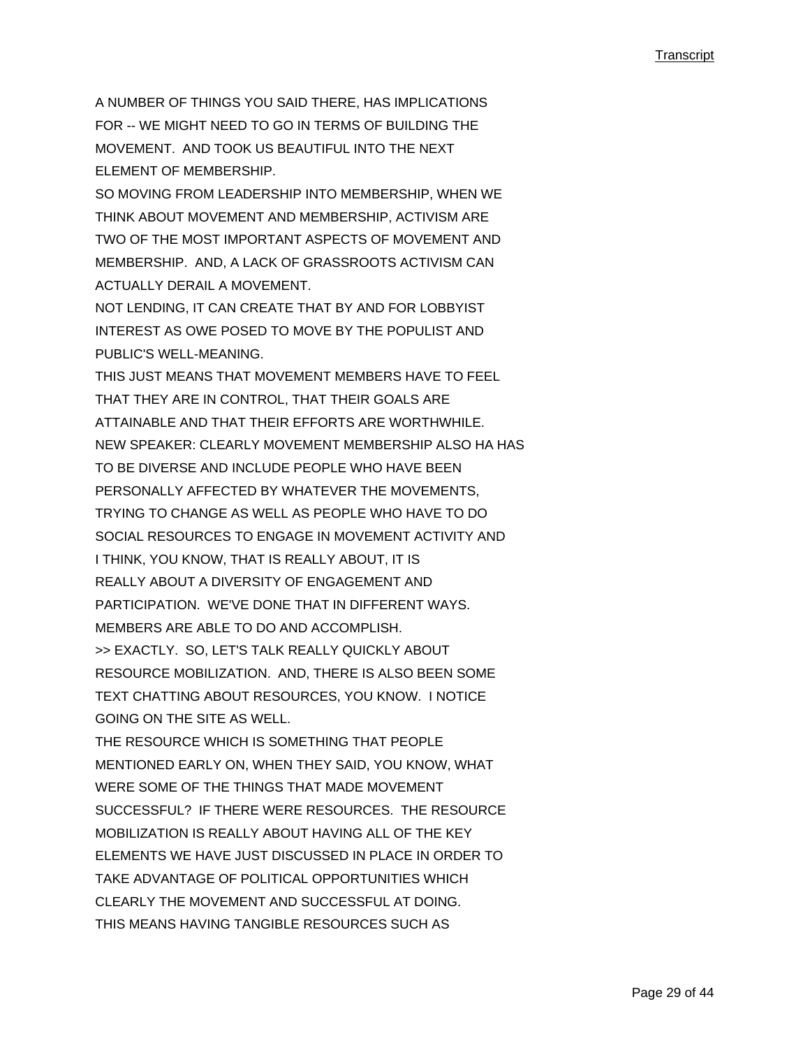A NUMBER OF THINGS YOU SAID THERE, HAS IMPLICATIONS FOR -- WE MIGHT NEED TO GO IN TERMS OF BUILDING THE MOVEMENT. AND TOOK US BEAUTIFUL INTO THE NEXT ELEMENT OF MEMBERSHIP.

SO MOVING FROM LEADERSHIP INTO MEMBERSHIP, WHEN WE THINK ABOUT MOVEMENT AND MEMBERSHIP, ACTIVISM ARE TWO OF THE MOST IMPORTANT ASPECTS OF MOVEMENT AND MEMBERSHIP. AND, A LACK OF GRASSROOTS ACTIVISM CAN ACTUALLY DERAIL A MOVEMENT.

NOT LENDING, IT CAN CREATE THAT BY AND FOR LOBBYIST INTEREST AS OWE POSED TO MOVE BY THE POPULIST AND PUBLIC'S WELL-MEANING.

THIS JUST MEANS THAT MOVEMENT MEMBERS HAVE TO FEEL THAT THEY ARE IN CONTROL, THAT THEIR GOALS ARE ATTAINABLE AND THAT THEIR EFFORTS ARE WORTHWHILE.

NEW SPEAKER: CLEARLY MOVEMENT MEMBERSHIP ALSO HA HAS TO BE DIVERSE AND INCLUDE PEOPLE WHO HAVE BEEN PERSONALLY AFFECTED BY WHATEVER THE MOVEMENTS, TRYING TO CHANGE AS WELL AS PEOPLE WHO HAVE TO DO SOCIAL RESOURCES TO ENGAGE IN MOVEMENT ACTIVITY AND I THINK, YOU KNOW, THAT IS REALLY ABOUT, IT IS REALLY ABOUT A DIVERSITY OF ENGAGEMENT AND PARTICIPATION. WE'VE DONE THAT IN DIFFERENT WAYS. MEMBERS ARE ABLE TO DO AND ACCOMPLISH.

>> EXACTLY. SO, LET'S TALK REALLY QUICKLY ABOUT RESOURCE MOBILIZATION. AND, THERE IS ALSO BEEN SOME TEXT CHATTING ABOUT RESOURCES, YOU KNOW. I NOTICE GOING ON THE SITE AS WELL.

THE RESOURCE WHICH IS SOMETHING THAT PEOPLE MENTIONED EARLY ON, WHEN THEY SAID, YOU KNOW, WHAT WERE SOME OF THE THINGS THAT MADE MOVEMENT SUCCESSFUL? IF THERE WERE RESOURCES. THE RESOURCE MOBILIZATION IS REALLY ABOUT HAVING ALL OF THE KEY ELEMENTS WE HAVE JUST DISCUSSED IN PLACE IN ORDER TO TAKE ADVANTAGE OF POLITICAL OPPORTUNITIES WHICH CLEARLY THE MOVEMENT AND SUCCESSFUL AT DOING.

THIS MEANS HAVING TANGIBLE RESOURCES SUCH AS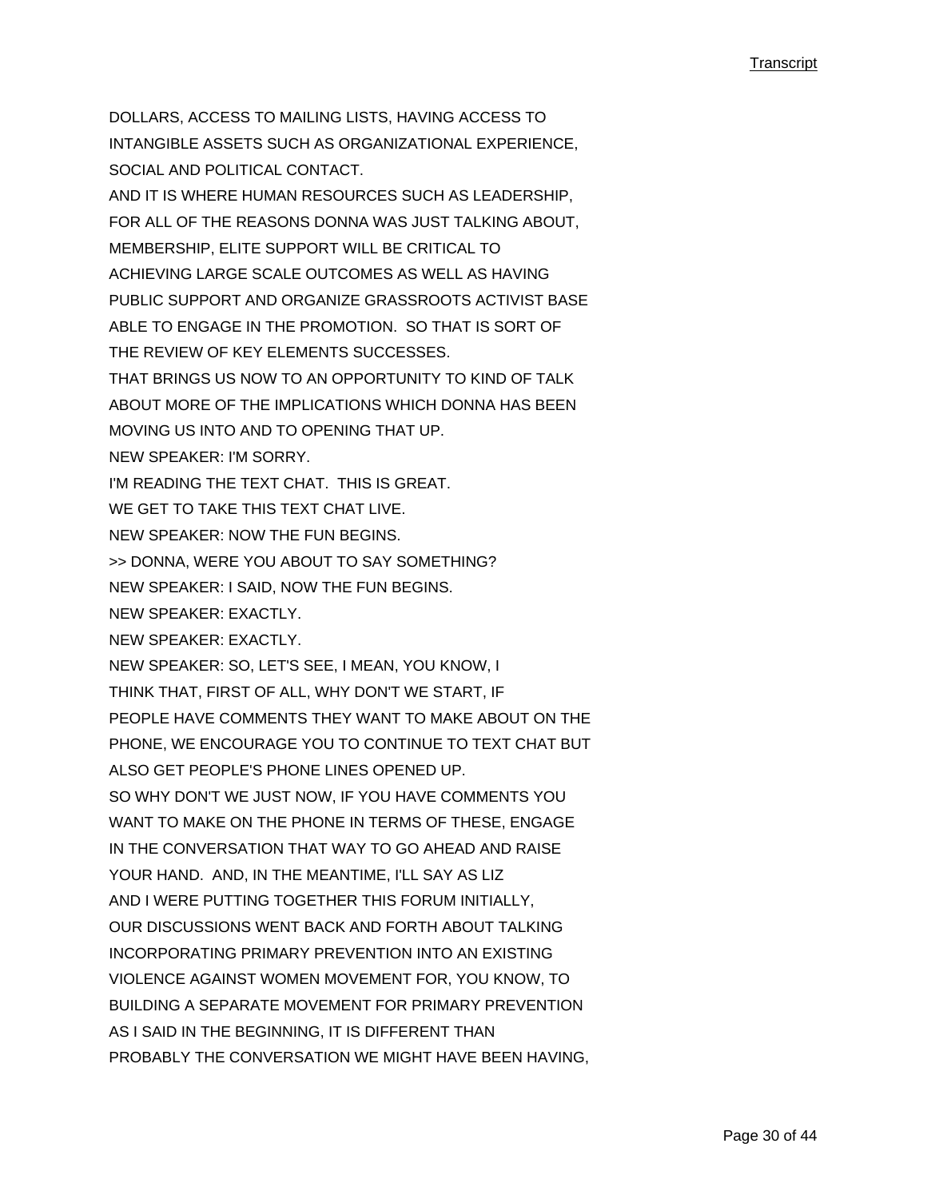DOLLARS, ACCESS TO MAILING LISTS, HAVING ACCESS TO INTANGIBLE ASSETS SUCH AS ORGANIZATIONAL EXPERIENCE, SOCIAL AND POLITICAL CONTACT.

AND IT IS WHERE HUMAN RESOURCES SUCH AS LEADERSHIP, FOR ALL OF THE REASONS DONNA WAS JUST TALKING ABOUT, MEMBERSHIP, ELITE SUPPORT WILL BE CRITICAL TO ACHIEVING LARGE SCALE OUTCOMES AS WELL AS HAVING PUBLIC SUPPORT AND ORGANIZE GRASSROOTS ACTIVIST BASE ABLE TO ENGAGE IN THE PROMOTION. SO THAT IS SORT OF THE REVIEW OF KEY ELEMENTS SUCCESSES.

THAT BRINGS US NOW TO AN OPPORTUNITY TO KIND OF TALK ABOUT MORE OF THE IMPLICATIONS WHICH DONNA HAS BEEN MOVING US INTO AND TO OPENING THAT UP.

NEW SPEAKER: I'M SORRY.

I'M READING THE TEXT CHAT. THIS IS GREAT.

WE GET TO TAKE THIS TEXT CHAT LIVE.

NEW SPEAKER: NOW THE FUN BEGINS.

>> DONNA, WERE YOU ABOUT TO SAY SOMETHING?

NEW SPEAKER: I SAID, NOW THE FUN BEGINS.

NEW SPEAKER: EXACTLY.

NEW SPEAKER: EXACTLY.

NEW SPEAKER: SO, LET'S SEE, I MEAN, YOU KNOW, I THINK THAT, FIRST OF ALL, WHY DON'T WE START, IF PEOPLE HAVE COMMENTS THEY WANT TO MAKE ABOUT ON THE PHONE, WE ENCOURAGE YOU TO CONTINUE TO TEXT CHAT BUT ALSO GET PEOPLE'S PHONE LINES OPENED UP.

SO WHY DON'T WE JUST NOW, IF YOU HAVE COMMENTS YOU WANT TO MAKE ON THE PHONE IN TERMS OF THESE, ENGAGE IN THE CONVERSATION THAT WAY TO GO AHEAD AND RAISE YOUR HAND. AND, IN THE MEANTIME, I'LL SAY AS LIZ AND I WERE PUTTING TOGETHER THIS FORUM INITIALLY, OUR DISCUSSIONS WENT BACK AND FORTH ABOUT TALKING INCORPORATING PRIMARY PREVENTION INTO AN EXISTING VIOLENCE AGAINST WOMEN MOVEMENT FOR, YOU KNOW, TO BUILDING A SEPARATE MOVEMENT FOR PRIMARY PREVENTION AS I SAID IN THE BEGINNING, IT IS DIFFERENT THAN PROBABLY THE CONVERSATION WE MIGHT HAVE BEEN HAVING,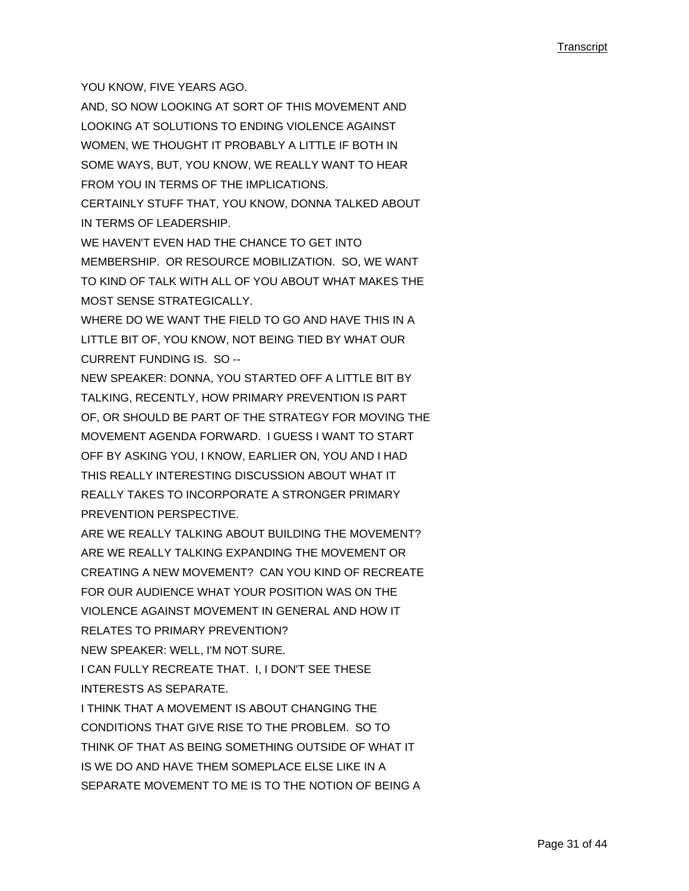YOU KNOW, FIVE YEARS AGO.

AND, SO NOW LOOKING AT SORT OF THIS MOVEMENT AND LOOKING AT SOLUTIONS TO ENDING VIOLENCE AGAINST WOMEN, WE THOUGHT IT PROBABLY A LITTLE IF BOTH IN SOME WAYS, BUT, YOU KNOW, WE REALLY WANT TO HEAR FROM YOU IN TERMS OF THE IMPLICATIONS.

CERTAINLY STUFF THAT, YOU KNOW, DONNA TALKED ABOUT IN TERMS OF LEADERSHIP.

WE HAVEN'T EVEN HAD THE CHANCE TO GET INTO MEMBERSHIP. OR RESOURCE MOBILIZATION. SO, WE WANT TO KIND OF TALK WITH ALL OF YOU ABOUT WHAT MAKES THE MOST SENSE STRATEGICALLY.

WHERE DO WE WANT THE FIELD TO GO AND HAVE THIS IN A LITTLE BIT OF, YOU KNOW, NOT BEING TIED BY WHAT OUR CURRENT FUNDING IS. SO --

NEW SPEAKER: DONNA, YOU STARTED OFF A LITTLE BIT BY TALKING, RECENTLY, HOW PRIMARY PREVENTION IS PART OF, OR SHOULD BE PART OF THE STRATEGY FOR MOVING THE MOVEMENT AGENDA FORWARD. I GUESS I WANT TO START OFF BY ASKING YOU, I KNOW, EARLIER ON, YOU AND I HAD THIS REALLY INTERESTING DISCUSSION ABOUT WHAT IT REALLY TAKES TO INCORPORATE A STRONGER PRIMARY PREVENTION PERSPECTIVE.

ARE WE REALLY TALKING ABOUT BUILDING THE MOVEMENT? ARE WE REALLY TALKING EXPANDING THE MOVEMENT OR CREATING A NEW MOVEMENT? CAN YOU KIND OF RECREATE FOR OUR AUDIENCE WHAT YOUR POSITION WAS ON THE VIOLENCE AGAINST MOVEMENT IN GENERAL AND HOW IT RELATES TO PRIMARY PREVENTION?

NEW SPEAKER: WELL, I'M NOT SURE.

I CAN FULLY RECREATE THAT. I, I DON'T SEE THESE INTERESTS AS SEPARATE.

I THINK THAT A MOVEMENT IS ABOUT CHANGING THE CONDITIONS THAT GIVE RISE TO THE PROBLEM. SO TO THINK OF THAT AS BEING SOMETHING OUTSIDE OF WHAT IT IS WE DO AND HAVE THEM SOMEPLACE ELSE LIKE IN A SEPARATE MOVEMENT TO ME IS TO THE NOTION OF BEING A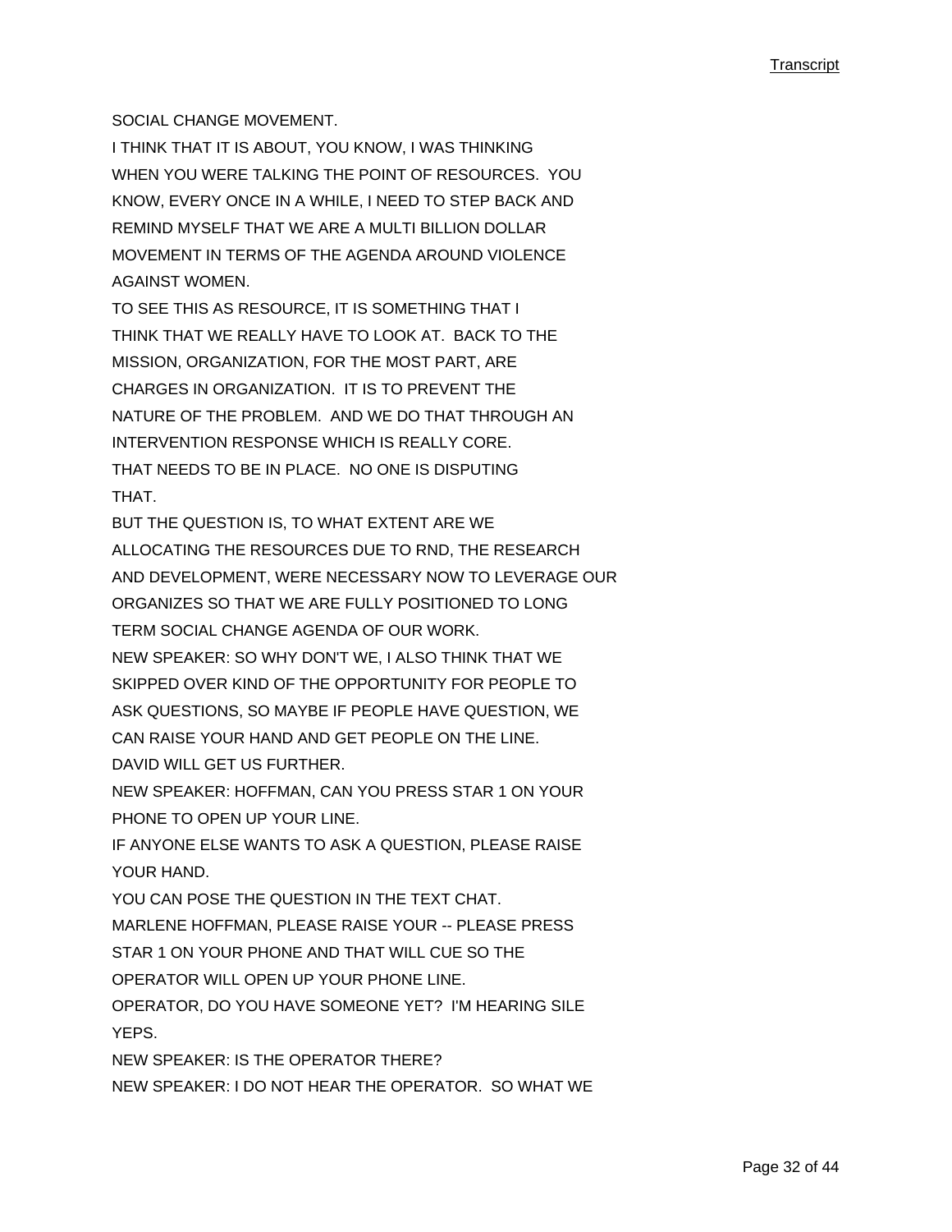SOCIAL CHANGE MOVEMENT.

I THINK THAT IT IS ABOUT, YOU KNOW, I WAS THINKING WHEN YOU WERE TALKING THE POINT OF RESOURCES. YOU KNOW, EVERY ONCE IN A WHILE, I NEED TO STEP BACK AND REMIND MYSELF THAT WE ARE A MULTI BILLION DOLLAR MOVEMENT IN TERMS OF THE AGENDA AROUND VIOLENCE AGAINST WOMEN.

TO SEE THIS AS RESOURCE, IT IS SOMETHING THAT I THINK THAT WE REALLY HAVE TO LOOK AT. BACK TO THE MISSION, ORGANIZATION, FOR THE MOST PART, ARE CHARGES IN ORGANIZATION. IT IS TO PREVENT THE NATURE OF THE PROBLEM. AND WE DO THAT THROUGH AN INTERVENTION RESPONSE WHICH IS REALLY CORE.

THAT NEEDS TO BE IN PLACE. NO ONE IS DISPUTING THAT.

BUT THE QUESTION IS, TO WHAT EXTENT ARE WE ALLOCATING THE RESOURCES DUE TO RND, THE RESEARCH AND DEVELOPMENT, WERE NECESSARY NOW TO LEVERAGE OUR ORGANIZES SO THAT WE ARE FULLY POSITIONED TO LONG TERM SOCIAL CHANGE AGENDA OF OUR WORK.

NEW SPEAKER: SO WHY DON'T WE, I ALSO THINK THAT WE SKIPPED OVER KIND OF THE OPPORTUNITY FOR PEOPLE TO ASK QUESTIONS, SO MAYBE IF PEOPLE HAVE QUESTION, WE CAN RAISE YOUR HAND AND GET PEOPLE ON THE LINE.

DAVID WILL GET US FURTHER.

NEW SPEAKER: HOFFMAN, CAN YOU PRESS STAR 1 ON YOUR PHONE TO OPEN UP YOUR LINE.

IF ANYONE ELSE WANTS TO ASK A QUESTION, PLEASE RAISE YOUR HAND.

YOU CAN POSE THE QUESTION IN THE TEXT CHAT.

MARLENE HOFFMAN, PLEASE RAISE YOUR -- PLEASE PRESS STAR 1 ON YOUR PHONE AND THAT WILL CUE SO THE OPERATOR WILL OPEN UP YOUR PHONE LINE.

OPERATOR, DO YOU HAVE SOMEONE YET? I'M HEARING SILE YEPS.

NEW SPEAKER: IS THE OPERATOR THERE?

NEW SPEAKER: I DO NOT HEAR THE OPERATOR. SO WHAT WE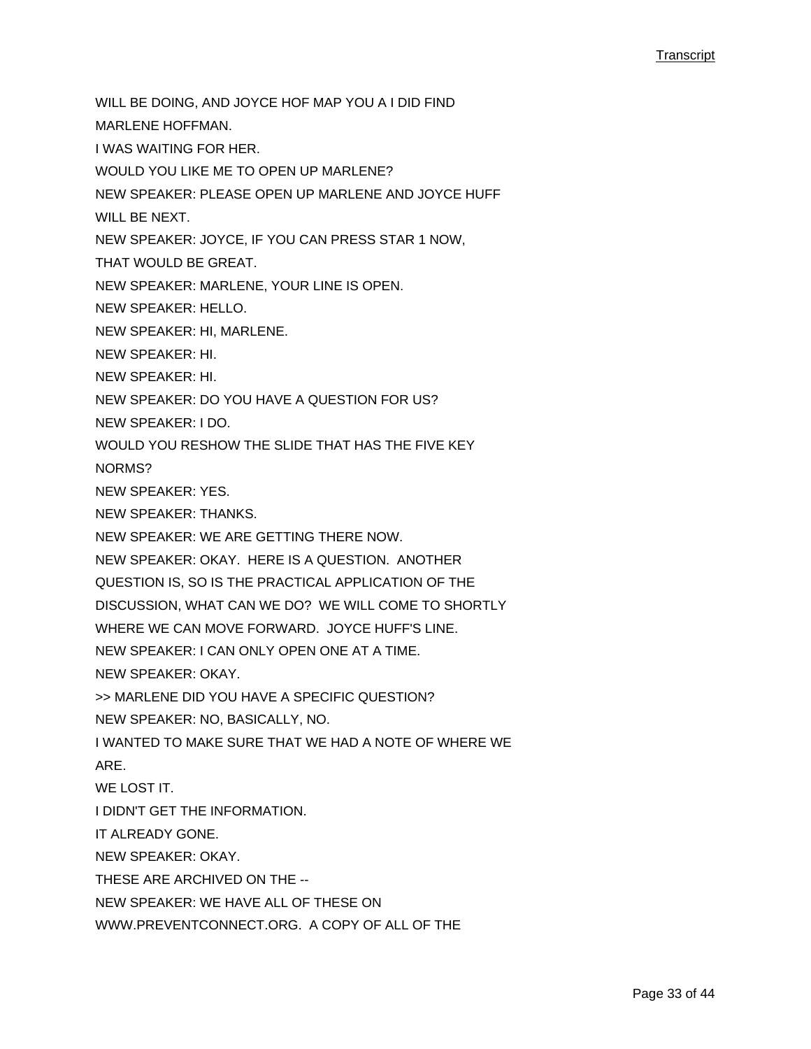WILL BE DOING, AND JOYCE HOF MAP YOU A I DID FIND
MARLENE HOFFMAN.

I WAS WAITING FOR HER.

WOULD YOU LIKE ME TO OPEN UP MARLENE?

NEW SPEAKER: PLEASE OPEN UP MARLENE AND JOYCE HUFF
WILL BE NEXT.

NEW SPEAKER: JOYCE, IF YOU CAN PRESS STAR 1 NOW,
THAT WOULD BE GREAT.

NEW SPEAKER: MARLENE, YOUR LINE IS OPEN.

NEW SPEAKER: HELLO.

NEW SPEAKER: HI, MARLENE.

NEW SPEAKER: HI.

NEW SPEAKER: HI.

NEW SPEAKER: DO YOU HAVE A QUESTION FOR US?

NEW SPEAKER: I DO.

WOULD YOU RESHOW THE SLIDE THAT HAS THE FIVE KEY
NORMS?

NEW SPEAKER: YES.

NEW SPEAKER: THANKS.

NEW SPEAKER: WE ARE GETTING THERE NOW.

NEW SPEAKER: OKAY. HERE IS A QUESTION. ANOTHER
QUESTION IS, SO IS THE PRACTICAL APPLICATION OF THE
DISCUSSION, WHAT CAN WE DO? WE WILL COME TO SHORTLY
WHERE WE CAN MOVE FORWARD. JOYCE HUFF'S LINE.

NEW SPEAKER: I CAN ONLY OPEN ONE AT A TIME.

NEW SPEAKER: OKAY.

>> MARLENE DID YOU HAVE A SPECIFIC QUESTION?

NEW SPEAKER: NO, BASICALLY, NO.

I WANTED TO MAKE SURE THAT WE HAD A NOTE OF WHERE WE
ARE.

WE LOST IT.

I DIDN'T GET THE INFORMATION.

IT ALREADY GONE.

NEW SPEAKER: OKAY.

THESE ARE ARCHIVED ON THE --

NEW SPEAKER: WE HAVE ALL OF THESE ON
WWW.PREVENTCONNECT.ORG. A COPY OF ALL OF THE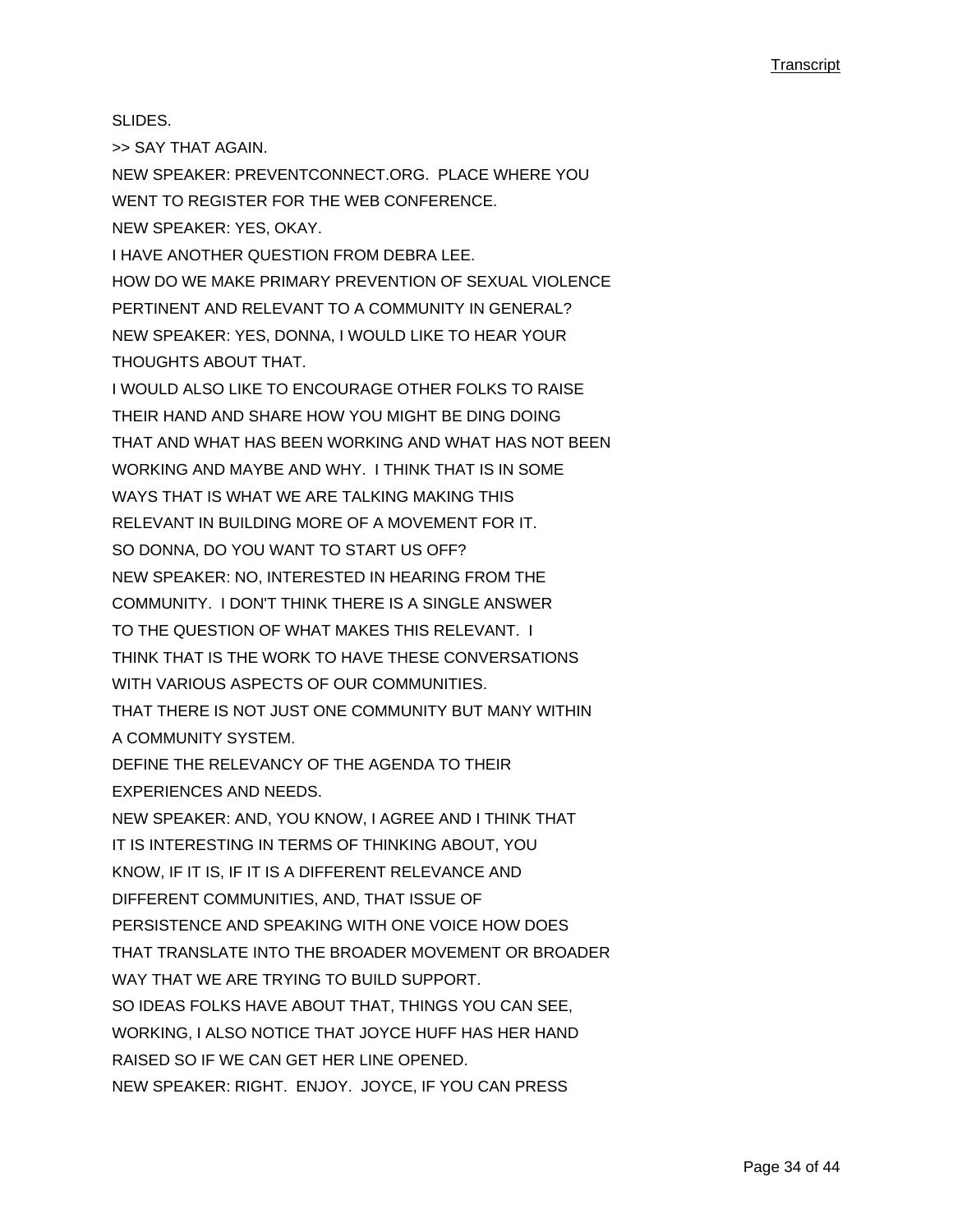SLIDES.

>> SAY THAT AGAIN.

NEW SPEAKER: PREVENTCONNECT.ORG. PLACE WHERE YOU WENT TO REGISTER FOR THE WEB CONFERENCE.

NEW SPEAKER: YES, OKAY.

I HAVE ANOTHER QUESTION FROM DEBRA LEE.

HOW DO WE MAKE PRIMARY PREVENTION OF SEXUAL VIOLENCE PERTINENT AND RELEVANT TO A COMMUNITY IN GENERAL?

NEW SPEAKER: YES, DONNA, I WOULD LIKE TO HEAR YOUR THOUGHTS ABOUT THAT.

I WOULD ALSO LIKE TO ENCOURAGE OTHER FOLKS TO RAISE THEIR HAND AND SHARE HOW YOU MIGHT BE DING DOING THAT AND WHAT HAS BEEN WORKING AND WHAT HAS NOT BEEN WORKING AND MAYBE AND WHY. I THINK THAT IS IN SOME WAYS THAT IS WHAT WE ARE TALKING MAKING THIS RELEVANT IN BUILDING MORE OF A MOVEMENT FOR IT.

SO DONNA, DO YOU WANT TO START US OFF?

NEW SPEAKER: NO, INTERESTED IN HEARING FROM THE COMMUNITY. I DON'T THINK THERE IS A SINGLE ANSWER TO THE QUESTION OF WHAT MAKES THIS RELEVANT. I THINK THAT IS THE WORK TO HAVE THESE CONVERSATIONS WITH VARIOUS ASPECTS OF OUR COMMUNITIES.

THAT THERE IS NOT JUST ONE COMMUNITY BUT MANY WITHIN A COMMUNITY SYSTEM.

DEFINE THE RELEVANCY OF THE AGENDA TO THEIR EXPERIENCES AND NEEDS.

NEW SPEAKER: AND, YOU KNOW, I AGREE AND I THINK THAT IT IS INTERESTING IN TERMS OF THINKING ABOUT, YOU KNOW, IF IT IS, IF IT IS A DIFFERENT RELEVANCE AND DIFFERENT COMMUNITIES, AND, THAT ISSUE OF PERSISTENCE AND SPEAKING WITH ONE VOICE HOW DOES THAT TRANSLATE INTO THE BROADER MOVEMENT OR BROADER WAY THAT WE ARE TRYING TO BUILD SUPPORT.

SO IDEAS FOLKS HAVE ABOUT THAT, THINGS YOU CAN SEE, WORKING, I ALSO NOTICE THAT JOYCE HUFF HAS HER HAND RAISED SO IF WE CAN GET HER LINE OPENED.

NEW SPEAKER: RIGHT. ENJOY. JOYCE, IF YOU CAN PRESS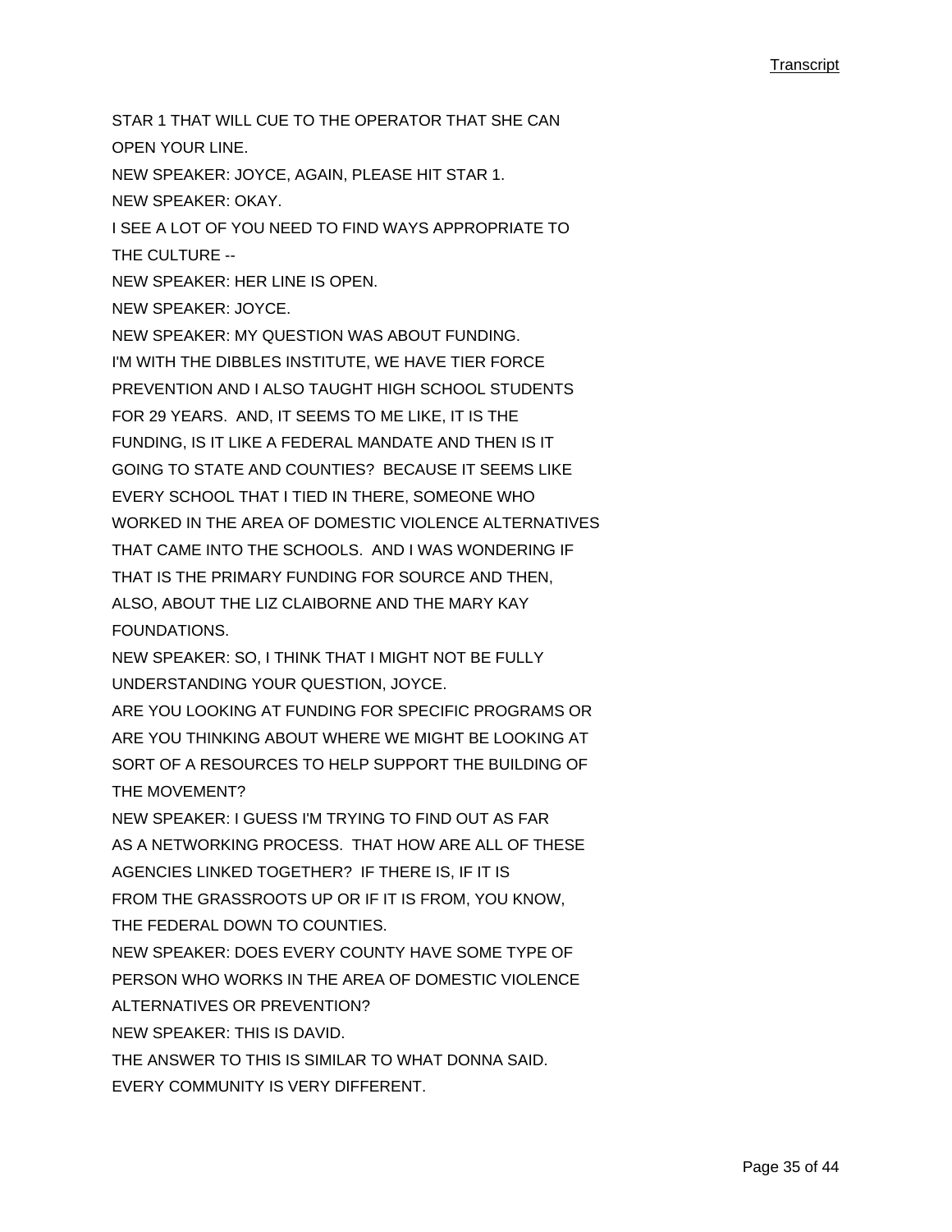STAR 1 THAT WILL CUE TO THE OPERATOR THAT SHE CAN OPEN YOUR LINE.

NEW SPEAKER: JOYCE, AGAIN, PLEASE HIT STAR 1.

NEW SPEAKER: OKAY.

I SEE A LOT OF YOU NEED TO FIND WAYS APPROPRIATE TO THE CULTURE --

NEW SPEAKER: HER LINE IS OPEN.

NEW SPEAKER: JOYCE.

NEW SPEAKER: MY QUESTION WAS ABOUT FUNDING.

I'M WITH THE DIBBLES INSTITUTE, WE HAVE TIER FORCE PREVENTION AND I ALSO TAUGHT HIGH SCHOOL STUDENTS FOR 29 YEARS. AND, IT SEEMS TO ME LIKE, IT IS THE FUNDING, IS IT LIKE A FEDERAL MANDATE AND THEN IS IT GOING TO STATE AND COUNTIES? BECAUSE IT SEEMS LIKE EVERY SCHOOL THAT I TIED IN THERE, SOMEONE WHO WORKED IN THE AREA OF DOMESTIC VIOLENCE ALTERNATIVES THAT CAME INTO THE SCHOOLS. AND I WAS WONDERING IF THAT IS THE PRIMARY FUNDING FOR SOURCE AND THEN, ALSO, ABOUT THE LIZ CLAIBORNE AND THE MARY KAY FOUNDATIONS.

NEW SPEAKER: SO, I THINK THAT I MIGHT NOT BE FULLY UNDERSTANDING YOUR QUESTION, JOYCE.

ARE YOU LOOKING AT FUNDING FOR SPECIFIC PROGRAMS OR ARE YOU THINKING ABOUT WHERE WE MIGHT BE LOOKING AT SORT OF A RESOURCES TO HELP SUPPORT THE BUILDING OF THE MOVEMENT?

NEW SPEAKER: I GUESS I'M TRYING TO FIND OUT AS FAR AS A NETWORKING PROCESS. THAT HOW ARE ALL OF THESE AGENCIES LINKED TOGETHER? IF THERE IS, IF IT IS FROM THE GRASSROOTS UP OR IF IT IS FROM, YOU KNOW, THE FEDERAL DOWN TO COUNTIES.

NEW SPEAKER: DOES EVERY COUNTY HAVE SOME TYPE OF PERSON WHO WORKS IN THE AREA OF DOMESTIC VIOLENCE ALTERNATIVES OR PREVENTION?

NEW SPEAKER: THIS IS DAVID.

THE ANSWER TO THIS IS SIMILAR TO WHAT DONNA SAID.

EVERY COMMUNITY IS VERY DIFFERENT.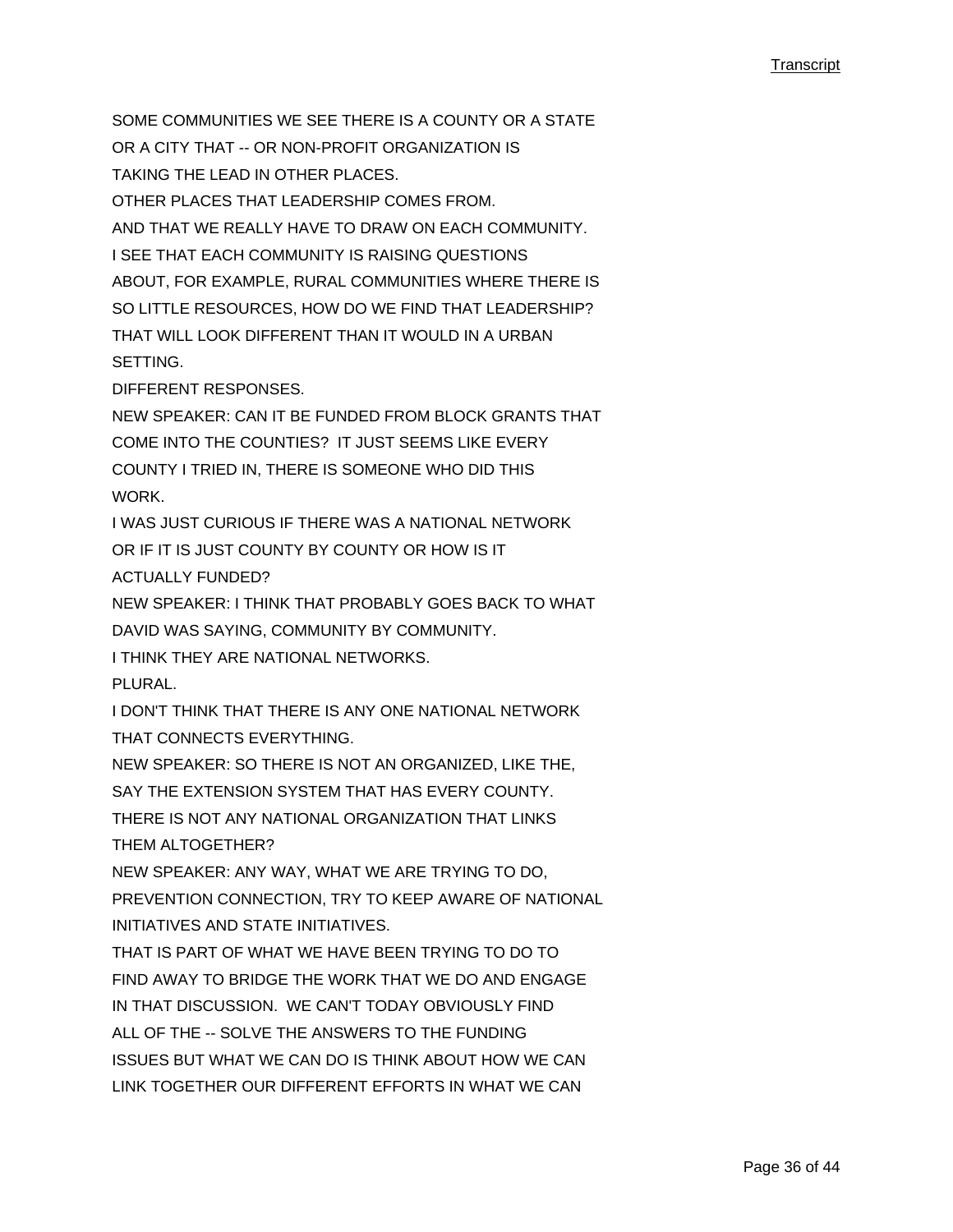SOME COMMUNITIES WE SEE THERE IS A COUNTY OR A STATE
OR A CITY THAT -- OR NON-PROFIT ORGANIZATION IS
TAKING THE LEAD IN OTHER PLACES.
OTHER PLACES THAT LEADERSHIP COMES FROM.
AND THAT WE REALLY HAVE TO DRAW ON EACH COMMUNITY.
I SEE THAT EACH COMMUNITY IS RAISING QUESTIONS
ABOUT, FOR EXAMPLE, RURAL COMMUNITIES WHERE THERE IS
SO LITTLE RESOURCES, HOW DO WE FIND THAT LEADERSHIP?
THAT WILL LOOK DIFFERENT THAN IT WOULD IN A URBAN
SETTING.
DIFFERENT RESPONSES.
NEW SPEAKER: CAN IT BE FUNDED FROM BLOCK GRANTS THAT
COME INTO THE COUNTIES? IT JUST SEEMS LIKE EVERY
COUNTY I TRIED IN, THERE IS SOMEONE WHO DID THIS
WORK.
I WAS JUST CURIOUS IF THERE WAS A NATIONAL NETWORK
OR IF IT IS JUST COUNTY BY COUNTY OR HOW IS IT
ACTUALLY FUNDED?
NEW SPEAKER: I THINK THAT PROBABLY GOES BACK TO WHAT
DAVID WAS SAYING, COMMUNITY BY COMMUNITY.
I THINK THEY ARE NATIONAL NETWORKS.
PLURAL.
I DON'T THINK THAT THERE IS ANY ONE NATIONAL NETWORK
THAT CONNECTS EVERYTHING.
NEW SPEAKER: SO THERE IS NOT AN ORGANIZED, LIKE THE,
SAY THE EXTENSION SYSTEM THAT HAS EVERY COUNTY.
THERE IS NOT ANY NATIONAL ORGANIZATION THAT LINKS
THEM ALTOGETHER?
NEW SPEAKER: ANY WAY, WHAT WE ARE TRYING TO DO,
PREVENTION CONNECTION, TRY TO KEEP AWARE OF NATIONAL
INITIATIVES AND STATE INITIATIVES.
THAT IS PART OF WHAT WE HAVE BEEN TRYING TO DO TO
FIND AWAY TO BRIDGE THE WORK THAT WE DO AND ENGAGE
IN THAT DISCUSSION. WE CAN'T TODAY OBVIOUSLY FIND
ALL OF THE -- SOLVE THE ANSWERS TO THE FUNDING
ISSUES BUT WHAT WE CAN DO IS THINK ABOUT HOW WE CAN
LINK TOGETHER OUR DIFFERENT EFFORTS IN WHAT WE CAN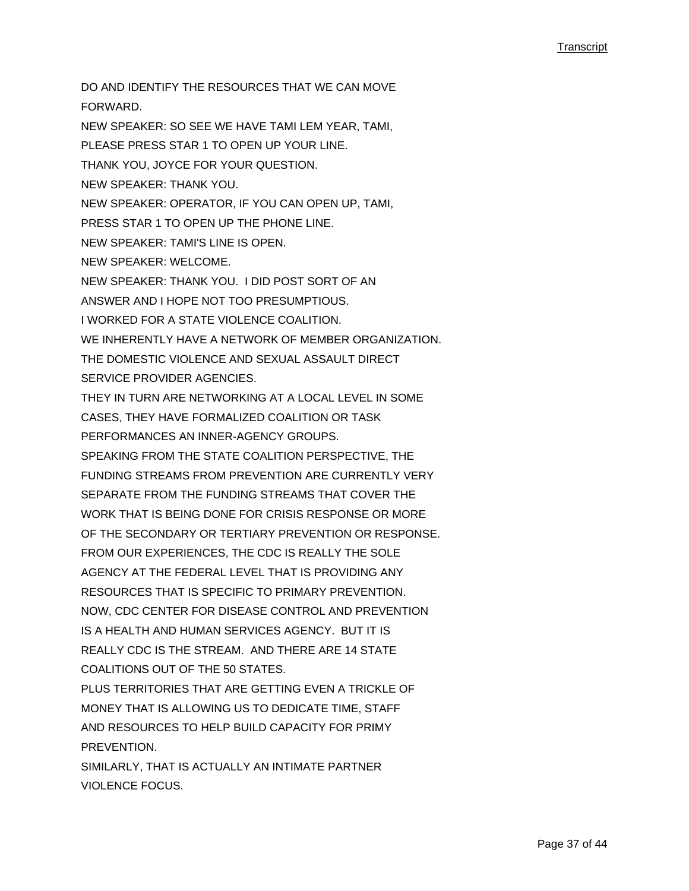DO AND IDENTIFY THE RESOURCES THAT WE CAN MOVE FORWARD.

NEW SPEAKER: SO SEE WE HAVE TAMI LEM YEAR, TAMI, PLEASE PRESS STAR 1 TO OPEN UP YOUR LINE.

THANK YOU, JOYCE FOR YOUR QUESTION.

NEW SPEAKER: THANK YOU.

NEW SPEAKER: OPERATOR, IF YOU CAN OPEN UP, TAMI, PRESS STAR 1 TO OPEN UP THE PHONE LINE.

NEW SPEAKER: TAMI'S LINE IS OPEN.

NEW SPEAKER: WELCOME.

NEW SPEAKER: THANK YOU. I DID POST SORT OF AN ANSWER AND I HOPE NOT TOO PRESUMPTIOUS.

I WORKED FOR A STATE VIOLENCE COALITION.

WE INHERENTLY HAVE A NETWORK OF MEMBER ORGANIZATION.

THE DOMESTIC VIOLENCE AND SEXUAL ASSAULT DIRECT SERVICE PROVIDER AGENCIES.

THEY IN TURN ARE NETWORKING AT A LOCAL LEVEL IN SOME CASES, THEY HAVE FORMALIZED COALITION OR TASK PERFORMANCES AN INNER-AGENCY GROUPS.

SPEAKING FROM THE STATE COALITION PERSPECTIVE, THE FUNDING STREAMS FROM PREVENTION ARE CURRENTLY VERY SEPARATE FROM THE FUNDING STREAMS THAT COVER THE WORK THAT IS BEING DONE FOR CRISIS RESPONSE OR MORE OF THE SECONDARY OR TERTIARY PREVENTION OR RESPONSE.

FROM OUR EXPERIENCES, THE CDC IS REALLY THE SOLE AGENCY AT THE FEDERAL LEVEL THAT IS PROVIDING ANY RESOURCES THAT IS SPECIFIC TO PRIMARY PREVENTION.

NOW, CDC CENTER FOR DISEASE CONTROL AND PREVENTION IS A HEALTH AND HUMAN SERVICES AGENCY. BUT IT IS REALLY CDC IS THE STREAM. AND THERE ARE 14 STATE COALITIONS OUT OF THE 50 STATES.

PLUS TERRITORIES THAT ARE GETTING EVEN A TRICKLE OF MONEY THAT IS ALLOWING US TO DEDICATE TIME, STAFF AND RESOURCES TO HELP BUILD CAPACITY FOR PRIMY PREVENTION.

SIMILARLY, THAT IS ACTUALLY AN INTIMATE PARTNER VIOLENCE FOCUS.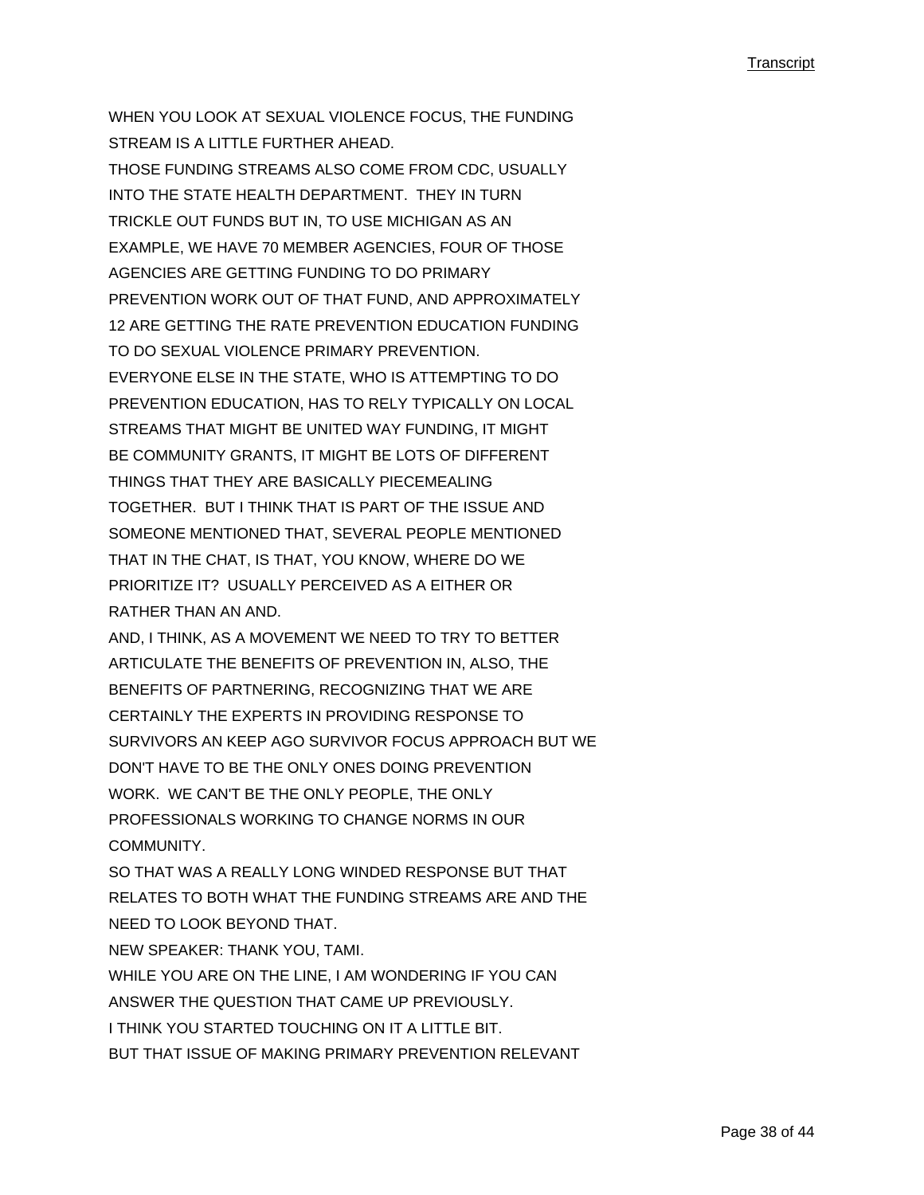WHEN YOU LOOK AT SEXUAL VIOLENCE FOCUS, THE FUNDING STREAM IS A LITTLE FURTHER AHEAD.

THOSE FUNDING STREAMS ALSO COME FROM CDC, USUALLY INTO THE STATE HEALTH DEPARTMENT. THEY IN TURN TRICKLE OUT FUNDS BUT IN, TO USE MICHIGAN AS AN EXAMPLE, WE HAVE 70 MEMBER AGENCIES, FOUR OF THOSE AGENCIES ARE GETTING FUNDING TO DO PRIMARY PREVENTION WORK OUT OF THAT FUND, AND APPROXIMATELY 12 ARE GETTING THE RATE PREVENTION EDUCATION FUNDING TO DO SEXUAL VIOLENCE PRIMARY PREVENTION.

EVERYONE ELSE IN THE STATE, WHO IS ATTEMPTING TO DO PREVENTION EDUCATION, HAS TO RELY TYPICALLY ON LOCAL STREAMS THAT MIGHT BE UNITED WAY FUNDING, IT MIGHT BE COMMUNITY GRANTS, IT MIGHT BE LOTS OF DIFFERENT THINGS THAT THEY ARE BASICALLY PIECEMEALING TOGETHER. BUT I THINK THAT IS PART OF THE ISSUE AND SOMEONE MENTIONED THAT, SEVERAL PEOPLE MENTIONED THAT IN THE CHAT, IS THAT, YOU KNOW, WHERE DO WE PRIORITIZE IT? USUALLY PERCEIVED AS A EITHER OR RATHER THAN AN AND.

AND, I THINK, AS A MOVEMENT WE NEED TO TRY TO BETTER ARTICULATE THE BENEFITS OF PREVENTION IN, ALSO, THE BENEFITS OF PARTNERING, RECOGNIZING THAT WE ARE CERTAINLY THE EXPERTS IN PROVIDING RESPONSE TO SURVIVORS AN KEEP AGO SURVIVOR FOCUS APPROACH BUT WE DON'T HAVE TO BE THE ONLY ONES DOING PREVENTION WORK. WE CAN'T BE THE ONLY PEOPLE, THE ONLY PROFESSIONALS WORKING TO CHANGE NORMS IN OUR COMMUNITY.

SO THAT WAS A REALLY LONG WINDED RESPONSE BUT THAT RELATES TO BOTH WHAT THE FUNDING STREAMS ARE AND THE NEED TO LOOK BEYOND THAT.

NEW SPEAKER: THANK YOU, TAMI.

WHILE YOU ARE ON THE LINE, I AM WONDERING IF YOU CAN ANSWER THE QUESTION THAT CAME UP PREVIOUSLY.

I THINK YOU STARTED TOUCHING ON IT A LITTLE BIT.

BUT THAT ISSUE OF MAKING PRIMARY PREVENTION RELEVANT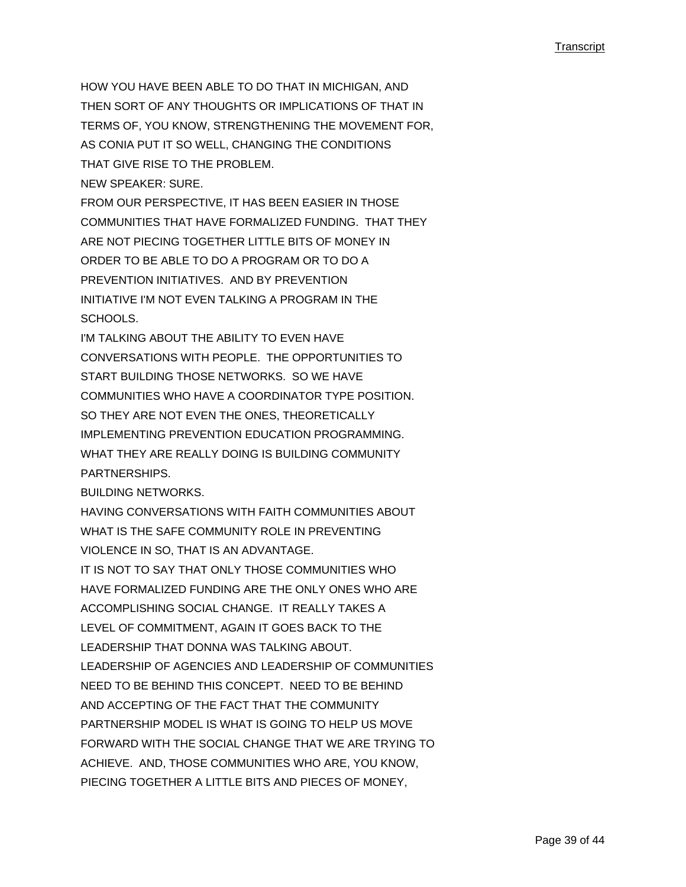HOW YOU HAVE BEEN ABLE TO DO THAT IN MICHIGAN, AND THEN SORT OF ANY THOUGHTS OR IMPLICATIONS OF THAT IN TERMS OF, YOU KNOW, STRENGTHENING THE MOVEMENT FOR, AS CONIA PUT IT SO WELL, CHANGING THE CONDITIONS THAT GIVE RISE TO THE PROBLEM.

NEW SPEAKER: SURE.

FROM OUR PERSPECTIVE, IT HAS BEEN EASIER IN THOSE COMMUNITIES THAT HAVE FORMALIZED FUNDING. THAT THEY ARE NOT PIECING TOGETHER LITTLE BITS OF MONEY IN ORDER TO BE ABLE TO DO A PROGRAM OR TO DO A PREVENTION INITIATIVES. AND BY PREVENTION INITIATIVE I'M NOT EVEN TALKING A PROGRAM IN THE SCHOOLS.

I'M TALKING ABOUT THE ABILITY TO EVEN HAVE CONVERSATIONS WITH PEOPLE. THE OPPORTUNITIES TO START BUILDING THOSE NETWORKS. SO WE HAVE COMMUNITIES WHO HAVE A COORDINATOR TYPE POSITION. SO THEY ARE NOT EVEN THE ONES, THEORETICALLY IMPLEMENTING PREVENTION EDUCATION PROGRAMMING. WHAT THEY ARE REALLY DOING IS BUILDING COMMUNITY PARTNERSHIPS.

BUILDING NETWORKS.

HAVING CONVERSATIONS WITH FAITH COMMUNITIES ABOUT WHAT IS THE SAFE COMMUNITY ROLE IN PREVENTING VIOLENCE IN SO, THAT IS AN ADVANTAGE.

IT IS NOT TO SAY THAT ONLY THOSE COMMUNITIES WHO HAVE FORMALIZED FUNDING ARE THE ONLY ONES WHO ARE ACCOMPLISHING SOCIAL CHANGE. IT REALLY TAKES A LEVEL OF COMMITMENT, AGAIN IT GOES BACK TO THE LEADERSHIP THAT DONNA WAS TALKING ABOUT.

LEADERSHIP OF AGENCIES AND LEADERSHIP OF COMMUNITIES NEED TO BE BEHIND THIS CONCEPT. NEED TO BE BEHIND AND ACCEPTING OF THE FACT THAT THE COMMUNITY PARTNERSHIP MODEL IS WHAT IS GOING TO HELP US MOVE FORWARD WITH THE SOCIAL CHANGE THAT WE ARE TRYING TO ACHIEVE. AND, THOSE COMMUNITIES WHO ARE, YOU KNOW, PIECING TOGETHER A LITTLE BITS AND PIECES OF MONEY,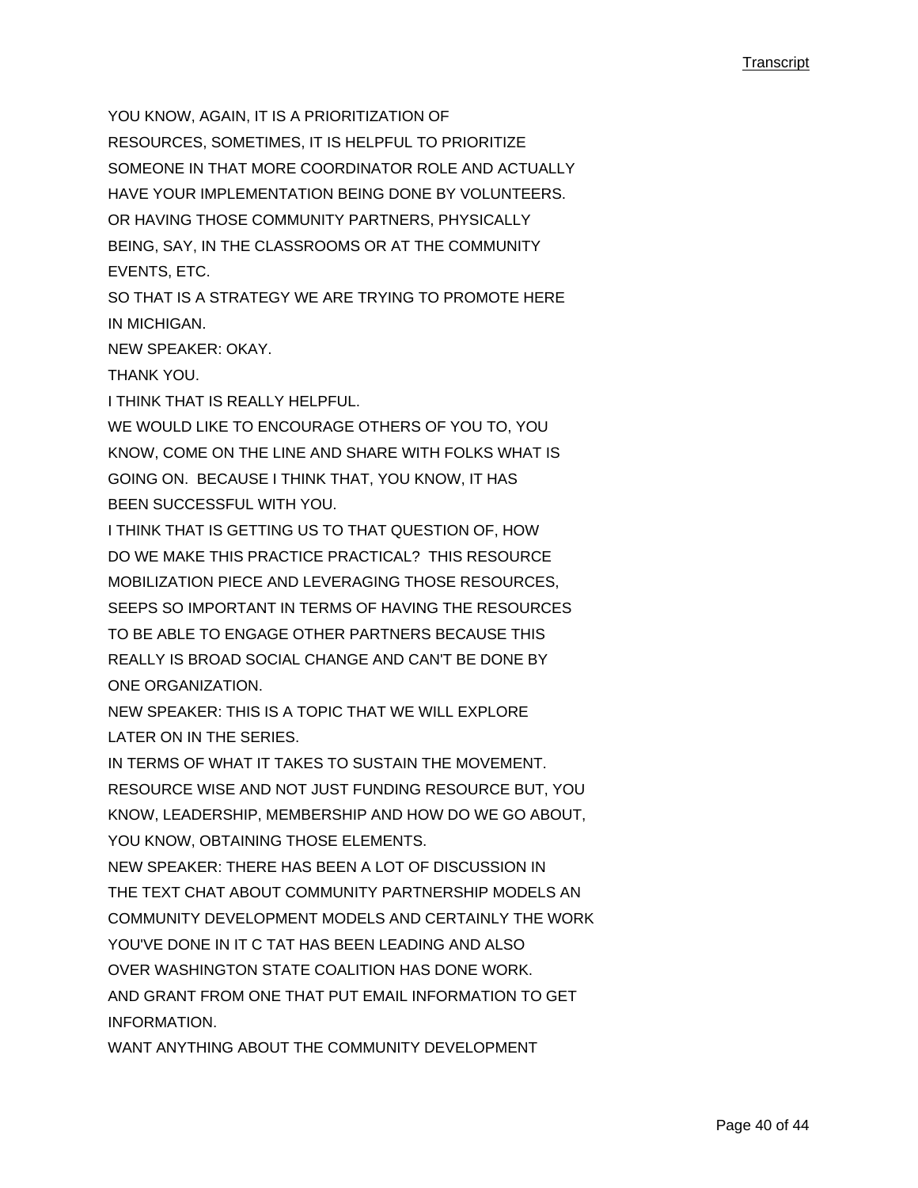YOU KNOW, AGAIN, IT IS A PRIORITIZATION OF
RESOURCES, SOMETIMES, IT IS HELPFUL TO PRIORITIZE
SOMEONE IN THAT MORE COORDINATOR ROLE AND ACTUALLY
HAVE YOUR IMPLEMENTATION BEING DONE BY VOLUNTEERS.
OR HAVING THOSE COMMUNITY PARTNERS, PHYSICALLY
BEING, SAY, IN THE CLASSROOMS OR AT THE COMMUNITY
EVENTS, ETC.

SO THAT IS A STRATEGY WE ARE TRYING TO PROMOTE HERE
IN MICHIGAN.

NEW SPEAKER: OKAY.

THANK YOU.

I THINK THAT IS REALLY HELPFUL.

WE WOULD LIKE TO ENCOURAGE OTHERS OF YOU TO, YOU
KNOW, COME ON THE LINE AND SHARE WITH FOLKS WHAT IS
GOING ON. BECAUSE I THINK THAT, YOU KNOW, IT HAS
BEEN SUCCESSFUL WITH YOU.

I THINK THAT IS GETTING US TO THAT QUESTION OF, HOW
DO WE MAKE THIS PRACTICE PRACTICAL? THIS RESOURCE
MOBILIZATION PIECE AND LEVERAGING THOSE RESOURCES,
SEEPS SO IMPORTANT IN TERMS OF HAVING THE RESOURCES
TO BE ABLE TO ENGAGE OTHER PARTNERS BECAUSE THIS
REALLY IS BROAD SOCIAL CHANGE AND CAN'T BE DONE BY
ONE ORGANIZATION.

NEW SPEAKER: THIS IS A TOPIC THAT WE WILL EXPLORE
LATER ON IN THE SERIES.

IN TERMS OF WHAT IT TAKES TO SUSTAIN THE MOVEMENT.
RESOURCE WISE AND NOT JUST FUNDING RESOURCE BUT, YOU
KNOW, LEADERSHIP, MEMBERSHIP AND HOW DO WE GO ABOUT,
YOU KNOW, OBTAINING THOSE ELEMENTS.

NEW SPEAKER: THERE HAS BEEN A LOT OF DISCUSSION IN
THE TEXT CHAT ABOUT COMMUNITY PARTNERSHIP MODELS AN
COMMUNITY DEVELOPMENT MODELS AND CERTAINLY THE WORK
YOU'VE DONE IN IT C TAT HAS BEEN LEADING AND ALSO
OVER WASHINGTON STATE COALITION HAS DONE WORK.
AND GRANT FROM ONE THAT PUT EMAIL INFORMATION TO GET
INFORMATION.

WANT ANYTHING ABOUT THE COMMUNITY DEVELOPMENT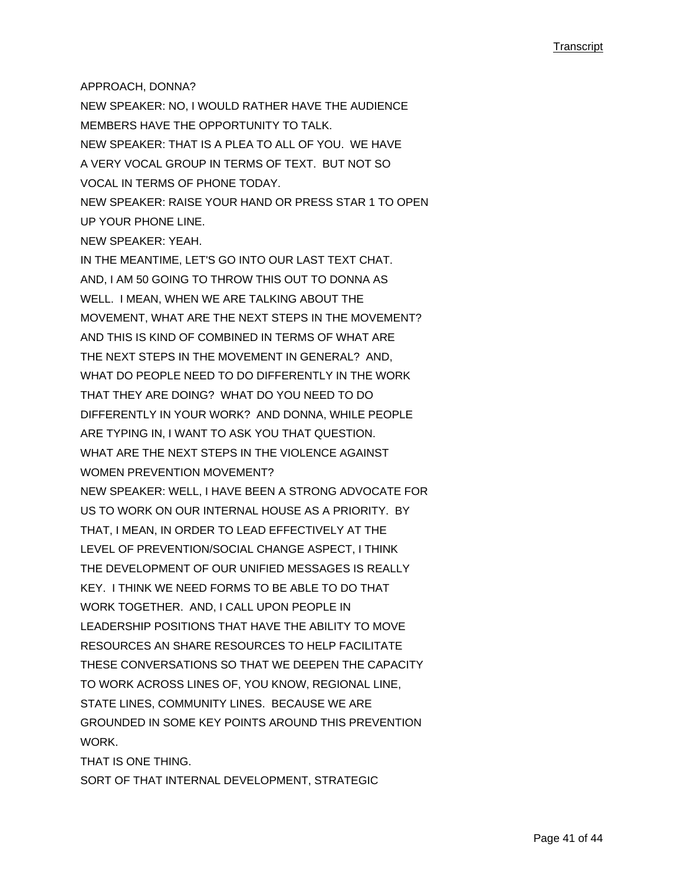APPROACH, DONNA?

NEW SPEAKER: NO, I WOULD RATHER HAVE THE AUDIENCE MEMBERS HAVE THE OPPORTUNITY TO TALK.

NEW SPEAKER: THAT IS A PLEA TO ALL OF YOU. WE HAVE A VERY VOCAL GROUP IN TERMS OF TEXT. BUT NOT SO VOCAL IN TERMS OF PHONE TODAY.

NEW SPEAKER: RAISE YOUR HAND OR PRESS STAR 1 TO OPEN UP YOUR PHONE LINE.

NEW SPEAKER: YEAH.

IN THE MEANTIME, LET'S GO INTO OUR LAST TEXT CHAT. AND, I AM 50 GOING TO THROW THIS OUT TO DONNA AS WELL. I MEAN, WHEN WE ARE TALKING ABOUT THE MOVEMENT, WHAT ARE THE NEXT STEPS IN THE MOVEMENT? AND THIS IS KIND OF COMBINED IN TERMS OF WHAT ARE THE NEXT STEPS IN THE MOVEMENT IN GENERAL? AND, WHAT DO PEOPLE NEED TO DO DIFFERENTLY IN THE WORK THAT THEY ARE DOING? WHAT DO YOU NEED TO DO DIFFERENTLY IN YOUR WORK? AND DONNA, WHILE PEOPLE ARE TYPING IN, I WANT TO ASK YOU THAT QUESTION. WHAT ARE THE NEXT STEPS IN THE VIOLENCE AGAINST WOMEN PREVENTION MOVEMENT?

NEW SPEAKER: WELL, I HAVE BEEN A STRONG ADVOCATE FOR US TO WORK ON OUR INTERNAL HOUSE AS A PRIORITY. BY THAT, I MEAN, IN ORDER TO LEAD EFFECTIVELY AT THE LEVEL OF PREVENTION/SOCIAL CHANGE ASPECT, I THINK THE DEVELOPMENT OF OUR UNIFIED MESSAGES IS REALLY KEY. I THINK WE NEED FORMS TO BE ABLE TO DO THAT WORK TOGETHER. AND, I CALL UPON PEOPLE IN LEADERSHIP POSITIONS THAT HAVE THE ABILITY TO MOVE RESOURCES AN SHARE RESOURCES TO HELP FACILITATE THESE CONVERSATIONS SO THAT WE DEEPEN THE CAPACITY TO WORK ACROSS LINES OF, YOU KNOW, REGIONAL LINE, STATE LINES, COMMUNITY LINES. BECAUSE WE ARE GROUNDED IN SOME KEY POINTS AROUND THIS PREVENTION WORK.

THAT IS ONE THING.

SORT OF THAT INTERNAL DEVELOPMENT, STRATEGIC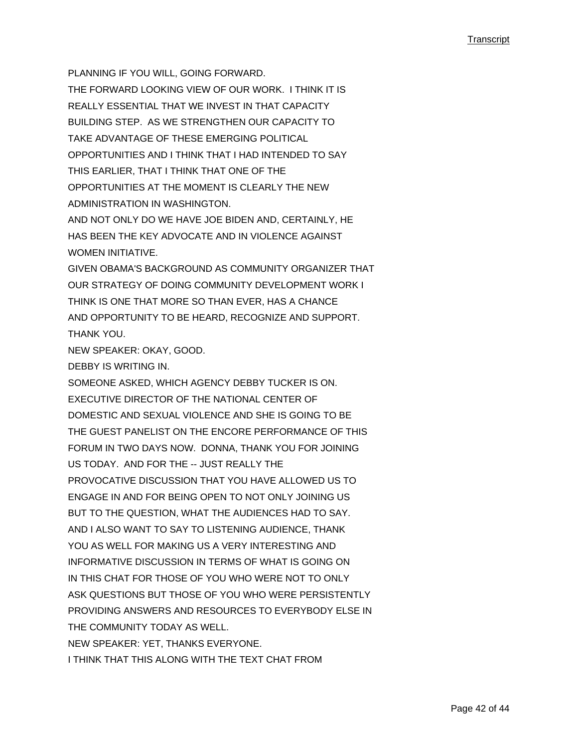PLANNING IF YOU WILL, GOING FORWARD.
THE FORWARD LOOKING VIEW OF OUR WORK. I THINK IT IS REALLY ESSENTIAL THAT WE INVEST IN THAT CAPACITY BUILDING STEP. AS WE STRENGTHEN OUR CAPACITY TO TAKE ADVANTAGE OF THESE EMERGING POLITICAL OPPORTUNITIES AND I THINK THAT I HAD INTENDED TO SAY THIS EARLIER, THAT I THINK THAT ONE OF THE OPPORTUNITIES AT THE MOMENT IS CLEARLY THE NEW ADMINISTRATION IN WASHINGTON.
AND NOT ONLY DO WE HAVE JOE BIDEN AND, CERTAINLY, HE HAS BEEN THE KEY ADVOCATE AND IN VIOLENCE AGAINST WOMEN INITIATIVE.
GIVEN OBAMA'S BACKGROUND AS COMMUNITY ORGANIZER THAT OUR STRATEGY OF DOING COMMUNITY DEVELOPMENT WORK I THINK IS ONE THAT MORE SO THAN EVER, HAS A CHANCE AND OPPORTUNITY TO BE HEARD, RECOGNIZE AND SUPPORT.
THANK YOU.
NEW SPEAKER: OKAY, GOOD.
DEBBY IS WRITING IN.
SOMEONE ASKED, WHICH AGENCY DEBBY TUCKER IS ON.
EXECUTIVE DIRECTOR OF THE NATIONAL CENTER OF DOMESTIC AND SEXUAL VIOLENCE AND SHE IS GOING TO BE THE GUEST PANELIST ON THE ENCORE PERFORMANCE OF THIS FORUM IN TWO DAYS NOW. DONNA, THANK YOU FOR JOINING US TODAY. AND FOR THE -- JUST REALLY THE PROVOCATIVE DISCUSSION THAT YOU HAVE ALLOWED US TO ENGAGE IN AND FOR BEING OPEN TO NOT ONLY JOINING US BUT TO THE QUESTION, WHAT THE AUDIENCES HAD TO SAY.
AND I ALSO WANT TO SAY TO LISTENING AUDIENCE, THANK YOU AS WELL FOR MAKING US A VERY INTERESTING AND INFORMATIVE DISCUSSION IN TERMS OF WHAT IS GOING ON IN THIS CHAT FOR THOSE OF YOU WHO WERE NOT TO ONLY ASK QUESTIONS BUT THOSE OF YOU WHO WERE PERSISTENTLY PROVIDING ANSWERS AND RESOURCES TO EVERYBODY ELSE IN THE COMMUNITY TODAY AS WELL.
NEW SPEAKER: YET, THANKS EVERYONE.
I THINK THAT THIS ALONG WITH THE TEXT CHAT FROM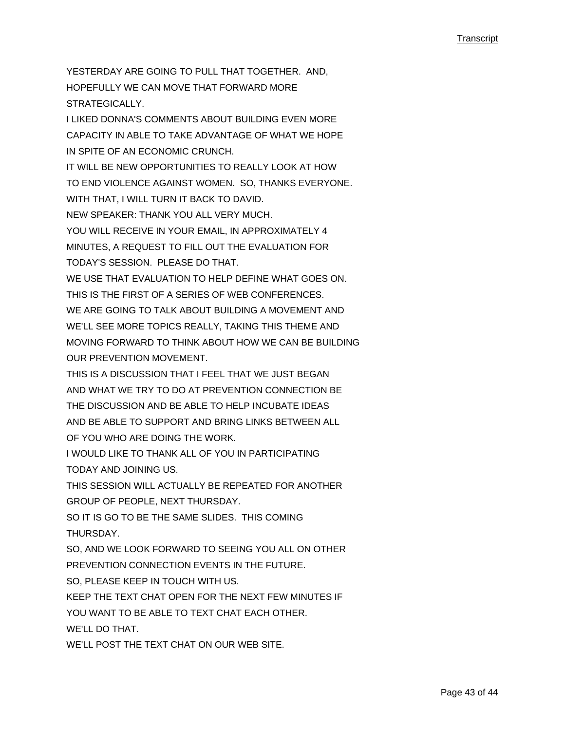YESTERDAY ARE GOING TO PULL THAT TOGETHER. AND, HOPEFULLY WE CAN MOVE THAT FORWARD MORE STRATEGICALLY.

I LIKED DONNA'S COMMENTS ABOUT BUILDING EVEN MORE CAPACITY IN ABLE TO TAKE ADVANTAGE OF WHAT WE HOPE IN SPITE OF AN ECONOMIC CRUNCH.

IT WILL BE NEW OPPORTUNITIES TO REALLY LOOK AT HOW TO END VIOLENCE AGAINST WOMEN. SO, THANKS EVERYONE.

WITH THAT, I WILL TURN IT BACK TO DAVID.

NEW SPEAKER: THANK YOU ALL VERY MUCH.

YOU WILL RECEIVE IN YOUR EMAIL, IN APPROXIMATELY 4 MINUTES, A REQUEST TO FILL OUT THE EVALUATION FOR TODAY'S SESSION. PLEASE DO THAT.

WE USE THAT EVALUATION TO HELP DEFINE WHAT GOES ON.

THIS IS THE FIRST OF A SERIES OF WEB CONFERENCES.

WE ARE GOING TO TALK ABOUT BUILDING A MOVEMENT AND WE'LL SEE MORE TOPICS REALLY, TAKING THIS THEME AND MOVING FORWARD TO THINK ABOUT HOW WE CAN BE BUILDING OUR PREVENTION MOVEMENT.

THIS IS A DISCUSSION THAT I FEEL THAT WE JUST BEGAN AND WHAT WE TRY TO DO AT PREVENTION CONNECTION BE THE DISCUSSION AND BE ABLE TO HELP INCUBATE IDEAS AND BE ABLE TO SUPPORT AND BRING LINKS BETWEEN ALL OF YOU WHO ARE DOING THE WORK.

I WOULD LIKE TO THANK ALL OF YOU IN PARTICIPATING TODAY AND JOINING US.

THIS SESSION WILL ACTUALLY BE REPEATED FOR ANOTHER GROUP OF PEOPLE, NEXT THURSDAY.

SO IT IS GO TO BE THE SAME SLIDES. THIS COMING THURSDAY.

SO, AND WE LOOK FORWARD TO SEEING YOU ALL ON OTHER PREVENTION CONNECTION EVENTS IN THE FUTURE.

SO, PLEASE KEEP IN TOUCH WITH US.

KEEP THE TEXT CHAT OPEN FOR THE NEXT FEW MINUTES IF YOU WANT TO BE ABLE TO TEXT CHAT EACH OTHER.

WE'LL DO THAT.

WE'LL POST THE TEXT CHAT ON OUR WEB SITE.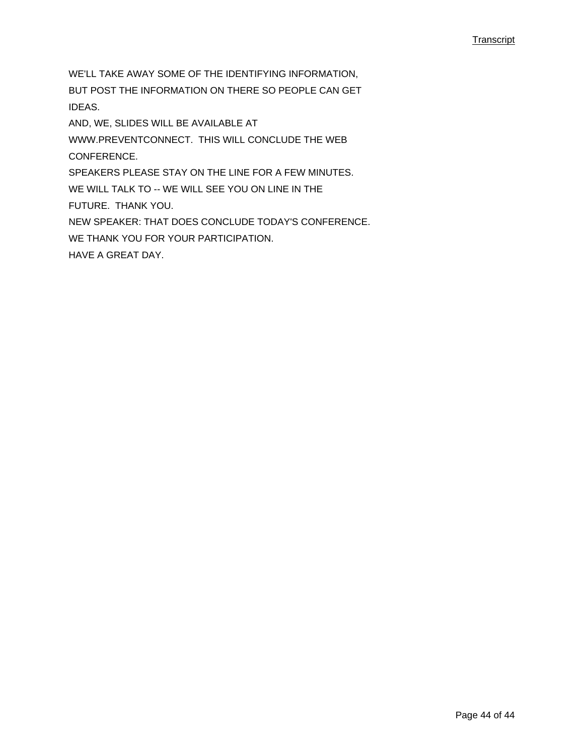WE'LL TAKE AWAY SOME OF THE IDENTIFYING INFORMATION, BUT POST THE INFORMATION ON THERE SO PEOPLE CAN GET IDEAS.

AND, WE, SLIDES WILL BE AVAILABLE AT WWW.PREVENTCONNECT. THIS WILL CONCLUDE THE WEB CONFERENCE.

SPEAKERS PLEASE STAY ON THE LINE FOR A FEW MINUTES.

WE WILL TALK TO -- WE WILL SEE YOU ON LINE IN THE FUTURE. THANK YOU.

NEW SPEAKER: THAT DOES CONCLUDE TODAY'S CONFERENCE.

WE THANK YOU FOR YOUR PARTICIPATION.

HAVE A GREAT DAY.